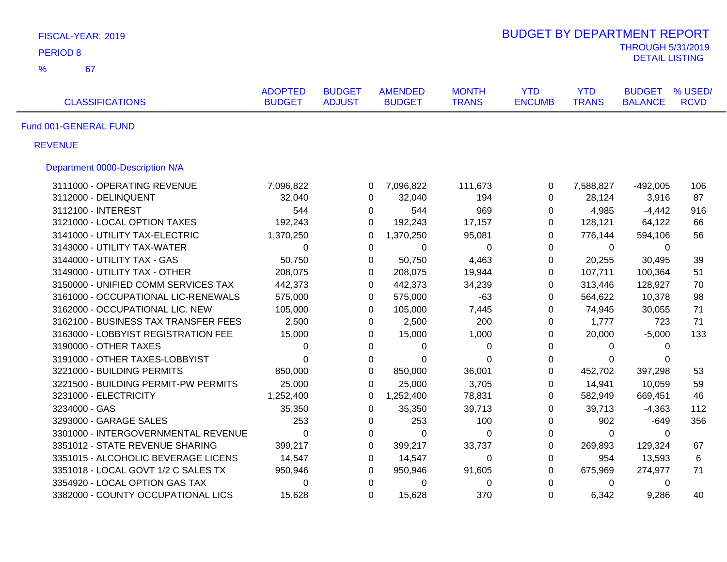FISCAL-YEAR: 2019

PERIOD 8

% 67

# BUDGET BY DEPARTMENT REPORT

THROUGH 5/31/2019

DETAIL LISTING

| CLASSIFICATIONS | ADOPTED BUDGET | BUDGET ADJUST | AMENDED BUDGET | MONTH TRANS | YTD ENCUMB | YTD TRANS | BUDGET BALANCE | % USED/ RCVD |
|---|---|---|---|---|---|---|---|---|
| Fund 001-GENERAL FUND | | | | | | | | |
| REVENUE | | | | | | | | |
| Department 0000-Description N/A | | | | | | | | |
| 3111000 - OPERATING REVENUE | 7,096,822 | 0 | 7,096,822 | 111,673 | 0 | 7,588,827 | -492,005 | 106 |
| 3112000 - DELINQUENT | 32,040 | 0 | 32,040 | 194 | 0 | 28,124 | 3,916 | 87 |
| 3112100 - INTEREST | 544 | 0 | 544 | 969 | 0 | 4,985 | -4,442 | 916 |
| 3121000 - LOCAL OPTION TAXES | 192,243 | 0 | 192,243 | 17,157 | 0 | 128,121 | 64,122 | 66 |
| 3141000 - UTILITY TAX-ELECTRIC | 1,370,250 | 0 | 1,370,250 | 95,081 | 0 | 776,144 | 594,106 | 56 |
| 3143000 - UTILITY TAX-WATER | 0 | 0 | 0 | 0 | 0 | 0 | 0 | |
| 3144000 - UTILITY TAX - GAS | 50,750 | 0 | 50,750 | 4,463 | 0 | 20,255 | 30,495 | 39 |
| 3149000 - UTILITY TAX - OTHER | 208,075 | 0 | 208,075 | 19,944 | 0 | 107,711 | 100,364 | 51 |
| 3150000 - UNIFIED COMM SERVICES TAX | 442,373 | 0 | 442,373 | 34,239 | 0 | 313,446 | 128,927 | 70 |
| 3161000 - OCCUPATIONAL LIC-RENEWALS | 575,000 | 0 | 575,000 | -63 | 0 | 564,622 | 10,378 | 98 |
| 3162000 - OCCUPATIONAL LIC. NEW | 105,000 | 0 | 105,000 | 7,445 | 0 | 74,945 | 30,055 | 71 |
| 3162100 - BUSINESS TAX TRANSFER FEES | 2,500 | 0 | 2,500 | 200 | 0 | 1,777 | 723 | 71 |
| 3163000 - LOBBYIST REGISTRATION FEE | 15,000 | 0 | 15,000 | 1,000 | 0 | 20,000 | -5,000 | 133 |
| 3190000 - OTHER TAXES | 0 | 0 | 0 | 0 | 0 | 0 | 0 | |
| 3191000 - OTHER TAXES-LOBBYIST | 0 | 0 | 0 | 0 | 0 | 0 | 0 | |
| 3221000 - BUILDING PERMITS | 850,000 | 0 | 850,000 | 36,001 | 0 | 452,702 | 397,298 | 53 |
| 3221500 - BUILDING PERMIT-PW PERMITS | 25,000 | 0 | 25,000 | 3,705 | 0 | 14,941 | 10,059 | 59 |
| 3231000 - ELECTRICITY | 1,252,400 | 0 | 1,252,400 | 78,831 | 0 | 582,949 | 669,451 | 46 |
| 3234000 - GAS | 35,350 | 0 | 35,350 | 39,713 | 0 | 39,713 | -4,363 | 112 |
| 3293000 - GARAGE SALES | 253 | 0 | 253 | 100 | 0 | 902 | -649 | 356 |
| 3301000 - INTERGOVERNMENTAL REVENUE | 0 | 0 | 0 | 0 | 0 | 0 | 0 | |
| 3351012 - STATE REVENUE SHARING | 399,217 | 0 | 399,217 | 33,737 | 0 | 269,893 | 129,324 | 67 |
| 3351015 - ALCOHOLIC BEVERAGE LICENS | 14,547 | 0 | 14,547 | 0 | 0 | 954 | 13,593 | 6 |
| 3351018 - LOCAL GOVT 1/2 C SALES TX | 950,946 | 0 | 950,946 | 91,605 | 0 | 675,969 | 274,977 | 71 |
| 3354920 - LOCAL OPTION GAS TAX | 0 | 0 | 0 | 0 | 0 | 0 | 0 | |
| 3382000 - COUNTY OCCUPATIONAL LICS | 15,628 | 0 | 15,628 | 370 | 0 | 6,342 | 9,286 | 40 |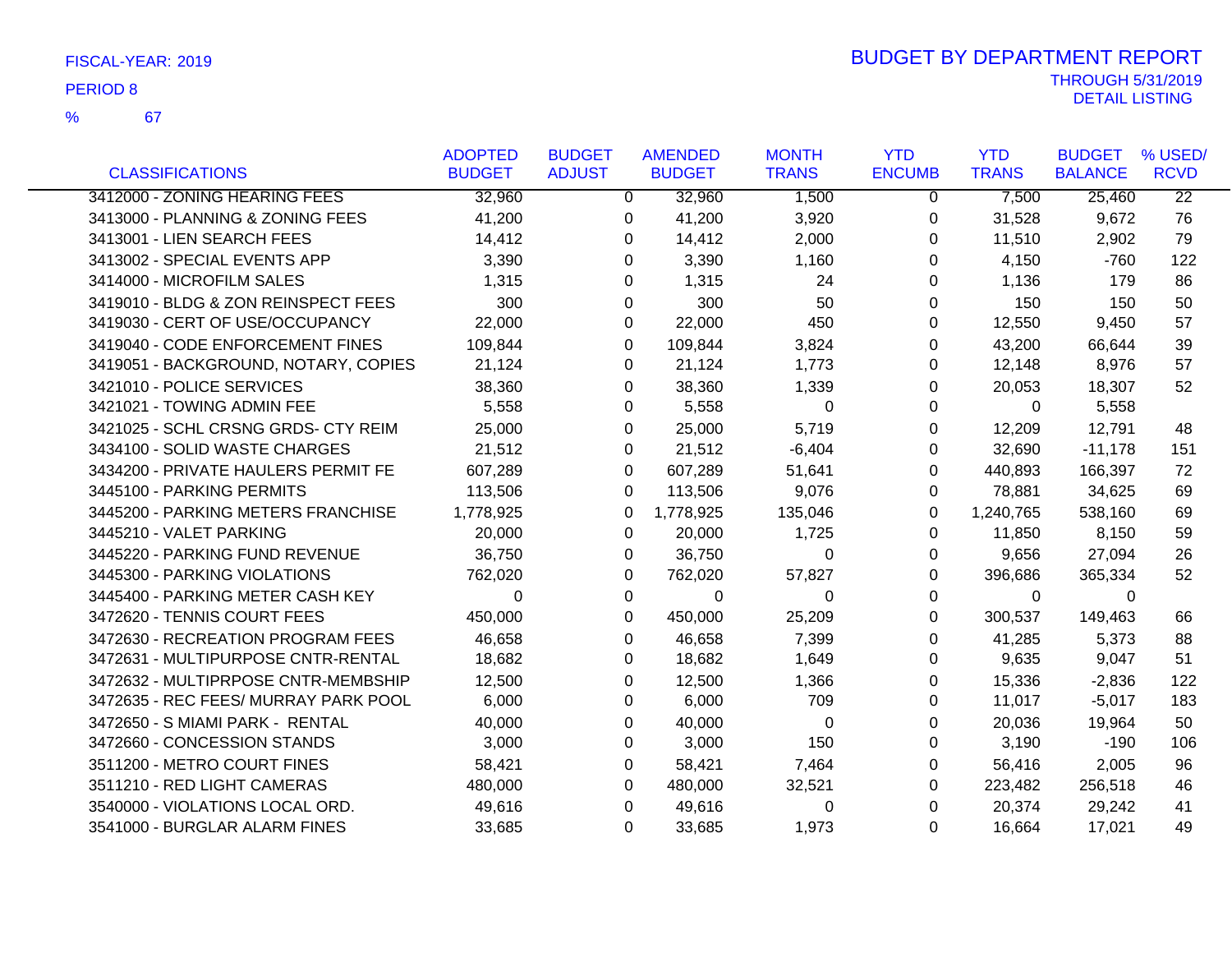FISCAL-YEAR: 2019

PERIOD 8

% 67

# BUDGET BY DEPARTMENT REPORT

THROUGH 5/31/2019
DETAIL LISTING

| CLASSIFICATIONS | ADOPTED BUDGET | BUDGET ADJUST | AMENDED BUDGET | MONTH TRANS | YTD ENCUMB | YTD TRANS | BUDGET BALANCE | % USED/ RCVD |
|---|---|---|---|---|---|---|---|---|
| 3412000 - ZONING HEARING FEES | 32,960 | 0 | 32,960 | 1,500 | 0 | 7,500 | 25,460 | 22 |
| 3413000 - PLANNING & ZONING FEES | 41,200 | 0 | 41,200 | 3,920 | 0 | 31,528 | 9,672 | 76 |
| 3413001 - LIEN SEARCH FEES | 14,412 | 0 | 14,412 | 2,000 | 0 | 11,510 | 2,902 | 79 |
| 3413002 - SPECIAL EVENTS APP | 3,390 | 0 | 3,390 | 1,160 | 0 | 4,150 | -760 | 122 |
| 3414000 - MICROFILM SALES | 1,315 | 0 | 1,315 | 24 | 0 | 1,136 | 179 | 86 |
| 3419010 - BLDG & ZON REINSPECT FEES | 300 | 0 | 300 | 50 | 0 | 150 | 150 | 50 |
| 3419030 - CERT OF USE/OCCUPANCY | 22,000 | 0 | 22,000 | 450 | 0 | 12,550 | 9,450 | 57 |
| 3419040 - CODE ENFORCEMENT FINES | 109,844 | 0 | 109,844 | 3,824 | 0 | 43,200 | 66,644 | 39 |
| 3419051 - BACKGROUND, NOTARY, COPIES | 21,124 | 0 | 21,124 | 1,773 | 0 | 12,148 | 8,976 | 57 |
| 3421010 - POLICE SERVICES | 38,360 | 0 | 38,360 | 1,339 | 0 | 20,053 | 18,307 | 52 |
| 3421021 - TOWING ADMIN FEE | 5,558 | 0 | 5,558 | 0 | 0 | 0 | 5,558 | |
| 3421025 - SCHL CRSNG GRDS- CTY REIM | 25,000 | 0 | 25,000 | 5,719 | 0 | 12,209 | 12,791 | 48 |
| 3434100 - SOLID WASTE CHARGES | 21,512 | 0 | 21,512 | -6,404 | 0 | 32,690 | -11,178 | 151 |
| 3434200 - PRIVATE HAULERS PERMIT FE | 607,289 | 0 | 607,289 | 51,641 | 0 | 440,893 | 166,397 | 72 |
| 3445100 - PARKING PERMITS | 113,506 | 0 | 113,506 | 9,076 | 0 | 78,881 | 34,625 | 69 |
| 3445200 - PARKING METERS FRANCHISE | 1,778,925 | 0 | 1,778,925 | 135,046 | 0 | 1,240,765 | 538,160 | 69 |
| 3445210 - VALET PARKING | 20,000 | 0 | 20,000 | 1,725 | 0 | 11,850 | 8,150 | 59 |
| 3445220 - PARKING FUND REVENUE | 36,750 | 0 | 36,750 | 0 | 0 | 9,656 | 27,094 | 26 |
| 3445300 - PARKING VIOLATIONS | 762,020 | 0 | 762,020 | 57,827 | 0 | 396,686 | 365,334 | 52 |
| 3445400 - PARKING METER CASH KEY | 0 | 0 | 0 | 0 | 0 | 0 | 0 | |
| 3472620 - TENNIS COURT FEES | 450,000 | 0 | 450,000 | 25,209 | 0 | 300,537 | 149,463 | 66 |
| 3472630 - RECREATION PROGRAM FEES | 46,658 | 0 | 46,658 | 7,399 | 0 | 41,285 | 5,373 | 88 |
| 3472631 - MULTIPURPOSE CNTR-RENTAL | 18,682 | 0 | 18,682 | 1,649 | 0 | 9,635 | 9,047 | 51 |
| 3472632 - MULTIPRPOSE CNTR-MEMBSHIP | 12,500 | 0 | 12,500 | 1,366 | 0 | 15,336 | -2,836 | 122 |
| 3472635 - REC FEES/ MURRAY PARK POOL | 6,000 | 0 | 6,000 | 709 | 0 | 11,017 | -5,017 | 183 |
| 3472650 - S MIAMI PARK - RENTAL | 40,000 | 0 | 40,000 | 0 | 0 | 20,036 | 19,964 | 50 |
| 3472660 - CONCESSION STANDS | 3,000 | 0 | 3,000 | 150 | 0 | 3,190 | -190 | 106 |
| 3511200 - METRO COURT FINES | 58,421 | 0 | 58,421 | 7,464 | 0 | 56,416 | 2,005 | 96 |
| 3511210 - RED LIGHT CAMERAS | 480,000 | 0 | 480,000 | 32,521 | 0 | 223,482 | 256,518 | 46 |
| 3540000 - VIOLATIONS LOCAL ORD. | 49,616 | 0 | 49,616 | 0 | 0 | 20,374 | 29,242 | 41 |
| 3541000 - BURGLAR ALARM FINES | 33,685 | 0 | 33,685 | 1,973 | 0 | 16,664 | 17,021 | 49 |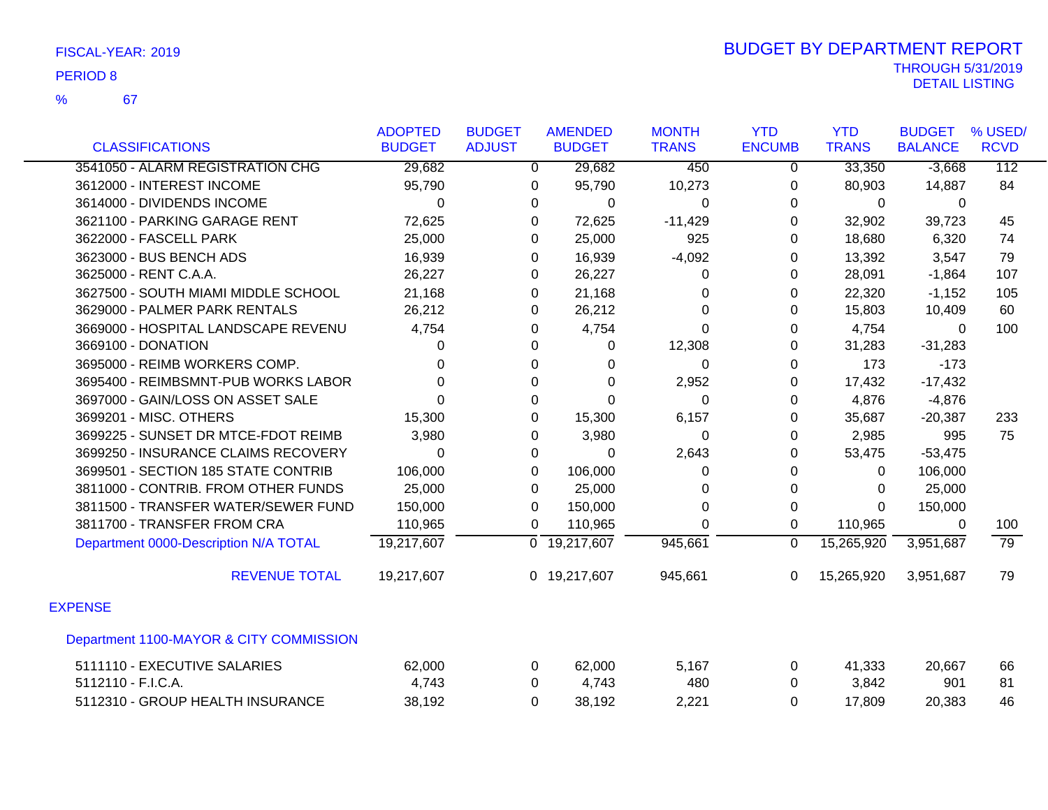FISCAL-YEAR: 2019

PERIOD 8

% 67

# BUDGET BY DEPARTMENT REPORT

THROUGH 5/31/2019

DETAIL LISTING

| CLASSIFICATIONS | ADOPTED BUDGET | BUDGET ADJUST | AMENDED BUDGET | MONTH TRANS | YTD ENCUMB | YTD TRANS | BUDGET BALANCE | % USED/ RCVD |
|---|---|---|---|---|---|---|---|---|
| 3541050 - ALARM REGISTRATION CHG | 29,682 | 0 | 29,682 | 450 | 0 | 33,350 | -3,668 | 112 |
| 3612000 - INTEREST INCOME | 95,790 | 0 | 95,790 | 10,273 | 0 | 80,903 | 14,887 | 84 |
| 3614000 - DIVIDENDS INCOME | 0 | 0 | 0 | 0 | 0 | 0 | 0 | |
| 3621100 - PARKING GARAGE RENT | 72,625 | 0 | 72,625 | -11,429 | 0 | 32,902 | 39,723 | 45 |
| 3622000 - FASCELL PARK | 25,000 | 0 | 25,000 | 925 | 0 | 18,680 | 6,320 | 74 |
| 3623000 - BUS BENCH ADS | 16,939 | 0 | 16,939 | -4,092 | 0 | 13,392 | 3,547 | 79 |
| 3625000 - RENT C.A.A. | 26,227 | 0 | 26,227 | 0 | 0 | 28,091 | -1,864 | 107 |
| 3627500 - SOUTH MIAMI MIDDLE SCHOOL | 21,168 | 0 | 21,168 | 0 | 0 | 22,320 | -1,152 | 105 |
| 3629000 - PALMER PARK RENTALS | 26,212 | 0 | 26,212 | 0 | 0 | 15,803 | 10,409 | 60 |
| 3669000 - HOSPITAL LANDSCAPE REVENU | 4,754 | 0 | 4,754 | 0 | 0 | 4,754 | 0 | 100 |
| 3669100 - DONATION | 0 | 0 | 0 | 12,308 | 0 | 31,283 | -31,283 | |
| 3695000 - REIMB WORKERS COMP. | 0 | 0 | 0 | 0 | 0 | 173 | -173 | |
| 3695400 - REIMBSMNT-PUB WORKS LABOR | 0 | 0 | 0 | 2,952 | 0 | 17,432 | -17,432 | |
| 3697000 - GAIN/LOSS ON ASSET SALE | 0 | 0 | 0 | 0 | 0 | 4,876 | -4,876 | |
| 3699201 - MISC. OTHERS | 15,300 | 0 | 15,300 | 6,157 | 0 | 35,687 | -20,387 | 233 |
| 3699225 - SUNSET DR MTCE-FDOT REIMB | 3,980 | 0 | 3,980 | 0 | 0 | 2,985 | 995 | 75 |
| 3699250 - INSURANCE CLAIMS RECOVERY | 0 | 0 | 0 | 2,643 | 0 | 53,475 | -53,475 | |
| 3699501 - SECTION 185 STATE CONTRIB | 106,000 | 0 | 106,000 | 0 | 0 | 0 | 106,000 | |
| 3811000 - CONTRIB. FROM OTHER FUNDS | 25,000 | 0 | 25,000 | 0 | 0 | 0 | 25,000 | |
| 3811500 - TRANSFER WATER/SEWER FUND | 150,000 | 0 | 150,000 | 0 | 0 | 0 | 150,000 | |
| 3811700 - TRANSFER FROM CRA | 110,965 | 0 | 110,965 | 0 | 0 | 110,965 | 0 | 100 |
| Department 0000-Description N/A TOTAL | 19,217,607 | 0 | 19,217,607 | 945,661 | 0 | 15,265,920 | 3,951,687 | 79 |
| REVENUE TOTAL | 19,217,607 | 0 | 19,217,607 | 945,661 | 0 | 15,265,920 | 3,951,687 | 79 |

EXPENSE

Department 1100-MAYOR & CITY COMMISSION

| CLASSIFICATIONS | ADOPTED BUDGET | BUDGET ADJUST | AMENDED BUDGET | MONTH TRANS | YTD ENCUMB | YTD TRANS | BUDGET BALANCE | % USED/ RCVD |
|---|---|---|---|---|---|---|---|---|
| 5111110 - EXECUTIVE SALARIES | 62,000 | 0 | 62,000 | 5,167 | 0 | 41,333 | 20,667 | 66 |
| 5112110 - F.I.C.A. | 4,743 | 0 | 4,743 | 480 | 0 | 3,842 | 901 | 81 |
| 5112310 - GROUP HEALTH INSURANCE | 38,192 | 0 | 38,192 | 2,221 | 0 | 17,809 | 20,383 | 46 |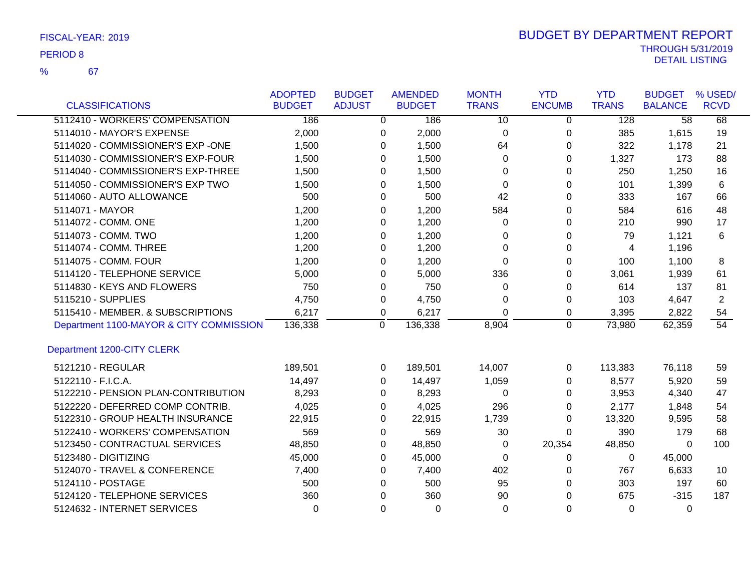FISCAL-YEAR: 2019

PERIOD 8

% 67

# BUDGET BY DEPARTMENT REPORT

THROUGH 5/31/2019
DETAIL LISTING

| CLASSIFICATIONS | ADOPTED BUDGET | BUDGET ADJUST | AMENDED BUDGET | MONTH TRANS | YTD ENCUMB | YTD TRANS | BUDGET BALANCE | % USED/ RCVD |
|---|---|---|---|---|---|---|---|---|
| 5112410 - WORKERS' COMPENSATION | 186 | 0 | 186 | 10 | 0 | 128 | 58 | 68 |
| 5114010 - MAYOR'S EXPENSE | 2,000 | 0 | 2,000 | 0 | 0 | 385 | 1,615 | 19 |
| 5114020 - COMMISSIONER'S EXP -ONE | 1,500 | 0 | 1,500 | 64 | 0 | 322 | 1,178 | 21 |
| 5114030 - COMMISSIONER'S EXP-FOUR | 1,500 | 0 | 1,500 | 0 | 0 | 1,327 | 173 | 88 |
| 5114040 - COMMISSIONER'S EXP-THREE | 1,500 | 0 | 1,500 | 0 | 0 | 250 | 1,250 | 16 |
| 5114050 - COMMISSIONER'S EXP TWO | 1,500 | 0 | 1,500 | 0 | 0 | 101 | 1,399 | 6 |
| 5114060 - AUTO ALLOWANCE | 500 | 0 | 500 | 42 | 0 | 333 | 167 | 66 |
| 5114071 - MAYOR | 1,200 | 0 | 1,200 | 584 | 0 | 584 | 616 | 48 |
| 5114072 - COMM. ONE | 1,200 | 0 | 1,200 | 0 | 0 | 210 | 990 | 17 |
| 5114073 - COMM. TWO | 1,200 | 0 | 1,200 | 0 | 0 | 79 | 1,121 | 6 |
| 5114074 - COMM. THREE | 1,200 | 0 | 1,200 | 0 | 0 | 4 | 1,196 | |
| 5114075 - COMM. FOUR | 1,200 | 0 | 1,200 | 0 | 0 | 100 | 1,100 | 8 |
| 5114120 - TELEPHONE SERVICE | 5,000 | 0 | 5,000 | 336 | 0 | 3,061 | 1,939 | 61 |
| 5114830 - KEYS AND FLOWERS | 750 | 0 | 750 | 0 | 0 | 614 | 137 | 81 |
| 5115210 - SUPPLIES | 4,750 | 0 | 4,750 | 0 | 0 | 103 | 4,647 | 2 |
| 5115410 - MEMBER. & SUBSCRIPTIONS | 6,217 | 0 | 6,217 | 0 | 0 | 3,395 | 2,822 | 54 |
| Department 1100-MAYOR & CITY COMMISSION | 136,338 | 0 | 136,338 | 8,904 | 0 | 73,980 | 62,359 | 54 |
| Department 1200-CITY CLERK | | | | | | | | |
| 5121210 - REGULAR | 189,501 | 0 | 189,501 | 14,007 | 0 | 113,383 | 76,118 | 59 |
| 5122110 - F.I.C.A. | 14,497 | 0 | 14,497 | 1,059 | 0 | 8,577 | 5,920 | 59 |
| 5122210 - PENSION PLAN-CONTRIBUTION | 8,293 | 0 | 8,293 | 0 | 0 | 3,953 | 4,340 | 47 |
| 5122220 - DEFERRED COMP CONTRIB. | 4,025 | 0 | 4,025 | 296 | 0 | 2,177 | 1,848 | 54 |
| 5122310 - GROUP HEALTH INSURANCE | 22,915 | 0 | 22,915 | 1,739 | 0 | 13,320 | 9,595 | 58 |
| 5122410 - WORKERS' COMPENSATION | 569 | 0 | 569 | 30 | 0 | 390 | 179 | 68 |
| 5123450 - CONTRACTUAL SERVICES | 48,850 | 0 | 48,850 | 0 | 20,354 | 48,850 | 0 | 100 |
| 5123480 - DIGITIZING | 45,000 | 0 | 45,000 | 0 | 0 | 0 | 45,000 | |
| 5124070 - TRAVEL & CONFERENCE | 7,400 | 0 | 7,400 | 402 | 0 | 767 | 6,633 | 10 |
| 5124110 - POSTAGE | 500 | 0 | 500 | 95 | 0 | 303 | 197 | 60 |
| 5124120 - TELEPHONE SERVICES | 360 | 0 | 360 | 90 | 0 | 675 | -315 | 187 |
| 5124632 - INTERNET SERVICES | 0 | 0 | 0 | 0 | 0 | 0 | 0 | |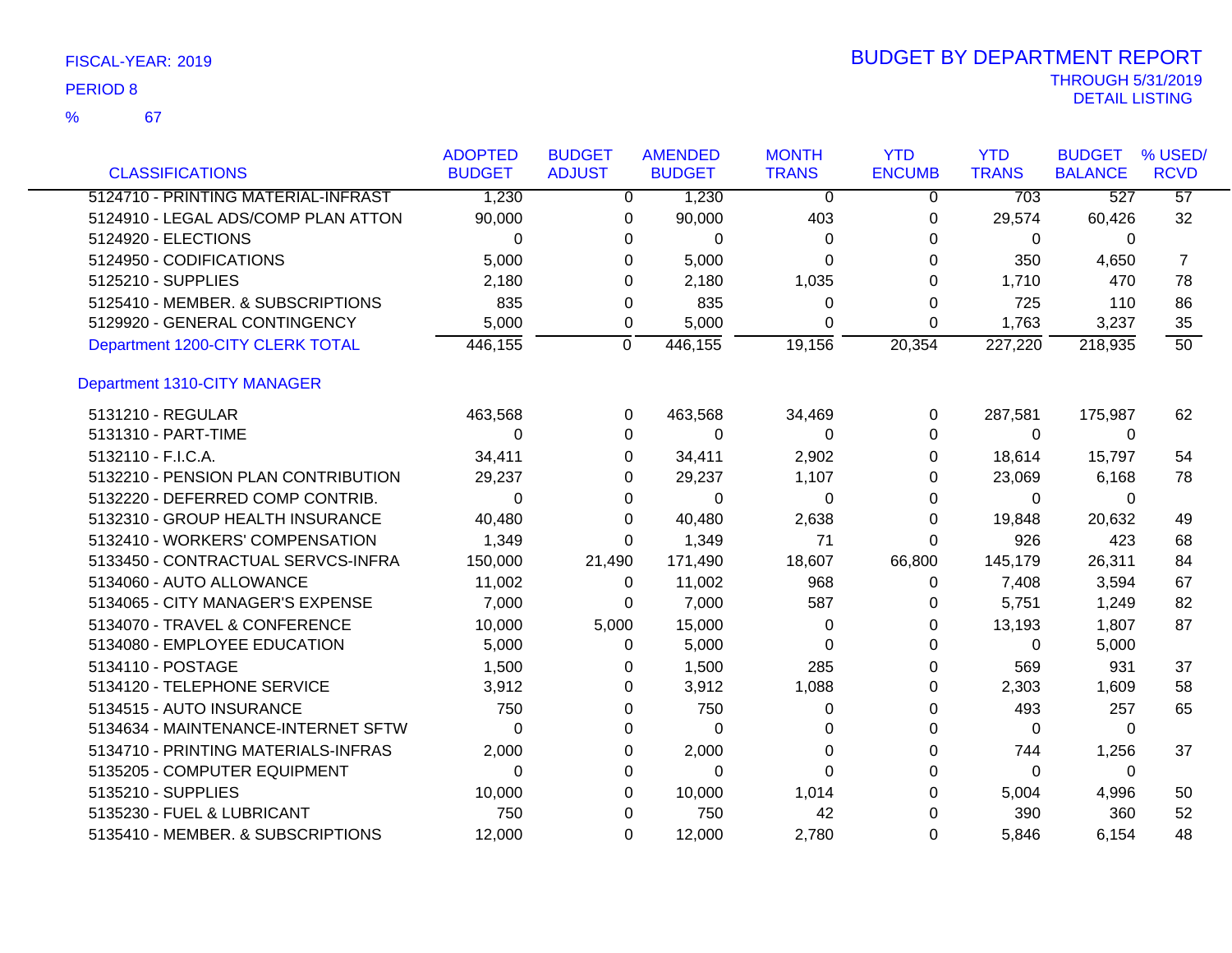FISCAL-YEAR: 2019

PERIOD 8

% 67

# BUDGET BY DEPARTMENT REPORT

THROUGH 5/31/2019

DETAIL LISTING

| CLASSIFICATIONS | ADOPTED BUDGET | BUDGET ADJUST | AMENDED BUDGET | MONTH TRANS | YTD ENCUMB | YTD TRANS | BUDGET BALANCE | % USED/ RCVD |
|---|---|---|---|---|---|---|---|---|
| 5124710 - PRINTING MATERIAL-INFRAST | 1,230 | 0 | 1,230 | 0 | 0 | 703 | 527 | 57 |
| 5124910 - LEGAL ADS/COMP PLAN ATTON | 90,000 | 0 | 90,000 | 403 | 0 | 29,574 | 60,426 | 32 |
| 5124920 - ELECTIONS | 0 | 0 | 0 | 0 | 0 | 0 | 0 | |
| 5124950 - CODIFICATIONS | 5,000 | 0 | 5,000 | 0 | 0 | 350 | 4,650 | 7 |
| 5125210 - SUPPLIES | 2,180 | 0 | 2,180 | 1,035 | 0 | 1,710 | 470 | 78 |
| 5125410 - MEMBER. & SUBSCRIPTIONS | 835 | 0 | 835 | 0 | 0 | 725 | 110 | 86 |
| 5129920 - GENERAL CONTINGENCY | 5,000 | 0 | 5,000 | 0 | 0 | 1,763 | 3,237 | 35 |
| Department 1200-CITY CLERK TOTAL | 446,155 | 0 | 446,155 | 19,156 | 20,354 | 227,220 | 218,935 | 50 |
| **Department 1310-CITY MANAGER** | | | | | | | | |
| 5131210 - REGULAR | 463,568 | 0 | 463,568 | 34,469 | 0 | 287,581 | 175,987 | 62 |
| 5131310 - PART-TIME | 0 | 0 | 0 | 0 | 0 | 0 | 0 | |
| 5132110 - F.I.C.A. | 34,411 | 0 | 34,411 | 2,902 | 0 | 18,614 | 15,797 | 54 |
| 5132210 - PENSION PLAN CONTRIBUTION | 29,237 | 0 | 29,237 | 1,107 | 0 | 23,069 | 6,168 | 78 |
| 5132220 - DEFERRED COMP CONTRIB. | 0 | 0 | 0 | 0 | 0 | 0 | 0 | |
| 5132310 - GROUP HEALTH INSURANCE | 40,480 | 0 | 40,480 | 2,638 | 0 | 19,848 | 20,632 | 49 |
| 5132410 - WORKERS' COMPENSATION | 1,349 | 0 | 1,349 | 71 | 0 | 926 | 423 | 68 |
| 5133450 - CONTRACTUAL SERVCS-INFRA | 150,000 | 21,490 | 171,490 | 18,607 | 66,800 | 145,179 | 26,311 | 84 |
| 5134060 - AUTO ALLOWANCE | 11,002 | 0 | 11,002 | 968 | 0 | 7,408 | 3,594 | 67 |
| 5134065 - CITY MANAGER'S EXPENSE | 7,000 | 0 | 7,000 | 587 | 0 | 5,751 | 1,249 | 82 |
| 5134070 - TRAVEL & CONFERENCE | 10,000 | 5,000 | 15,000 | 0 | 0 | 13,193 | 1,807 | 87 |
| 5134080 - EMPLOYEE EDUCATION | 5,000 | 0 | 5,000 | 0 | 0 | 0 | 5,000 | |
| 5134110 - POSTAGE | 1,500 | 0 | 1,500 | 285 | 0 | 569 | 931 | 37 |
| 5134120 - TELEPHONE SERVICE | 3,912 | 0 | 3,912 | 1,088 | 0 | 2,303 | 1,609 | 58 |
| 5134515 - AUTO INSURANCE | 750 | 0 | 750 | 0 | 0 | 493 | 257 | 65 |
| 5134634 - MAINTENANCE-INTERNET SFTW | 0 | 0 | 0 | 0 | 0 | 0 | 0 | |
| 5134710 - PRINTING MATERIALS-INFRAS | 2,000 | 0 | 2,000 | 0 | 0 | 744 | 1,256 | 37 |
| 5135205 - COMPUTER EQUIPMENT | 0 | 0 | 0 | 0 | 0 | 0 | 0 | |
| 5135210 - SUPPLIES | 10,000 | 0 | 10,000 | 1,014 | 0 | 5,004 | 4,996 | 50 |
| 5135230 - FUEL & LUBRICANT | 750 | 0 | 750 | 42 | 0 | 390 | 360 | 52 |
| 5135410 - MEMBER. & SUBSCRIPTIONS | 12,000 | 0 | 12,000 | 2,780 | 0 | 5,846 | 6,154 | 48 |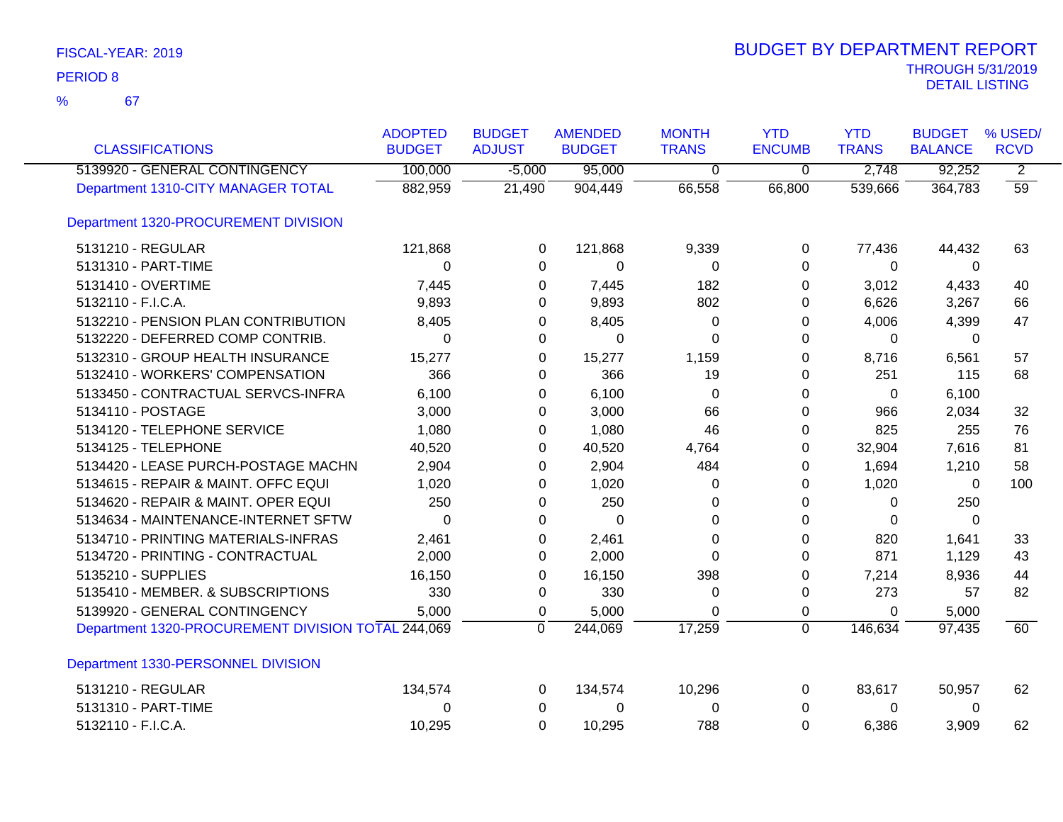FISCAL-YEAR: 2019

PERIOD 8

% 67

# BUDGET BY DEPARTMENT REPORT

THROUGH 5/31/2019

DETAIL LISTING

| CLASSIFICATIONS | ADOPTED BUDGET | BUDGET ADJUST | AMENDED BUDGET | MONTH TRANS | YTD ENCUMB | YTD TRANS | BUDGET BALANCE | % USED/ RCVD |
|---|---|---|---|---|---|---|---|---|
| 5139920 - GENERAL CONTINGENCY | 100,000 | -5,000 | 95,000 | 0 | 0 | 2,748 | 92,252 | 2 |
| Department 1310-CITY MANAGER TOTAL | 882,959 | 21,490 | 904,449 | 66,558 | 66,800 | 539,666 | 364,783 | 59 |
| Department 1320-PROCUREMENT DIVISION | | | | | | | | |
| 5131210 - REGULAR | 121,868 | 0 | 121,868 | 9,339 | 0 | 77,436 | 44,432 | 63 |
| 5131310 - PART-TIME | 0 | 0 | 0 | 0 | 0 | 0 | 0 | |
| 5131410 - OVERTIME | 7,445 | 0 | 7,445 | 182 | 0 | 3,012 | 4,433 | 40 |
| 5132110 - F.I.C.A. | 9,893 | 0 | 9,893 | 802 | 0 | 6,626 | 3,267 | 66 |
| 5132210 - PENSION PLAN CONTRIBUTION | 8,405 | 0 | 8,405 | 0 | 0 | 4,006 | 4,399 | 47 |
| 5132220 - DEFERRED COMP CONTRIB. | 0 | 0 | 0 | 0 | 0 | 0 | 0 | |
| 5132310 - GROUP HEALTH INSURANCE | 15,277 | 0 | 15,277 | 1,159 | 0 | 8,716 | 6,561 | 57 |
| 5132410 - WORKERS' COMPENSATION | 366 | 0 | 366 | 19 | 0 | 251 | 115 | 68 |
| 5133450 - CONTRACTUAL SERVCS-INFRA | 6,100 | 0 | 6,100 | 0 | 0 | 0 | 6,100 | |
| 5134110 - POSTAGE | 3,000 | 0 | 3,000 | 66 | 0 | 966 | 2,034 | 32 |
| 5134120 - TELEPHONE SERVICE | 1,080 | 0 | 1,080 | 46 | 0 | 825 | 255 | 76 |
| 5134125 - TELEPHONE | 40,520 | 0 | 40,520 | 4,764 | 0 | 32,904 | 7,616 | 81 |
| 5134420 - LEASE PURCH-POSTAGE MACHN | 2,904 | 0 | 2,904 | 484 | 0 | 1,694 | 1,210 | 58 |
| 5134615 - REPAIR & MAINT. OFFC EQUI | 1,020 | 0 | 1,020 | 0 | 0 | 1,020 | 0 | 100 |
| 5134620 - REPAIR & MAINT. OPER EQUI | 250 | 0 | 250 | 0 | 0 | 0 | 250 | |
| 5134634 - MAINTENANCE-INTERNET SFTW | 0 | 0 | 0 | 0 | 0 | 0 | 0 | |
| 5134710 - PRINTING MATERIALS-INFRAS | 2,461 | 0 | 2,461 | 0 | 0 | 820 | 1,641 | 33 |
| 5134720 - PRINTING - CONTRACTUAL | 2,000 | 0 | 2,000 | 0 | 0 | 871 | 1,129 | 43 |
| 5135210 - SUPPLIES | 16,150 | 0 | 16,150 | 398 | 0 | 7,214 | 8,936 | 44 |
| 5135410 - MEMBER. & SUBSCRIPTIONS | 330 | 0 | 330 | 0 | 0 | 273 | 57 | 82 |
| 5139920 - GENERAL CONTINGENCY | 5,000 | 0 | 5,000 | 0 | 0 | 0 | 5,000 | |
| Department 1320-PROCUREMENT DIVISION TOTAL | 244,069 | 0 | 244,069 | 17,259 | 0 | 146,634 | 97,435 | 60 |
| Department 1330-PERSONNEL DIVISION | | | | | | | | |
| 5131210 - REGULAR | 134,574 | 0 | 134,574 | 10,296 | 0 | 83,617 | 50,957 | 62 |
| 5131310 - PART-TIME | 0 | 0 | 0 | 0 | 0 | 0 | 0 | |
| 5132110 - F.I.C.A. | 10,295 | 0 | 10,295 | 788 | 0 | 6,386 | 3,909 | 62 |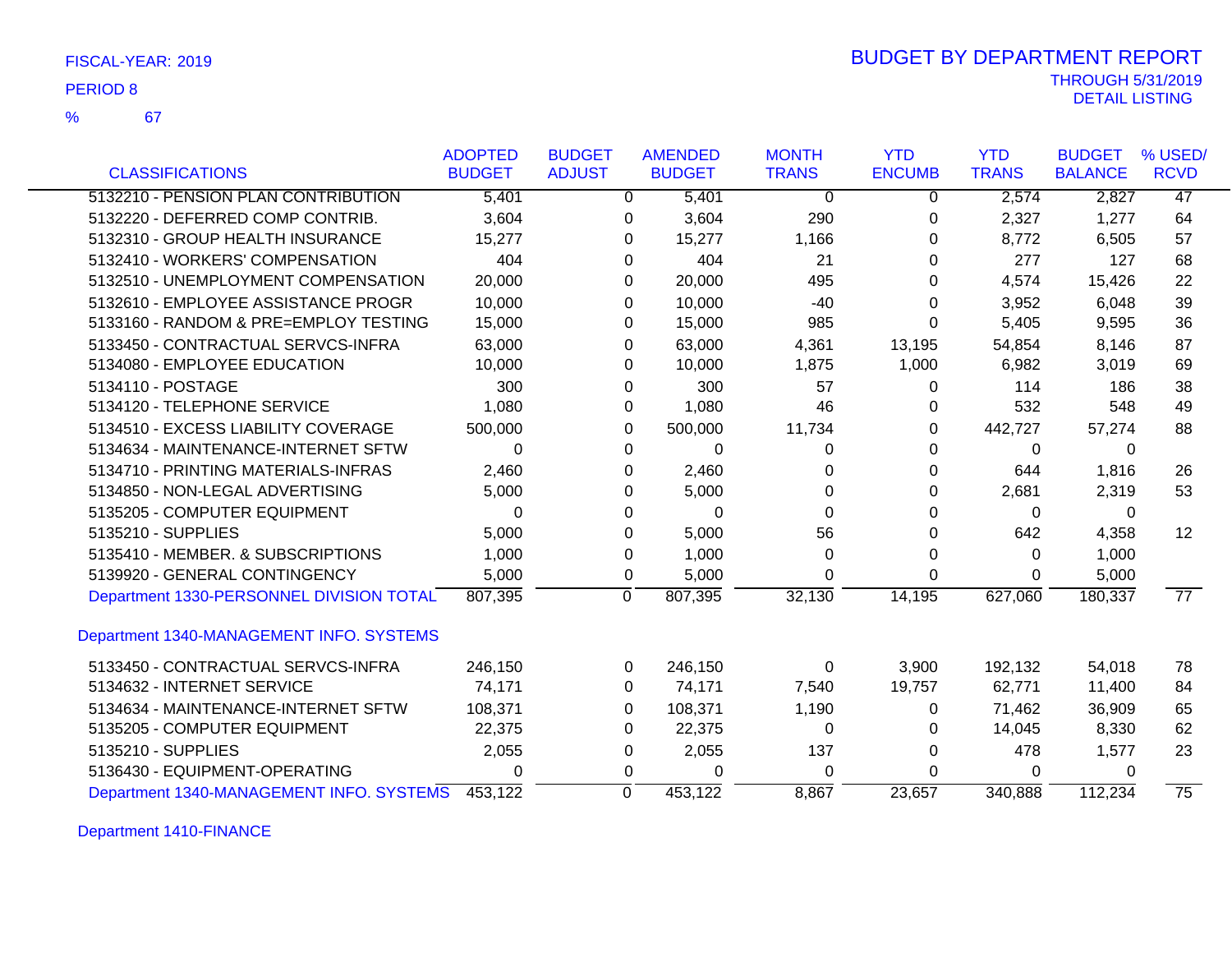FISCAL-YEAR: 2019

PERIOD 8

% 67

# BUDGET BY DEPARTMENT REPORT

THROUGH 5/31/2019

DETAIL LISTING

| CLASSIFICATIONS | ADOPTED BUDGET | BUDGET ADJUST | AMENDED BUDGET | MONTH TRANS | YTD ENCUMB | YTD TRANS | BUDGET BALANCE | % USED/ RCVD |
|---|---|---|---|---|---|---|---|---|
| 5132210 - PENSION PLAN CONTRIBUTION | 5,401 | 0 | 5,401 | 0 | 0 | 2,574 | 2,827 | 47 |
| 5132220 - DEFERRED COMP CONTRIB. | 3,604 | 0 | 3,604 | 290 | 0 | 2,327 | 1,277 | 64 |
| 5132310 - GROUP HEALTH INSURANCE | 15,277 | 0 | 15,277 | 1,166 | 0 | 8,772 | 6,505 | 57 |
| 5132410 - WORKERS' COMPENSATION | 404 | 0 | 404 | 21 | 0 | 277 | 127 | 68 |
| 5132510 - UNEMPLOYMENT COMPENSATION | 20,000 | 0 | 20,000 | 495 | 0 | 4,574 | 15,426 | 22 |
| 5132610 - EMPLOYEE ASSISTANCE PROGR | 10,000 | 0 | 10,000 | -40 | 0 | 3,952 | 6,048 | 39 |
| 5133160 - RANDOM & PRE=EMPLOY TESTING | 15,000 | 0 | 15,000 | 985 | 0 | 5,405 | 9,595 | 36 |
| 5133450 - CONTRACTUAL SERVCS-INFRA | 63,000 | 0 | 63,000 | 4,361 | 13,195 | 54,854 | 8,146 | 87 |
| 5134080 - EMPLOYEE EDUCATION | 10,000 | 0 | 10,000 | 1,875 | 1,000 | 6,982 | 3,019 | 69 |
| 5134110 - POSTAGE | 300 | 0 | 300 | 57 | 0 | 114 | 186 | 38 |
| 5134120 - TELEPHONE SERVICE | 1,080 | 0 | 1,080 | 46 | 0 | 532 | 548 | 49 |
| 5134510 - EXCESS LIABILITY COVERAGE | 500,000 | 0 | 500,000 | 11,734 | 0 | 442,727 | 57,274 | 88 |
| 5134634 - MAINTENANCE-INTERNET SFTW | 0 | 0 | 0 | 0 | 0 | 0 | 0 | |
| 5134710 - PRINTING MATERIALS-INFRAS | 2,460 | 0 | 2,460 | 0 | 0 | 644 | 1,816 | 26 |
| 5134850 - NON-LEGAL ADVERTISING | 5,000 | 0 | 5,000 | 0 | 0 | 2,681 | 2,319 | 53 |
| 5135205 - COMPUTER EQUIPMENT | 0 | 0 | 0 | 0 | 0 | 0 | 0 | |
| 5135210 - SUPPLIES | 5,000 | 0 | 5,000 | 56 | 0 | 642 | 4,358 | 12 |
| 5135410 - MEMBER. & SUBSCRIPTIONS | 1,000 | 0 | 1,000 | 0 | 0 | 0 | 1,000 | |
| 5139920 - GENERAL CONTINGENCY | 5,000 | 0 | 5,000 | 0 | 0 | 0 | 5,000 | |
| Department 1330-PERSONNEL DIVISION TOTAL | 807,395 | 0 | 807,395 | 32,130 | 14,195 | 627,060 | 180,337 | 77 |

## Department 1340-MANAGEMENT INFO. SYSTEMS

| CLASSIFICATIONS | ADOPTED BUDGET | BUDGET ADJUST | AMENDED BUDGET | MONTH TRANS | YTD ENCUMB | YTD TRANS | BUDGET BALANCE | % USED/ RCVD |
|---|---|---|---|---|---|---|---|---|
| 5133450 - CONTRACTUAL SERVCS-INFRA | 246,150 | 0 | 246,150 | 0 | 3,900 | 192,132 | 54,018 | 78 |
| 5134632 - INTERNET SERVICE | 74,171 | 0 | 74,171 | 7,540 | 19,757 | 62,771 | 11,400 | 84 |
| 5134634 - MAINTENANCE-INTERNET SFTW | 108,371 | 0 | 108,371 | 1,190 | 0 | 71,462 | 36,909 | 65 |
| 5135205 - COMPUTER EQUIPMENT | 22,375 | 0 | 22,375 | 0 | 0 | 14,045 | 8,330 | 62 |
| 5135210 - SUPPLIES | 2,055 | 0 | 2,055 | 137 | 0 | 478 | 1,577 | 23 |
| 5136430 - EQUIPMENT-OPERATING | 0 | 0 | 0 | 0 | 0 | 0 | 0 | |
| Department 1340-MANAGEMENT INFO. SYSTEMS | 453,122 | 0 | 453,122 | 8,867 | 23,657 | 340,888 | 112,234 | 75 |

## Department 1410-FINANCE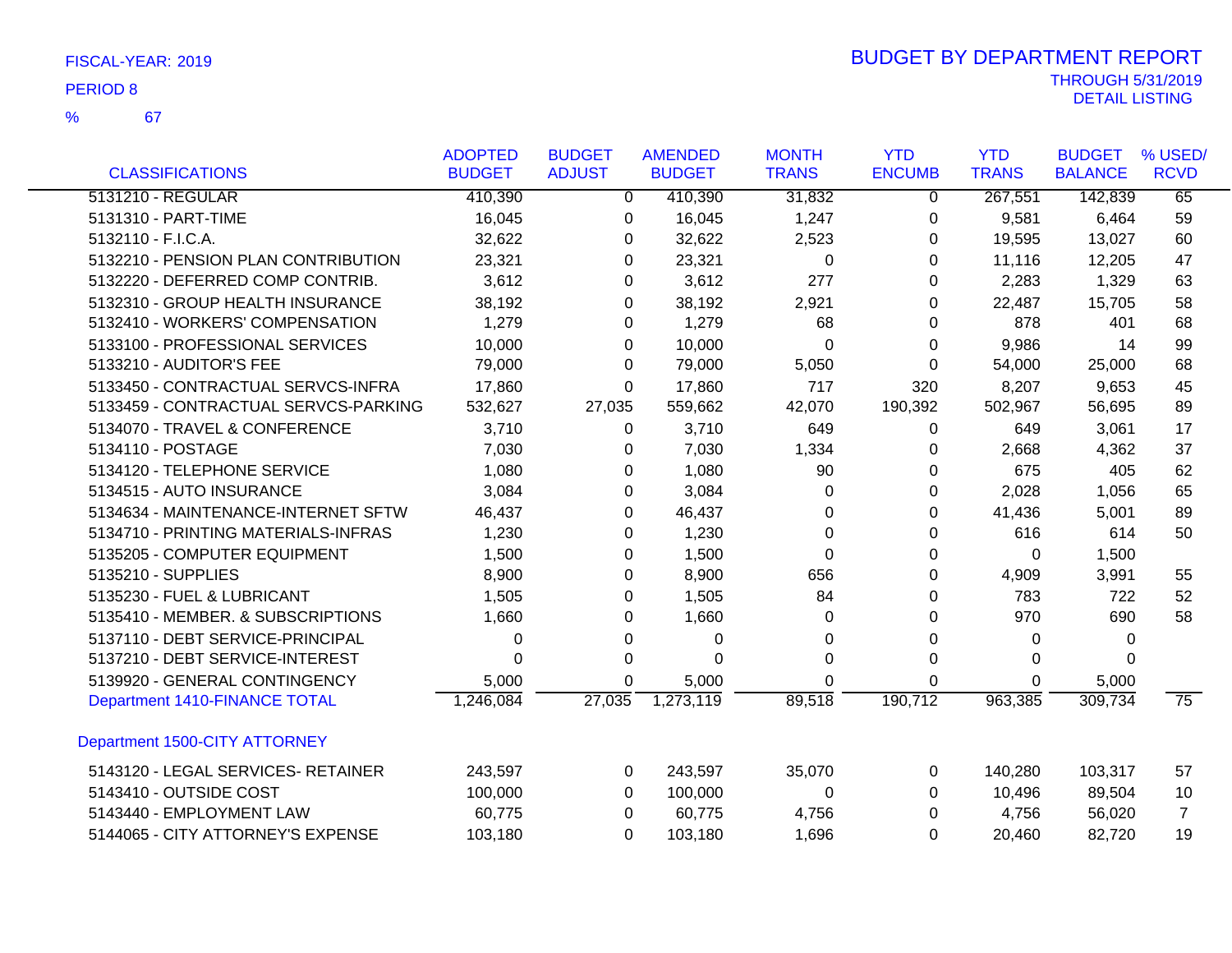FISCAL-YEAR: 2019

PERIOD 8

% 67

# BUDGET BY DEPARTMENT REPORT

THROUGH 5/31/2019

DETAIL LISTING

| CLASSIFICATIONS | ADOPTED BUDGET | BUDGET ADJUST | AMENDED BUDGET | MONTH TRANS | YTD ENCUMB | YTD TRANS | BUDGET BALANCE | % USED/ RCVD |
|---|---|---|---|---|---|---|---|---|
| 5131210 - REGULAR | 410,390 | 0 | 410,390 | 31,832 | 0 | 267,551 | 142,839 | 65 |
| 5131310 - PART-TIME | 16,045 | 0 | 16,045 | 1,247 | 0 | 9,581 | 6,464 | 59 |
| 5132110 - F.I.C.A. | 32,622 | 0 | 32,622 | 2,523 | 0 | 19,595 | 13,027 | 60 |
| 5132210 - PENSION PLAN CONTRIBUTION | 23,321 | 0 | 23,321 | 0 | 0 | 11,116 | 12,205 | 47 |
| 5132220 - DEFERRED COMP CONTRIB. | 3,612 | 0 | 3,612 | 277 | 0 | 2,283 | 1,329 | 63 |
| 5132310 - GROUP HEALTH INSURANCE | 38,192 | 0 | 38,192 | 2,921 | 0 | 22,487 | 15,705 | 58 |
| 5132410 - WORKERS' COMPENSATION | 1,279 | 0 | 1,279 | 68 | 0 | 878 | 401 | 68 |
| 5133100 - PROFESSIONAL SERVICES | 10,000 | 0 | 10,000 | 0 | 0 | 9,986 | 14 | 99 |
| 5133210 - AUDITOR'S FEE | 79,000 | 0 | 79,000 | 5,050 | 0 | 54,000 | 25,000 | 68 |
| 5133450 - CONTRACTUAL SERVCS-INFRA | 17,860 | 0 | 17,860 | 717 | 320 | 8,207 | 9,653 | 45 |
| 5133459 - CONTRACTUAL SERVCS-PARKING | 532,627 | 27,035 | 559,662 | 42,070 | 190,392 | 502,967 | 56,695 | 89 |
| 5134070 - TRAVEL & CONFERENCE | 3,710 | 0 | 3,710 | 649 | 0 | 649 | 3,061 | 17 |
| 5134110 - POSTAGE | 7,030 | 0 | 7,030 | 1,334 | 0 | 2,668 | 4,362 | 37 |
| 5134120 - TELEPHONE SERVICE | 1,080 | 0 | 1,080 | 90 | 0 | 675 | 405 | 62 |
| 5134515 - AUTO INSURANCE | 3,084 | 0 | 3,084 | 0 | 0 | 2,028 | 1,056 | 65 |
| 5134634 - MAINTENANCE-INTERNET SFTW | 46,437 | 0 | 46,437 | 0 | 0 | 41,436 | 5,001 | 89 |
| 5134710 - PRINTING MATERIALS-INFRAS | 1,230 | 0 | 1,230 | 0 | 0 | 616 | 614 | 50 |
| 5135205 - COMPUTER EQUIPMENT | 1,500 | 0 | 1,500 | 0 | 0 | 0 | 1,500 | |
| 5135210 - SUPPLIES | 8,900 | 0 | 8,900 | 656 | 0 | 4,909 | 3,991 | 55 |
| 5135230 - FUEL & LUBRICANT | 1,505 | 0 | 1,505 | 84 | 0 | 783 | 722 | 52 |
| 5135410 - MEMBER. & SUBSCRIPTIONS | 1,660 | 0 | 1,660 | 0 | 0 | 970 | 690 | 58 |
| 5137110 - DEBT SERVICE-PRINCIPAL | 0 | 0 | 0 | 0 | 0 | 0 | 0 | |
| 5137210 - DEBT SERVICE-INTEREST | 0 | 0 | 0 | 0 | 0 | 0 | 0 | |
| 5139920 - GENERAL CONTINGENCY | 5,000 | 0 | 5,000 | 0 | 0 | 0 | 5,000 | |
| Department 1410-FINANCE TOTAL | 1,246,084 | 27,035 | 1,273,119 | 89,518 | 190,712 | 963,385 | 309,734 | 75 |
| Department 1500-CITY ATTORNEY | | | | | | | | |
| 5143120 - LEGAL SERVICES- RETAINER | 243,597 | 0 | 243,597 | 35,070 | 0 | 140,280 | 103,317 | 57 |
| 5143410 - OUTSIDE COST | 100,000 | 0 | 100,000 | 0 | 0 | 10,496 | 89,504 | 10 |
| 5143440 - EMPLOYMENT LAW | 60,775 | 0 | 60,775 | 4,756 | 0 | 4,756 | 56,020 | 7 |
| 5144065 - CITY ATTORNEY'S EXPENSE | 103,180 | 0 | 103,180 | 1,696 | 0 | 20,460 | 82,720 | 19 |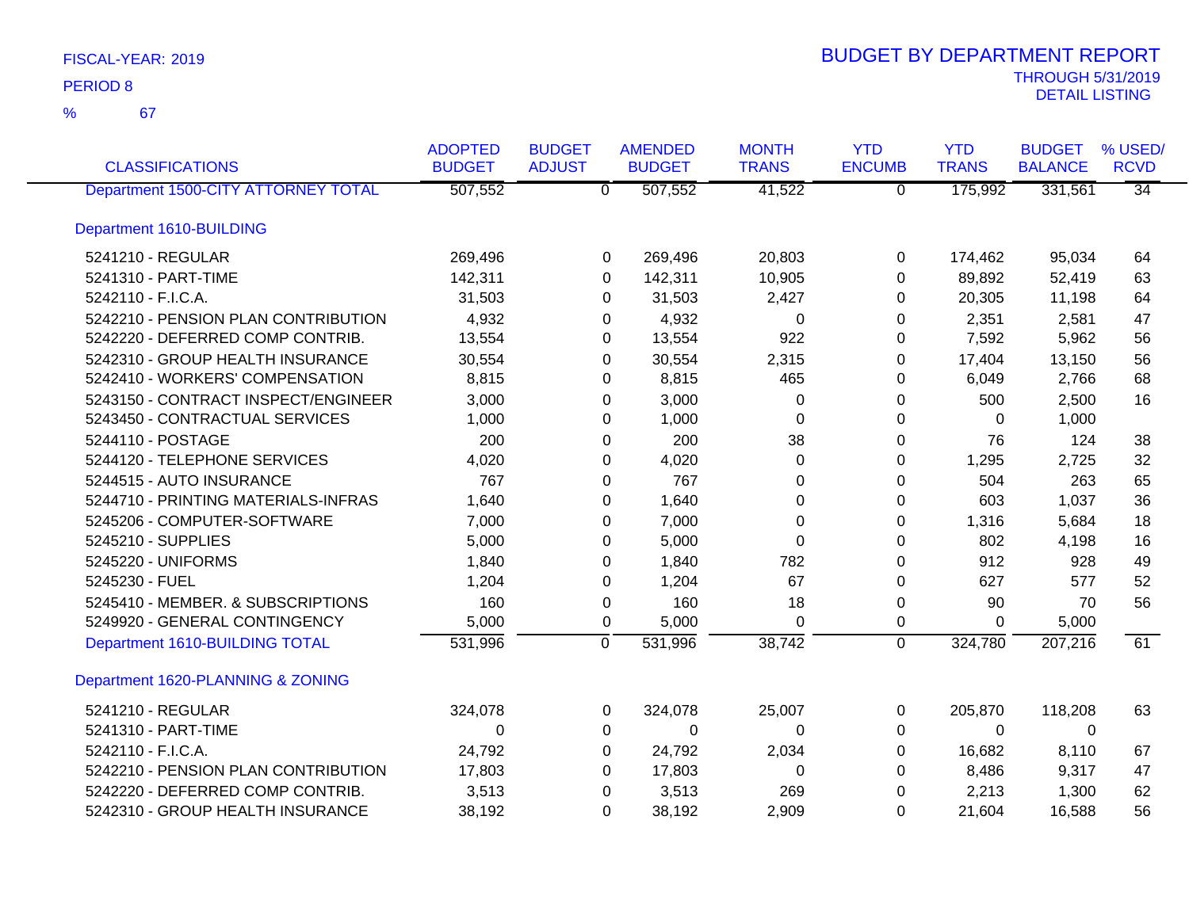FISCAL-YEAR: 2019

PERIOD 8

% 67

# BUDGET BY DEPARTMENT REPORT

THROUGH 5/31/2019

DETAIL LISTING

| CLASSIFICATIONS | ADOPTED BUDGET | BUDGET ADJUST | AMENDED BUDGET | MONTH TRANS | YTD ENCUMB | YTD TRANS | BUDGET BALANCE | % USED/ RCVD |
|---|---|---|---|---|---|---|---|---|
| Department 1500-CITY ATTORNEY TOTAL | 507,552 | 0 | 507,552 | 41,522 | 0 | 175,992 | 331,561 | 34 |
| **Department 1610-BUILDING** | | | | | | | | |
| 5241210 - REGULAR | 269,496 | 0 | 269,496 | 20,803 | 0 | 174,462 | 95,034 | 64 |
| 5241310 - PART-TIME | 142,311 | 0 | 142,311 | 10,905 | 0 | 89,892 | 52,419 | 63 |
| 5242110 - F.I.C.A. | 31,503 | 0 | 31,503 | 2,427 | 0 | 20,305 | 11,198 | 64 |
| 5242210 - PENSION PLAN CONTRIBUTION | 4,932 | 0 | 4,932 | 0 | 0 | 2,351 | 2,581 | 47 |
| 5242220 - DEFERRED COMP CONTRIB. | 13,554 | 0 | 13,554 | 922 | 0 | 7,592 | 5,962 | 56 |
| 5242310 - GROUP HEALTH INSURANCE | 30,554 | 0 | 30,554 | 2,315 | 0 | 17,404 | 13,150 | 56 |
| 5242410 - WORKERS' COMPENSATION | 8,815 | 0 | 8,815 | 465 | 0 | 6,049 | 2,766 | 68 |
| 5243150 - CONTRACT INSPECT/ENGINEER | 3,000 | 0 | 3,000 | 0 | 0 | 500 | 2,500 | 16 |
| 5243450 - CONTRACTUAL SERVICES | 1,000 | 0 | 1,000 | 0 | 0 | 0 | 1,000 | |
| 5244110 - POSTAGE | 200 | 0 | 200 | 38 | 0 | 76 | 124 | 38 |
| 5244120 - TELEPHONE SERVICES | 4,020 | 0 | 4,020 | 0 | 0 | 1,295 | 2,725 | 32 |
| 5244515 - AUTO INSURANCE | 767 | 0 | 767 | 0 | 0 | 504 | 263 | 65 |
| 5244710 - PRINTING MATERIALS-INFRAS | 1,640 | 0 | 1,640 | 0 | 0 | 603 | 1,037 | 36 |
| 5245206 - COMPUTER-SOFTWARE | 7,000 | 0 | 7,000 | 0 | 0 | 1,316 | 5,684 | 18 |
| 5245210 - SUPPLIES | 5,000 | 0 | 5,000 | 0 | 0 | 802 | 4,198 | 16 |
| 5245220 - UNIFORMS | 1,840 | 0 | 1,840 | 782 | 0 | 912 | 928 | 49 |
| 5245230 - FUEL | 1,204 | 0 | 1,204 | 67 | 0 | 627 | 577 | 52 |
| 5245410 - MEMBER. & SUBSCRIPTIONS | 160 | 0 | 160 | 18 | 0 | 90 | 70 | 56 |
| 5249920 - GENERAL CONTINGENCY | 5,000 | 0 | 5,000 | 0 | 0 | 0 | 5,000 | |
| Department 1610-BUILDING TOTAL | 531,996 | 0 | 531,996 | 38,742 | 0 | 324,780 | 207,216 | 61 |
| **Department 1620-PLANNING & ZONING** | | | | | | | | |
| 5241210 - REGULAR | 324,078 | 0 | 324,078 | 25,007 | 0 | 205,870 | 118,208 | 63 |
| 5241310 - PART-TIME | 0 | 0 | 0 | 0 | 0 | 0 | 0 | |
| 5242110 - F.I.C.A. | 24,792 | 0 | 24,792 | 2,034 | 0 | 16,682 | 8,110 | 67 |
| 5242210 - PENSION PLAN CONTRIBUTION | 17,803 | 0 | 17,803 | 0 | 0 | 8,486 | 9,317 | 47 |
| 5242220 - DEFERRED COMP CONTRIB. | 3,513 | 0 | 3,513 | 269 | 0 | 2,213 | 1,300 | 62 |
| 5242310 - GROUP HEALTH INSURANCE | 38,192 | 0 | 38,192 | 2,909 | 0 | 21,604 | 16,588 | 56 |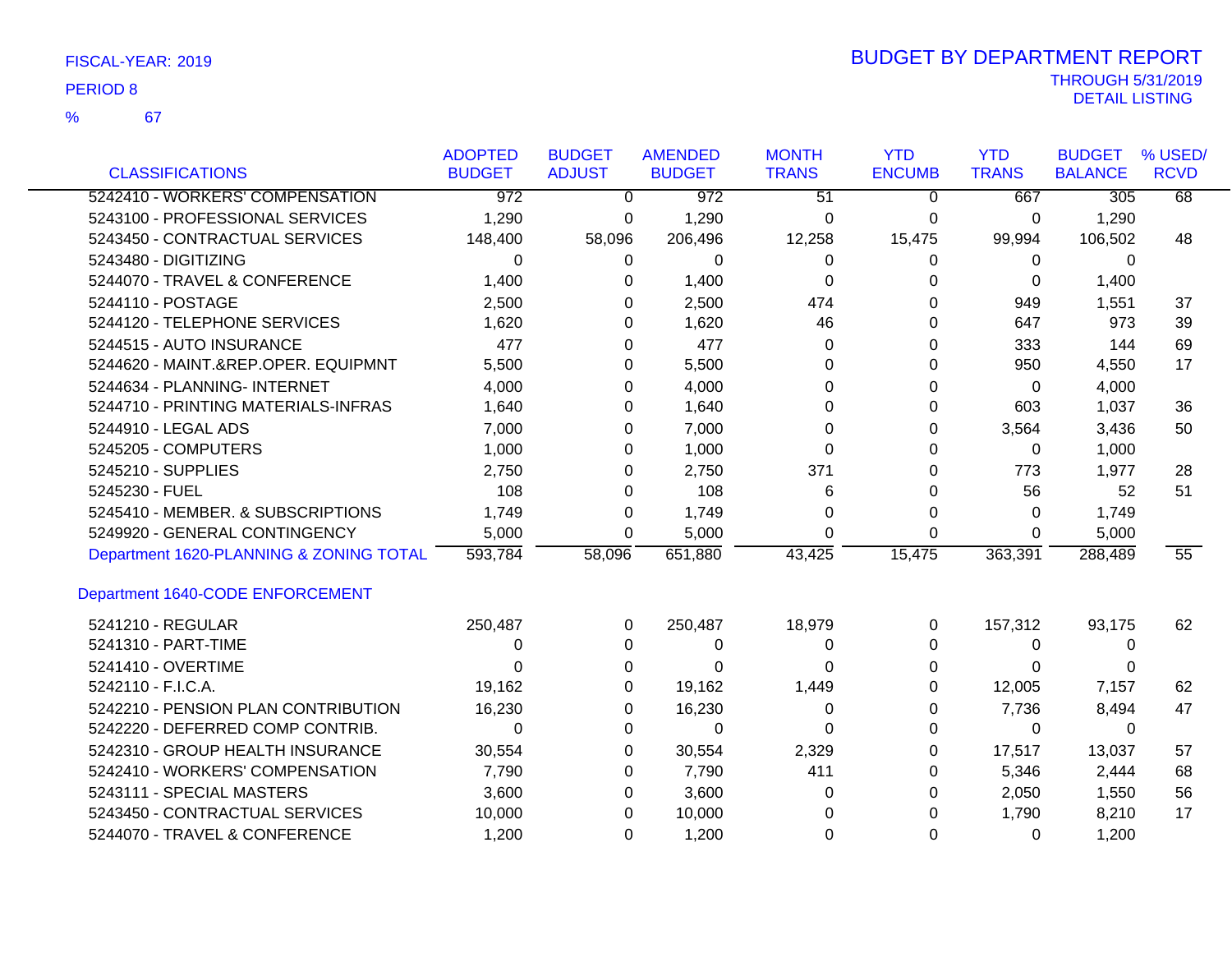FISCAL-YEAR: 2019

PERIOD 8

% 67

# BUDGET BY DEPARTMENT REPORT

THROUGH 5/31/2019

DETAIL LISTING

| CLASSIFICATIONS | ADOPTED BUDGET | BUDGET ADJUST | AMENDED BUDGET | MONTH TRANS | YTD ENCUMB | YTD TRANS | BUDGET BALANCE | % USED/ RCVD |
|---|---|---|---|---|---|---|---|---|
| 5242410 - WORKERS' COMPENSATION | 972 | 0 | 972 | 51 | 0 | 667 | 305 | 68 |
| 5243100 - PROFESSIONAL SERVICES | 1,290 | 0 | 1,290 | 0 | 0 | 0 | 1,290 | |
| 5243450 - CONTRACTUAL SERVICES | 148,400 | 58,096 | 206,496 | 12,258 | 15,475 | 99,994 | 106,502 | 48 |
| 5243480 - DIGITIZING | 0 | 0 | 0 | 0 | 0 | 0 | 0 | |
| 5244070 - TRAVEL & CONFERENCE | 1,400 | 0 | 1,400 | 0 | 0 | 0 | 1,400 | |
| 5244110 - POSTAGE | 2,500 | 0 | 2,500 | 474 | 0 | 949 | 1,551 | 37 |
| 5244120 - TELEPHONE SERVICES | 1,620 | 0 | 1,620 | 46 | 0 | 647 | 973 | 39 |
| 5244515 - AUTO INSURANCE | 477 | 0 | 477 | 0 | 0 | 333 | 144 | 69 |
| 5244620 - MAINT.&REP.OPER. EQUIPMNT | 5,500 | 0 | 5,500 | 0 | 0 | 950 | 4,550 | 17 |
| 5244634 - PLANNING- INTERNET | 4,000 | 0 | 4,000 | 0 | 0 | 0 | 4,000 | |
| 5244710 - PRINTING MATERIALS-INFRAS | 1,640 | 0 | 1,640 | 0 | 0 | 603 | 1,037 | 36 |
| 5244910 - LEGAL ADS | 7,000 | 0 | 7,000 | 0 | 0 | 3,564 | 3,436 | 50 |
| 5245205 - COMPUTERS | 1,000 | 0 | 1,000 | 0 | 0 | 0 | 1,000 | |
| 5245210 - SUPPLIES | 2,750 | 0 | 2,750 | 371 | 0 | 773 | 1,977 | 28 |
| 5245230 - FUEL | 108 | 0 | 108 | 6 | 0 | 56 | 52 | 51 |
| 5245410 - MEMBER. & SUBSCRIPTIONS | 1,749 | 0 | 1,749 | 0 | 0 | 0 | 1,749 | |
| 5249920 - GENERAL CONTINGENCY | 5,000 | 0 | 5,000 | 0 | 0 | 0 | 5,000 | |
| Department 1620-PLANNING & ZONING TOTAL | 593,784 | 58,096 | 651,880 | 43,425 | 15,475 | 363,391 | 288,489 | 55 |

## Department 1640-CODE ENFORCEMENT

| CLASSIFICATIONS | ADOPTED BUDGET | BUDGET ADJUST | AMENDED BUDGET | MONTH TRANS | YTD ENCUMB | YTD TRANS | BUDGET BALANCE | % USED/ RCVD |
|---|---|---|---|---|---|---|---|---|
| 5241210 - REGULAR | 250,487 | 0 | 250,487 | 18,979 | 0 | 157,312 | 93,175 | 62 |
| 5241310 - PART-TIME | 0 | 0 | 0 | 0 | 0 | 0 | 0 | |
| 5241410 - OVERTIME | 0 | 0 | 0 | 0 | 0 | 0 | 0 | |
| 5242110 - F.I.C.A. | 19,162 | 0 | 19,162 | 1,449 | 0 | 12,005 | 7,157 | 62 |
| 5242210 - PENSION PLAN CONTRIBUTION | 16,230 | 0 | 16,230 | 0 | 0 | 7,736 | 8,494 | 47 |
| 5242220 - DEFERRED COMP CONTRIB. | 0 | 0 | 0 | 0 | 0 | 0 | 0 | |
| 5242310 - GROUP HEALTH INSURANCE | 30,554 | 0 | 30,554 | 2,329 | 0 | 17,517 | 13,037 | 57 |
| 5242410 - WORKERS' COMPENSATION | 7,790 | 0 | 7,790 | 411 | 0 | 5,346 | 2,444 | 68 |
| 5243111 - SPECIAL MASTERS | 3,600 | 0 | 3,600 | 0 | 0 | 2,050 | 1,550 | 56 |
| 5243450 - CONTRACTUAL SERVICES | 10,000 | 0 | 10,000 | 0 | 0 | 1,790 | 8,210 | 17 |
| 5244070 - TRAVEL & CONFERENCE | 1,200 | 0 | 1,200 | 0 | 0 | 0 | 1,200 | |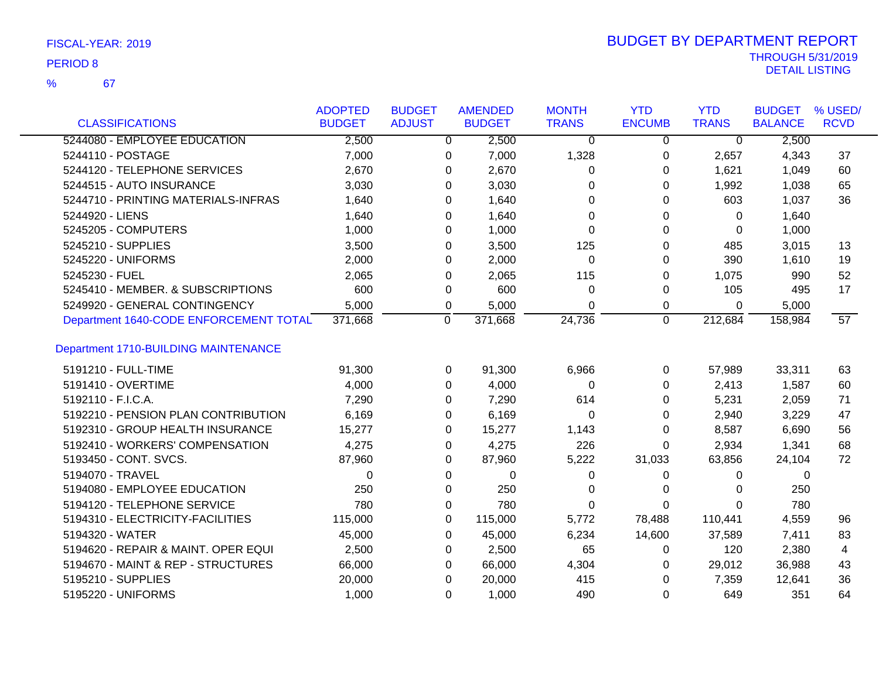FISCAL-YEAR: 2019

PERIOD 8

% 67

# BUDGET BY DEPARTMENT REPORT

THROUGH 5/31/2019

DETAIL LISTING

| CLASSIFICATIONS | ADOPTED BUDGET | BUDGET ADJUST | AMENDED BUDGET | MONTH TRANS | YTD ENCUMB | YTD TRANS | BUDGET BALANCE | % USED/ RCVD |
|---|---|---|---|---|---|---|---|---|
| 5244080 - EMPLOYEE EDUCATION | 2,500 | 0 | 2,500 | 0 | 0 | 0 | 2,500 | |
| 5244110 - POSTAGE | 7,000 | 0 | 7,000 | 1,328 | 0 | 2,657 | 4,343 | 37 |
| 5244120 - TELEPHONE SERVICES | 2,670 | 0 | 2,670 | 0 | 0 | 1,621 | 1,049 | 60 |
| 5244515 - AUTO INSURANCE | 3,030 | 0 | 3,030 | 0 | 0 | 1,992 | 1,038 | 65 |
| 5244710 - PRINTING MATERIALS-INFRAS | 1,640 | 0 | 1,640 | 0 | 0 | 603 | 1,037 | 36 |
| 5244920 - LIENS | 1,640 | 0 | 1,640 | 0 | 0 | 0 | 1,640 | |
| 5245205 - COMPUTERS | 1,000 | 0 | 1,000 | 0 | 0 | 0 | 1,000 | |
| 5245210 - SUPPLIES | 3,500 | 0 | 3,500 | 125 | 0 | 485 | 3,015 | 13 |
| 5245220 - UNIFORMS | 2,000 | 0 | 2,000 | 0 | 0 | 390 | 1,610 | 19 |
| 5245230 - FUEL | 2,065 | 0 | 2,065 | 115 | 0 | 1,075 | 990 | 52 |
| 5245410 - MEMBER. & SUBSCRIPTIONS | 600 | 0 | 600 | 0 | 0 | 105 | 495 | 17 |
| 5249920 - GENERAL CONTINGENCY | 5,000 | 0 | 5,000 | 0 | 0 | 0 | 5,000 | |
| Department 1640-CODE ENFORCEMENT TOTAL | 371,668 | 0 | 371,668 | 24,736 | 0 | 212,684 | 158,984 | 57 |
| **Department 1710-BUILDING MAINTENANCE** | | | | | | | | |
| 5191210 - FULL-TIME | 91,300 | 0 | 91,300 | 6,966 | 0 | 57,989 | 33,311 | 63 |
| 5191410 - OVERTIME | 4,000 | 0 | 4,000 | 0 | 0 | 2,413 | 1,587 | 60 |
| 5192110 - F.I.C.A. | 7,290 | 0 | 7,290 | 614 | 0 | 5,231 | 2,059 | 71 |
| 5192210 - PENSION PLAN CONTRIBUTION | 6,169 | 0 | 6,169 | 0 | 0 | 2,940 | 3,229 | 47 |
| 5192310 - GROUP HEALTH INSURANCE | 15,277 | 0 | 15,277 | 1,143 | 0 | 8,587 | 6,690 | 56 |
| 5192410 - WORKERS' COMPENSATION | 4,275 | 0 | 4,275 | 226 | 0 | 2,934 | 1,341 | 68 |
| 5193450 - CONT. SVCS. | 87,960 | 0 | 87,960 | 5,222 | 31,033 | 63,856 | 24,104 | 72 |
| 5194070 - TRAVEL | 0 | 0 | 0 | 0 | 0 | 0 | 0 | |
| 5194080 - EMPLOYEE EDUCATION | 250 | 0 | 250 | 0 | 0 | 0 | 250 | |
| 5194120 - TELEPHONE SERVICE | 780 | 0 | 780 | 0 | 0 | 0 | 780 | |
| 5194310 - ELECTRICITY-FACILITIES | 115,000 | 0 | 115,000 | 5,772 | 78,488 | 110,441 | 4,559 | 96 |
| 5194320 - WATER | 45,000 | 0 | 45,000 | 6,234 | 14,600 | 37,589 | 7,411 | 83 |
| 5194620 - REPAIR & MAINT. OPER EQUI | 2,500 | 0 | 2,500 | 65 | 0 | 120 | 2,380 | 4 |
| 5194670 - MAINT & REP - STRUCTURES | 66,000 | 0 | 66,000 | 4,304 | 0 | 29,012 | 36,988 | 43 |
| 5195210 - SUPPLIES | 20,000 | 0 | 20,000 | 415 | 0 | 7,359 | 12,641 | 36 |
| 5195220 - UNIFORMS | 1,000 | 0 | 1,000 | 490 | 0 | 649 | 351 | 64 |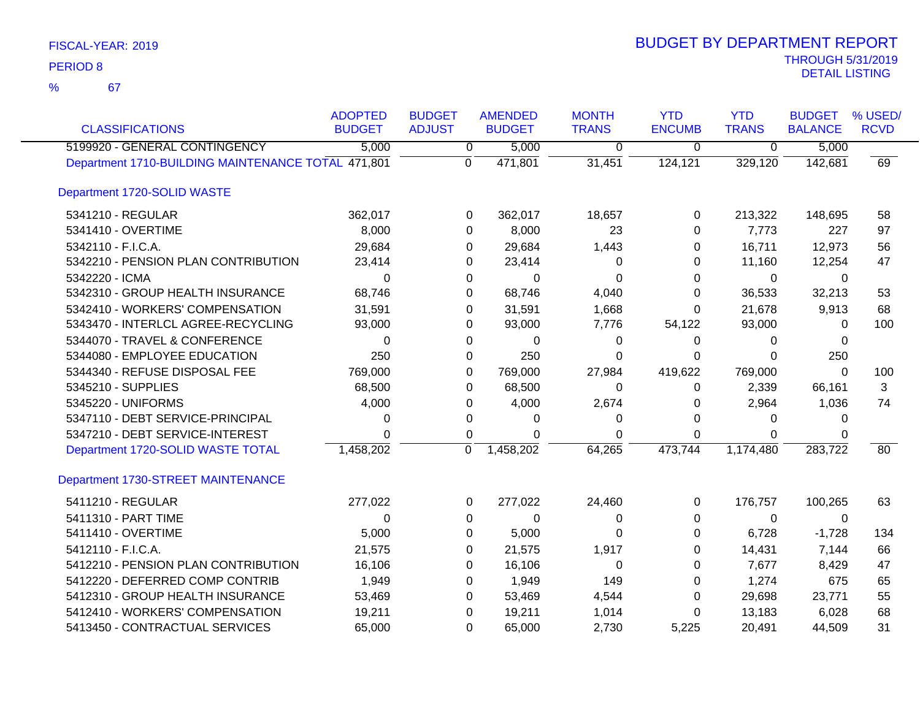FISCAL-YEAR: 2019

PERIOD 8

% 67

# BUDGET BY DEPARTMENT REPORT

THROUGH 5/31/2019
DETAIL LISTING

| CLASSIFICATIONS | ADOPTED BUDGET | BUDGET ADJUST | AMENDED BUDGET | MONTH TRANS | YTD ENCUMB | YTD TRANS | BUDGET BALANCE | % USED/ RCVD |
|---|---|---|---|---|---|---|---|---|
| 5199920 - GENERAL CONTINGENCY | 5,000 | 0 | 5,000 | 0 | 0 | 0 | 5,000 | |
| Department 1710-BUILDING MAINTENANCE TOTAL | 471,801 | 0 | 471,801 | 31,451 | 124,121 | 329,120 | 142,681 | 69 |
| **Department 1720-SOLID WASTE** | | | | | | | | |
| 5341210 - REGULAR | 362,017 | 0 | 362,017 | 18,657 | 0 | 213,322 | 148,695 | 58 |
| 5341410 - OVERTIME | 8,000 | 0 | 8,000 | 23 | 0 | 7,773 | 227 | 97 |
| 5342110 - F.I.C.A. | 29,684 | 0 | 29,684 | 1,443 | 0 | 16,711 | 12,973 | 56 |
| 5342210 - PENSION PLAN CONTRIBUTION | 23,414 | 0 | 23,414 | 0 | 0 | 11,160 | 12,254 | 47 |
| 5342220 - ICMA | 0 | 0 | 0 | 0 | 0 | 0 | 0 | |
| 5342310 - GROUP HEALTH INSURANCE | 68,746 | 0 | 68,746 | 4,040 | 0 | 36,533 | 32,213 | 53 |
| 5342410 - WORKERS' COMPENSATION | 31,591 | 0 | 31,591 | 1,668 | 0 | 21,678 | 9,913 | 68 |
| 5343470 - INTERLCL AGREE-RECYCLING | 93,000 | 0 | 93,000 | 7,776 | 54,122 | 93,000 | 0 | 100 |
| 5344070 - TRAVEL & CONFERENCE | 0 | 0 | 0 | 0 | 0 | 0 | 0 | |
| 5344080 - EMPLOYEE EDUCATION | 250 | 0 | 250 | 0 | 0 | 0 | 250 | |
| 5344340 - REFUSE DISPOSAL FEE | 769,000 | 0 | 769,000 | 27,984 | 419,622 | 769,000 | 0 | 100 |
| 5345210 - SUPPLIES | 68,500 | 0 | 68,500 | 0 | 0 | 2,339 | 66,161 | 3 |
| 5345220 - UNIFORMS | 4,000 | 0 | 4,000 | 2,674 | 0 | 2,964 | 1,036 | 74 |
| 5347110 - DEBT SERVICE-PRINCIPAL | 0 | 0 | 0 | 0 | 0 | 0 | 0 | |
| 5347210 - DEBT SERVICE-INTEREST | 0 | 0 | 0 | 0 | 0 | 0 | 0 | |
| Department 1720-SOLID WASTE TOTAL | 1,458,202 | 0 | 1,458,202 | 64,265 | 473,744 | 1,174,480 | 283,722 | 80 |
| **Department 1730-STREET MAINTENANCE** | | | | | | | | |
| 5411210 - REGULAR | 277,022 | 0 | 277,022 | 24,460 | 0 | 176,757 | 100,265 | 63 |
| 5411310 - PART TIME | 0 | 0 | 0 | 0 | 0 | 0 | 0 | |
| 5411410 - OVERTIME | 5,000 | 0 | 5,000 | 0 | 0 | 6,728 | -1,728 | 134 |
| 5412110 - F.I.C.A. | 21,575 | 0 | 21,575 | 1,917 | 0 | 14,431 | 7,144 | 66 |
| 5412210 - PENSION PLAN CONTRIBUTION | 16,106 | 0 | 16,106 | 0 | 0 | 7,677 | 8,429 | 47 |
| 5412220 - DEFERRED COMP CONTRIB | 1,949 | 0 | 1,949 | 149 | 0 | 1,274 | 675 | 65 |
| 5412310 - GROUP HEALTH INSURANCE | 53,469 | 0 | 53,469 | 4,544 | 0 | 29,698 | 23,771 | 55 |
| 5412410 - WORKERS' COMPENSATION | 19,211 | 0 | 19,211 | 1,014 | 0 | 13,183 | 6,028 | 68 |
| 5413450 - CONTRACTUAL SERVICES | 65,000 | 0 | 65,000 | 2,730 | 5,225 | 20,491 | 44,509 | 31 |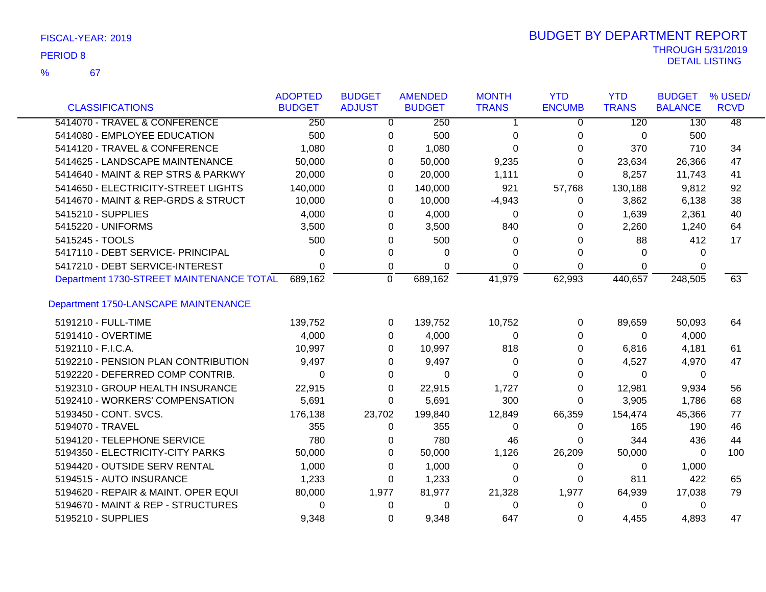FISCAL-YEAR: 2019

PERIOD 8

% 67

# BUDGET BY DEPARTMENT REPORT

THROUGH 5/31/2019

DETAIL LISTING

| CLASSIFICATIONS | ADOPTED BUDGET | BUDGET ADJUST | AMENDED BUDGET | MONTH TRANS | YTD ENCUMB | YTD TRANS | BUDGET BALANCE | % USED/ RCVD |
|---|---|---|---|---|---|---|---|---|
| 5414070 - TRAVEL & CONFERENCE | 250 | 0 | 250 | 1 | 0 | 120 | 130 | 48 |
| 5414080 - EMPLOYEE EDUCATION | 500 | 0 | 500 | 0 | 0 | 0 | 500 | |
| 5414120 - TRAVEL & CONFERENCE | 1,080 | 0 | 1,080 | 0 | 0 | 370 | 710 | 34 |
| 5414625 - LANDSCAPE MAINTENANCE | 50,000 | 0 | 50,000 | 9,235 | 0 | 23,634 | 26,366 | 47 |
| 5414640 - MAINT & REP STRS & PARKWY | 20,000 | 0 | 20,000 | 1,111 | 0 | 8,257 | 11,743 | 41 |
| 5414650 - ELECTRICITY-STREET LIGHTS | 140,000 | 0 | 140,000 | 921 | 57,768 | 130,188 | 9,812 | 92 |
| 5414670 - MAINT & REP-GRDS & STRUCT | 10,000 | 0 | 10,000 | -4,943 | 0 | 3,862 | 6,138 | 38 |
| 5415210 - SUPPLIES | 4,000 | 0 | 4,000 | 0 | 0 | 1,639 | 2,361 | 40 |
| 5415220 - UNIFORMS | 3,500 | 0 | 3,500 | 840 | 0 | 2,260 | 1,240 | 64 |
| 5415245 - TOOLS | 500 | 0 | 500 | 0 | 0 | 88 | 412 | 17 |
| 5417110 - DEBT SERVICE- PRINCIPAL | 0 | 0 | 0 | 0 | 0 | 0 | 0 | |
| 5417210 - DEBT SERVICE-INTEREST | 0 | 0 | 0 | 0 | 0 | 0 | 0 | |
| Department 1730-STREET MAINTENANCE TOTAL | 689,162 | 0 | 689,162 | 41,979 | 62,993 | 440,657 | 248,505 | 63 |
| **Department 1750-LANSCAPE MAINTENANCE** | | | | | | | | |
| 5191210 - FULL-TIME | 139,752 | 0 | 139,752 | 10,752 | 0 | 89,659 | 50,093 | 64 |
| 5191410 - OVERTIME | 4,000 | 0 | 4,000 | 0 | 0 | 0 | 4,000 | |
| 5192110 - F.I.C.A. | 10,997 | 0 | 10,997 | 818 | 0 | 6,816 | 4,181 | 61 |
| 5192210 - PENSION PLAN CONTRIBUTION | 9,497 | 0 | 9,497 | 0 | 0 | 4,527 | 4,970 | 47 |
| 5192220 - DEFERRED COMP CONTRIB. | 0 | 0 | 0 | 0 | 0 | 0 | 0 | |
| 5192310 - GROUP HEALTH INSURANCE | 22,915 | 0 | 22,915 | 1,727 | 0 | 12,981 | 9,934 | 56 |
| 5192410 - WORKERS' COMPENSATION | 5,691 | 0 | 5,691 | 300 | 0 | 3,905 | 1,786 | 68 |
| 5193450 - CONT. SVCS. | 176,138 | 23,702 | 199,840 | 12,849 | 66,359 | 154,474 | 45,366 | 77 |
| 5194070 - TRAVEL | 355 | 0 | 355 | 0 | 0 | 165 | 190 | 46 |
| 5194120 - TELEPHONE SERVICE | 780 | 0 | 780 | 46 | 0 | 344 | 436 | 44 |
| 5194350 - ELECTRICITY-CITY PARKS | 50,000 | 0 | 50,000 | 1,126 | 26,209 | 50,000 | 0 | 100 |
| 5194420 - OUTSIDE SERV RENTAL | 1,000 | 0 | 1,000 | 0 | 0 | 0 | 1,000 | |
| 5194515 - AUTO INSURANCE | 1,233 | 0 | 1,233 | 0 | 0 | 811 | 422 | 65 |
| 5194620 - REPAIR & MAINT. OPER EQUI | 80,000 | 1,977 | 81,977 | 21,328 | 1,977 | 64,939 | 17,038 | 79 |
| 5194670 - MAINT & REP - STRUCTURES | 0 | 0 | 0 | 0 | 0 | 0 | 0 | |
| 5195210 - SUPPLIES | 9,348 | 0 | 9,348 | 647 | 0 | 4,455 | 4,893 | 47 |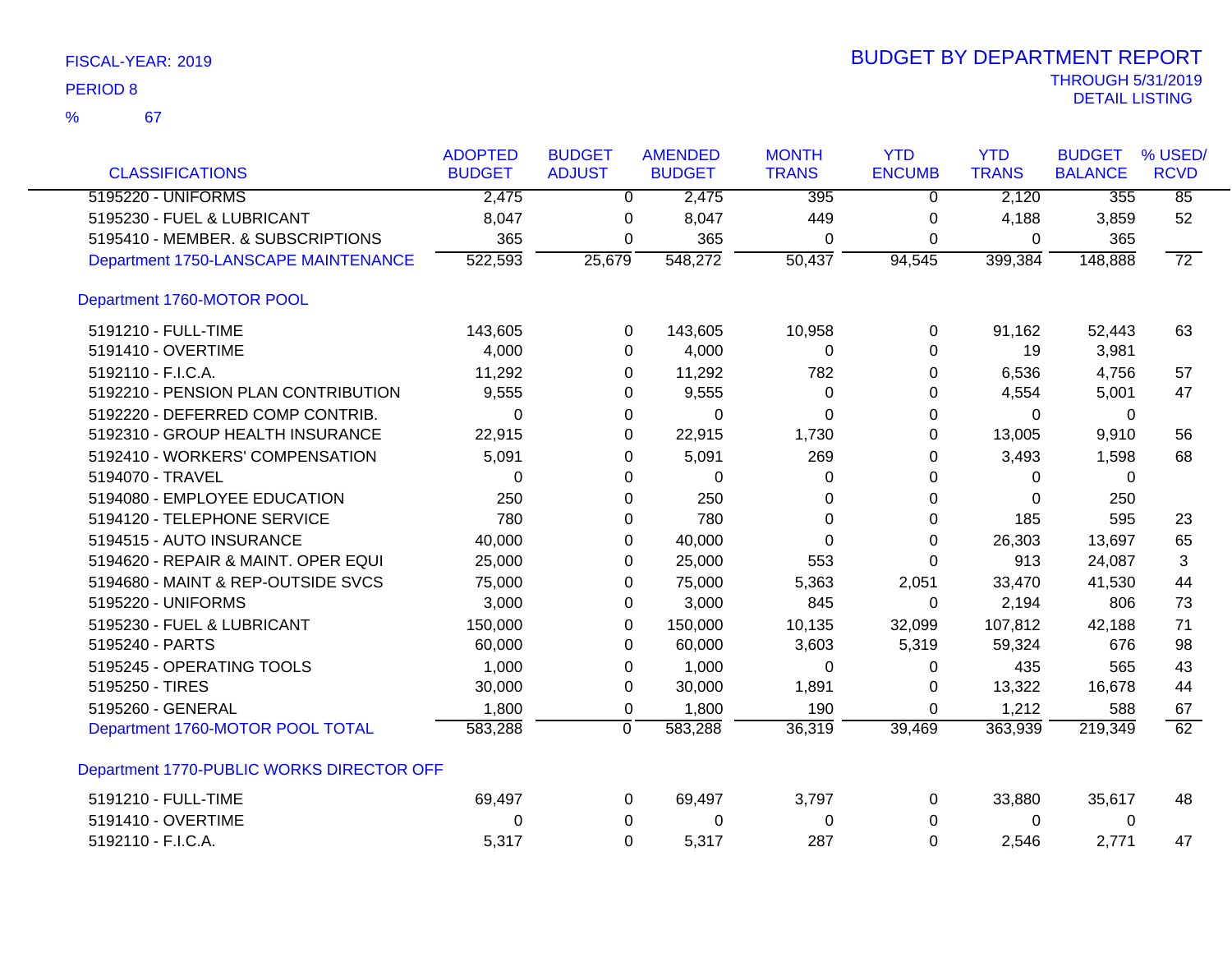FISCAL-YEAR: 2019
PERIOD 8
% 67

# BUDGET BY DEPARTMENT REPORT

THROUGH 5/31/2019
DETAIL LISTING

| CLASSIFICATIONS | ADOPTED BUDGET | BUDGET ADJUST | AMENDED BUDGET | MONTH TRANS | YTD ENCUMB | YTD TRANS | BUDGET BALANCE | % USED/ RCVD |
|---|---|---|---|---|---|---|---|---|
| 5195220 - UNIFORMS | 2,475 | 0 | 2,475 | 395 | 0 | 2,120 | 355 | 85 |
| 5195230 - FUEL & LUBRICANT | 8,047 | 0 | 8,047 | 449 | 0 | 4,188 | 3,859 | 52 |
| 5195410 - MEMBER. & SUBSCRIPTIONS | 365 | 0 | 365 | 0 | 0 | 0 | 365 | |
| Department 1750-LANSCAPE MAINTENANCE | 522,593 | 25,679 | 548,272 | 50,437 | 94,545 | 399,384 | 148,888 | 72 |
| Department 1760-MOTOR POOL | | | | | | | | |
| 5191210 - FULL-TIME | 143,605 | 0 | 143,605 | 10,958 | 0 | 91,162 | 52,443 | 63 |
| 5191410 - OVERTIME | 4,000 | 0 | 4,000 | 0 | 0 | 19 | 3,981 | |
| 5192110 - F.I.C.A. | 11,292 | 0 | 11,292 | 782 | 0 | 6,536 | 4,756 | 57 |
| 5192210 - PENSION PLAN CONTRIBUTION | 9,555 | 0 | 9,555 | 0 | 0 | 4,554 | 5,001 | 47 |
| 5192220 - DEFERRED COMP CONTRIB. | 0 | 0 | 0 | 0 | 0 | 0 | 0 | |
| 5192310 - GROUP HEALTH INSURANCE | 22,915 | 0 | 22,915 | 1,730 | 0 | 13,005 | 9,910 | 56 |
| 5192410 - WORKERS' COMPENSATION | 5,091 | 0 | 5,091 | 269 | 0 | 3,493 | 1,598 | 68 |
| 5194070 - TRAVEL | 0 | 0 | 0 | 0 | 0 | 0 | 0 | |
| 5194080 - EMPLOYEE EDUCATION | 250 | 0 | 250 | 0 | 0 | 0 | 250 | |
| 5194120 - TELEPHONE SERVICE | 780 | 0 | 780 | 0 | 0 | 185 | 595 | 23 |
| 5194515 - AUTO INSURANCE | 40,000 | 0 | 40,000 | 0 | 0 | 26,303 | 13,697 | 65 |
| 5194620 - REPAIR & MAINT. OPER EQUI | 25,000 | 0 | 25,000 | 553 | 0 | 913 | 24,087 | 3 |
| 5194680 - MAINT & REP-OUTSIDE SVCS | 75,000 | 0 | 75,000 | 5,363 | 2,051 | 33,470 | 41,530 | 44 |
| 5195220 - UNIFORMS | 3,000 | 0 | 3,000 | 845 | 0 | 2,194 | 806 | 73 |
| 5195230 - FUEL & LUBRICANT | 150,000 | 0 | 150,000 | 10,135 | 32,099 | 107,812 | 42,188 | 71 |
| 5195240 - PARTS | 60,000 | 0 | 60,000 | 3,603 | 5,319 | 59,324 | 676 | 98 |
| 5195245 - OPERATING TOOLS | 1,000 | 0 | 1,000 | 0 | 0 | 435 | 565 | 43 |
| 5195250 - TIRES | 30,000 | 0 | 30,000 | 1,891 | 0 | 13,322 | 16,678 | 44 |
| 5195260 - GENERAL | 1,800 | 0 | 1,800 | 190 | 0 | 1,212 | 588 | 67 |
| Department 1760-MOTOR POOL TOTAL | 583,288 | 0 | 583,288 | 36,319 | 39,469 | 363,939 | 219,349 | 62 |
| Department 1770-PUBLIC WORKS DIRECTOR OFF | | | | | | | | |
| 5191210 - FULL-TIME | 69,497 | 0 | 69,497 | 3,797 | 0 | 33,880 | 35,617 | 48 |
| 5191410 - OVERTIME | 0 | 0 | 0 | 0 | 0 | 0 | 0 | |
| 5192110 - F.I.C.A. | 5,317 | 0 | 5,317 | 287 | 0 | 2,546 | 2,771 | 47 |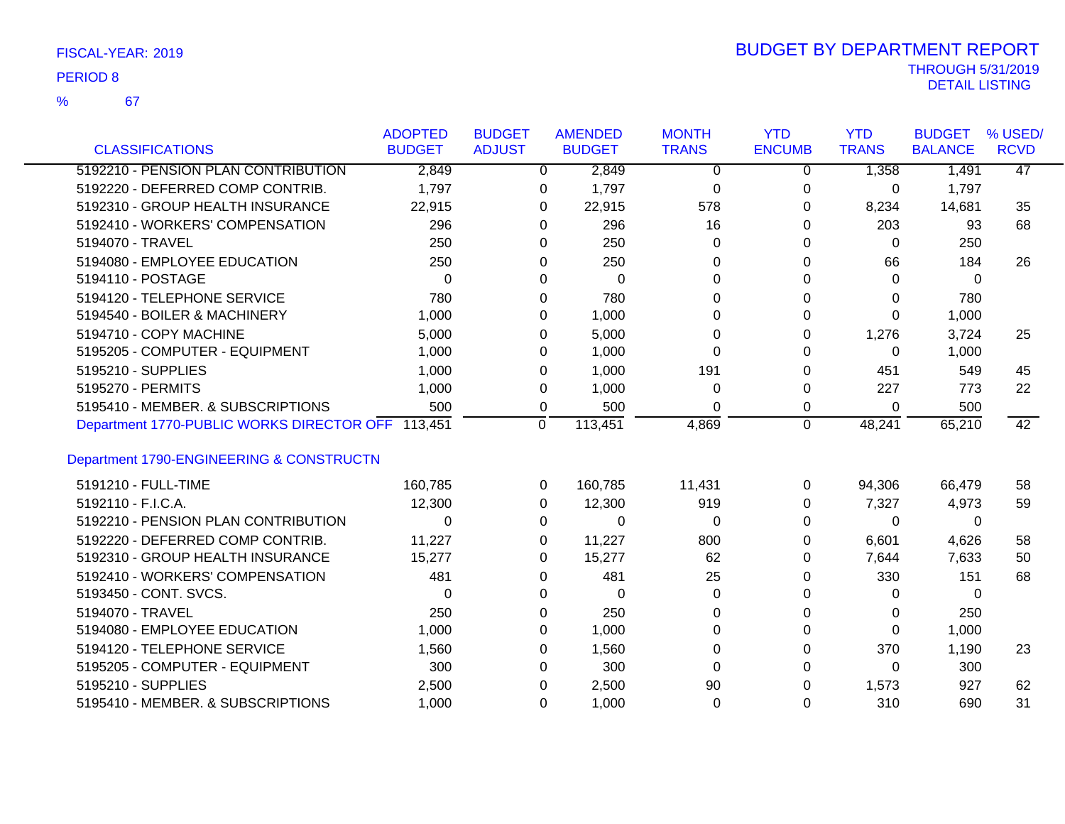FISCAL-YEAR: 2019

PERIOD 8

% 67

# BUDGET BY DEPARTMENT REPORT

THROUGH 5/31/2019

DETAIL LISTING

| CLASSIFICATIONS | ADOPTED BUDGET | BUDGET ADJUST | AMENDED BUDGET | MONTH TRANS | YTD ENCUMB | YTD TRANS | BUDGET BALANCE | % USED/ RCVD |
|---|---|---|---|---|---|---|---|---|
| 5192210 - PENSION PLAN CONTRIBUTION | 2,849 | 0 | 2,849 | 0 | 0 | 1,358 | 1,491 | 47 |
| 5192220 - DEFERRED COMP CONTRIB. | 1,797 | 0 | 1,797 | 0 | 0 | 0 | 1,797 | |
| 5192310 - GROUP HEALTH INSURANCE | 22,915 | 0 | 22,915 | 578 | 0 | 8,234 | 14,681 | 35 |
| 5192410 - WORKERS' COMPENSATION | 296 | 0 | 296 | 16 | 0 | 203 | 93 | 68 |
| 5194070 - TRAVEL | 250 | 0 | 250 | 0 | 0 | 0 | 250 | |
| 5194080 - EMPLOYEE EDUCATION | 250 | 0 | 250 | 0 | 0 | 66 | 184 | 26 |
| 5194110 - POSTAGE | 0 | 0 | 0 | 0 | 0 | 0 | 0 | |
| 5194120 - TELEPHONE SERVICE | 780 | 0 | 780 | 0 | 0 | 0 | 780 | |
| 5194540 - BOILER & MACHINERY | 1,000 | 0 | 1,000 | 0 | 0 | 0 | 1,000 | |
| 5194710 - COPY MACHINE | 5,000 | 0 | 5,000 | 0 | 0 | 1,276 | 3,724 | 25 |
| 5195205 - COMPUTER - EQUIPMENT | 1,000 | 0 | 1,000 | 0 | 0 | 0 | 1,000 | |
| 5195210 - SUPPLIES | 1,000 | 0 | 1,000 | 191 | 0 | 451 | 549 | 45 |
| 5195270 - PERMITS | 1,000 | 0 | 1,000 | 0 | 0 | 227 | 773 | 22 |
| 5195410 - MEMBER. & SUBSCRIPTIONS | 500 | 0 | 500 | 0 | 0 | 0 | 500 | |
| Department 1770-PUBLIC WORKS DIRECTOR OFF | 113,451 | 0 | 113,451 | 4,869 | 0 | 48,241 | 65,210 | 42 |
| **Department 1790-ENGINEERING & CONSTRUCTN** | | | | | | | | |
| 5191210 - FULL-TIME | 160,785 | 0 | 160,785 | 11,431 | 0 | 94,306 | 66,479 | 58 |
| 5192110 - F.I.C.A. | 12,300 | 0 | 12,300 | 919 | 0 | 7,327 | 4,973 | 59 |
| 5192210 - PENSION PLAN CONTRIBUTION | 0 | 0 | 0 | 0 | 0 | 0 | 0 | |
| 5192220 - DEFERRED COMP CONTRIB. | 11,227 | 0 | 11,227 | 800 | 0 | 6,601 | 4,626 | 58 |
| 5192310 - GROUP HEALTH INSURANCE | 15,277 | 0 | 15,277 | 62 | 0 | 7,644 | 7,633 | 50 |
| 5192410 - WORKERS' COMPENSATION | 481 | 0 | 481 | 25 | 0 | 330 | 151 | 68 |
| 5193450 - CONT. SVCS. | 0 | 0 | 0 | 0 | 0 | 0 | 0 | |
| 5194070 - TRAVEL | 250 | 0 | 250 | 0 | 0 | 0 | 250 | |
| 5194080 - EMPLOYEE EDUCATION | 1,000 | 0 | 1,000 | 0 | 0 | 0 | 1,000 | |
| 5194120 - TELEPHONE SERVICE | 1,560 | 0 | 1,560 | 0 | 0 | 370 | 1,190 | 23 |
| 5195205 - COMPUTER - EQUIPMENT | 300 | 0 | 300 | 0 | 0 | 0 | 300 | |
| 5195210 - SUPPLIES | 2,500 | 0 | 2,500 | 90 | 0 | 1,573 | 927 | 62 |
| 5195410 - MEMBER. & SUBSCRIPTIONS | 1,000 | 0 | 1,000 | 0 | 0 | 310 | 690 | 31 |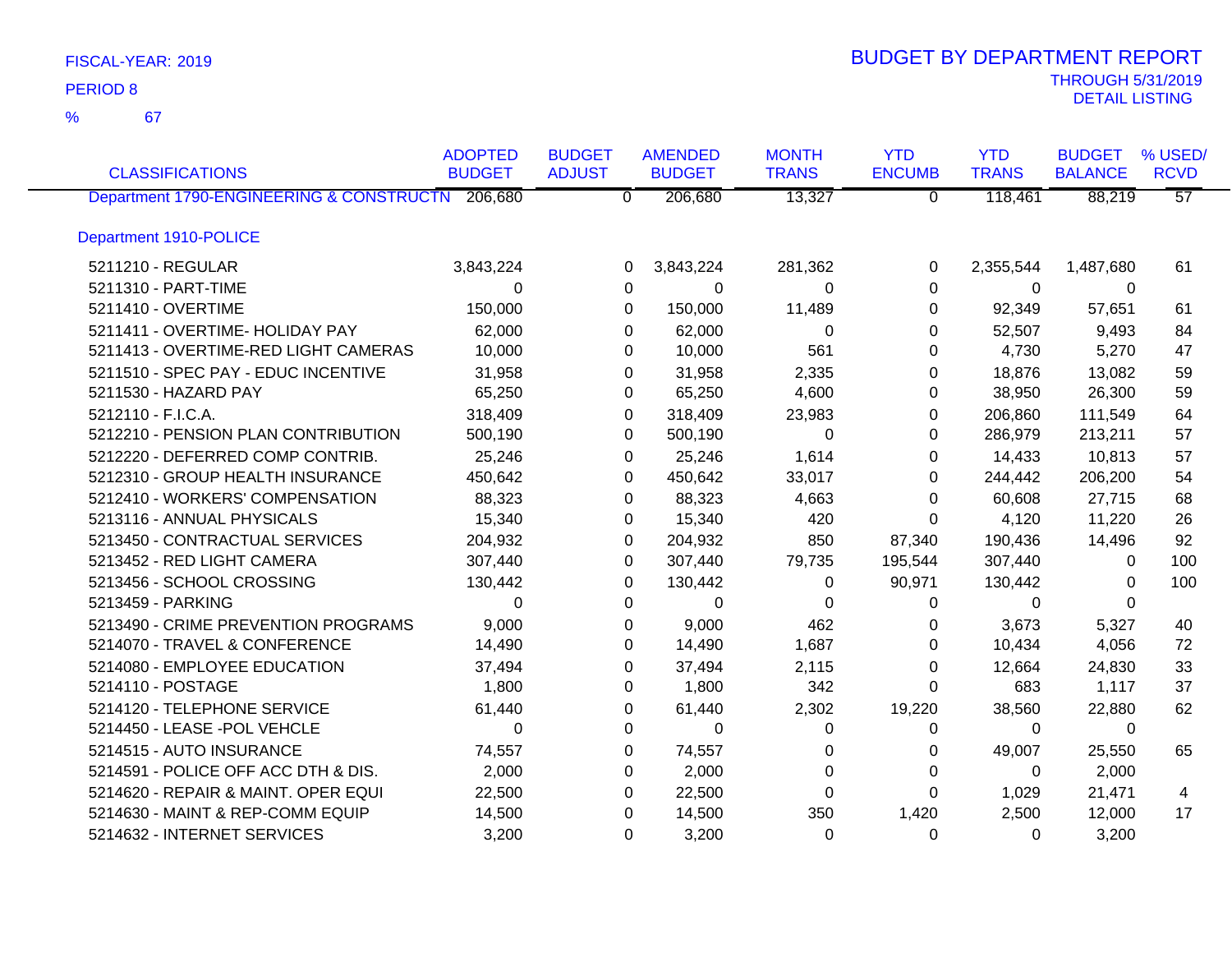FISCAL-YEAR: 2019

PERIOD 8

% 67

# BUDGET BY DEPARTMENT REPORT

THROUGH 5/31/2019

DETAIL LISTING

| CLASSIFICATIONS | ADOPTED BUDGET | BUDGET ADJUST | AMENDED BUDGET | MONTH TRANS | YTD ENCUMB | YTD TRANS | BUDGET BALANCE | % USED/ RCVD |
|---|---|---|---|---|---|---|---|---|
| Department 1790-ENGINEERING & CONSTRUCTN | 206,680 | 0 | 206,680 | 13,327 | 0 | 118,461 | 88,219 | 57 |
| Department 1910-POLICE | | | | | | | | |
| 5211210 - REGULAR | 3,843,224 | 0 | 3,843,224 | 281,362 | 0 | 2,355,544 | 1,487,680 | 61 |
| 5211310 - PART-TIME | 0 | 0 | 0 | 0 | 0 | 0 | 0 | |
| 5211410 - OVERTIME | 150,000 | 0 | 150,000 | 11,489 | 0 | 92,349 | 57,651 | 61 |
| 5211411 - OVERTIME- HOLIDAY PAY | 62,000 | 0 | 62,000 | 0 | 0 | 52,507 | 9,493 | 84 |
| 5211413 - OVERTIME-RED LIGHT CAMERAS | 10,000 | 0 | 10,000 | 561 | 0 | 4,730 | 5,270 | 47 |
| 5211510 - SPEC PAY - EDUC INCENTIVE | 31,958 | 0 | 31,958 | 2,335 | 0 | 18,876 | 13,082 | 59 |
| 5211530 - HAZARD PAY | 65,250 | 0 | 65,250 | 4,600 | 0 | 38,950 | 26,300 | 59 |
| 5212110 - F.I.C.A. | 318,409 | 0 | 318,409 | 23,983 | 0 | 206,860 | 111,549 | 64 |
| 5212210 - PENSION PLAN CONTRIBUTION | 500,190 | 0 | 500,190 | 0 | 0 | 286,979 | 213,211 | 57 |
| 5212220 - DEFERRED COMP CONTRIB. | 25,246 | 0 | 25,246 | 1,614 | 0 | 14,433 | 10,813 | 57 |
| 5212310 - GROUP HEALTH INSURANCE | 450,642 | 0 | 450,642 | 33,017 | 0 | 244,442 | 206,200 | 54 |
| 5212410 - WORKERS' COMPENSATION | 88,323 | 0 | 88,323 | 4,663 | 0 | 60,608 | 27,715 | 68 |
| 5213116 - ANNUAL PHYSICALS | 15,340 | 0 | 15,340 | 420 | 0 | 4,120 | 11,220 | 26 |
| 5213450 - CONTRACTUAL SERVICES | 204,932 | 0 | 204,932 | 850 | 87,340 | 190,436 | 14,496 | 92 |
| 5213452 - RED LIGHT CAMERA | 307,440 | 0 | 307,440 | 79,735 | 195,544 | 307,440 | 0 | 100 |
| 5213456 - SCHOOL CROSSING | 130,442 | 0 | 130,442 | 0 | 90,971 | 130,442 | 0 | 100 |
| 5213459 - PARKING | 0 | 0 | 0 | 0 | 0 | 0 | 0 | |
| 5213490 - CRIME PREVENTION PROGRAMS | 9,000 | 0 | 9,000 | 462 | 0 | 3,673 | 5,327 | 40 |
| 5214070 - TRAVEL & CONFERENCE | 14,490 | 0 | 14,490 | 1,687 | 0 | 10,434 | 4,056 | 72 |
| 5214080 - EMPLOYEE EDUCATION | 37,494 | 0 | 37,494 | 2,115 | 0 | 12,664 | 24,830 | 33 |
| 5214110 - POSTAGE | 1,800 | 0 | 1,800 | 342 | 0 | 683 | 1,117 | 37 |
| 5214120 - TELEPHONE SERVICE | 61,440 | 0 | 61,440 | 2,302 | 19,220 | 38,560 | 22,880 | 62 |
| 5214450 - LEASE -POL VEHCLE | 0 | 0 | 0 | 0 | 0 | 0 | 0 | |
| 5214515 - AUTO INSURANCE | 74,557 | 0 | 74,557 | 0 | 0 | 49,007 | 25,550 | 65 |
| 5214591 - POLICE OFF ACC DTH & DIS. | 2,000 | 0 | 2,000 | 0 | 0 | 0 | 2,000 | |
| 5214620 - REPAIR & MAINT. OPER EQUI | 22,500 | 0 | 22,500 | 0 | 0 | 1,029 | 21,471 | 4 |
| 5214630 - MAINT & REP-COMM EQUIP | 14,500 | 0 | 14,500 | 350 | 1,420 | 2,500 | 12,000 | 17 |
| 5214632 - INTERNET SERVICES | 3,200 | 0 | 3,200 | 0 | 0 | 0 | 3,200 | |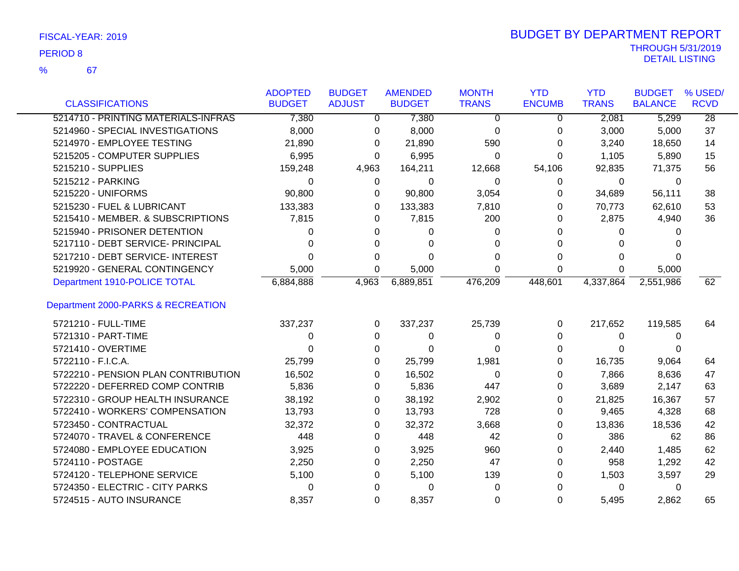FISCAL-YEAR: 2019

PERIOD 8

% 67

# BUDGET BY DEPARTMENT REPORT

THROUGH 5/31/2019
DETAIL LISTING

| CLASSIFICATIONS | ADOPTED BUDGET | BUDGET ADJUST | AMENDED BUDGET | MONTH TRANS | YTD ENCUMB | YTD TRANS | BUDGET BALANCE | % USED/ RCVD |
|---|---|---|---|---|---|---|---|---|
| 5214710 - PRINTING MATERIALS-INFRAS | 7,380 | 0 | 7,380 | 0 | 0 | 2,081 | 5,299 | 28 |
| 5214960 - SPECIAL INVESTIGATIONS | 8,000 | 0 | 8,000 | 0 | 0 | 3,000 | 5,000 | 37 |
| 5214970 - EMPLOYEE TESTING | 21,890 | 0 | 21,890 | 590 | 0 | 3,240 | 18,650 | 14 |
| 5215205 - COMPUTER SUPPLIES | 6,995 | 0 | 6,995 | 0 | 0 | 1,105 | 5,890 | 15 |
| 5215210 - SUPPLIES | 159,248 | 4,963 | 164,211 | 12,668 | 54,106 | 92,835 | 71,375 | 56 |
| 5215212 - PARKING | 0 | 0 | 0 | 0 | 0 | 0 | 0 | |
| 5215220 - UNIFORMS | 90,800 | 0 | 90,800 | 3,054 | 0 | 34,689 | 56,111 | 38 |
| 5215230 - FUEL & LUBRICANT | 133,383 | 0 | 133,383 | 7,810 | 0 | 70,773 | 62,610 | 53 |
| 5215410 - MEMBER. & SUBSCRIPTIONS | 7,815 | 0 | 7,815 | 200 | 0 | 2,875 | 4,940 | 36 |
| 5215940 - PRISONER DETENTION | 0 | 0 | 0 | 0 | 0 | 0 | 0 | |
| 5217110 - DEBT SERVICE- PRINCIPAL | 0 | 0 | 0 | 0 | 0 | 0 | 0 | |
| 5217210 - DEBT SERVICE- INTEREST | 0 | 0 | 0 | 0 | 0 | 0 | 0 | |
| 5219920 - GENERAL CONTINGENCY | 5,000 | 0 | 5,000 | 0 | 0 | 0 | 5,000 | |
| Department 1910-POLICE TOTAL | 6,884,888 | 4,963 | 6,889,851 | 476,209 | 448,601 | 4,337,864 | 2,551,986 | 62 |
| **Department 2000-PARKS & RECREATION** | | | | | | | | |
| 5721210 - FULL-TIME | 337,237 | 0 | 337,237 | 25,739 | 0 | 217,652 | 119,585 | 64 |
| 5721310 - PART-TIME | 0 | 0 | 0 | 0 | 0 | 0 | 0 | |
| 5721410 - OVERTIME | 0 | 0 | 0 | 0 | 0 | 0 | 0 | |
| 5722110 - F.I.C.A. | 25,799 | 0 | 25,799 | 1,981 | 0 | 16,735 | 9,064 | 64 |
| 5722210 - PENSION PLAN CONTRIBUTION | 16,502 | 0 | 16,502 | 0 | 0 | 7,866 | 8,636 | 47 |
| 5722220 - DEFERRED COMP CONTRIB | 5,836 | 0 | 5,836 | 447 | 0 | 3,689 | 2,147 | 63 |
| 5722310 - GROUP HEALTH INSURANCE | 38,192 | 0 | 38,192 | 2,902 | 0 | 21,825 | 16,367 | 57 |
| 5722410 - WORKERS' COMPENSATION | 13,793 | 0 | 13,793 | 728 | 0 | 9,465 | 4,328 | 68 |
| 5723450 - CONTRACTUAL | 32,372 | 0 | 32,372 | 3,668 | 0 | 13,836 | 18,536 | 42 |
| 5724070 - TRAVEL & CONFERENCE | 448 | 0 | 448 | 42 | 0 | 386 | 62 | 86 |
| 5724080 - EMPLOYEE EDUCATION | 3,925 | 0 | 3,925 | 960 | 0 | 2,440 | 1,485 | 62 |
| 5724110 - POSTAGE | 2,250 | 0 | 2,250 | 47 | 0 | 958 | 1,292 | 42 |
| 5724120 - TELEPHONE SERVICE | 5,100 | 0 | 5,100 | 139 | 0 | 1,503 | 3,597 | 29 |
| 5724350 - ELECTRIC - CITY PARKS | 0 | 0 | 0 | 0 | 0 | 0 | 0 | |
| 5724515 - AUTO INSURANCE | 8,357 | 0 | 8,357 | 0 | 0 | 5,495 | 2,862 | 65 |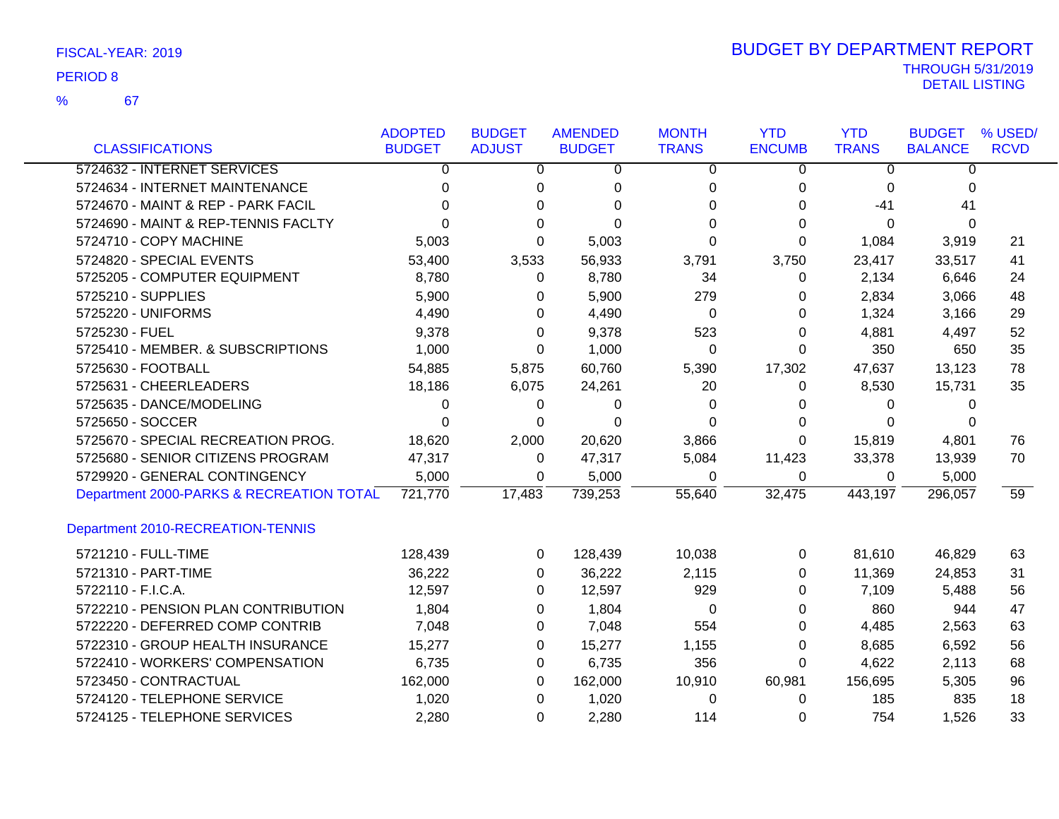FISCAL-YEAR: 2019

PERIOD 8

% 67

# BUDGET BY DEPARTMENT REPORT

THROUGH 5/31/2019
DETAIL LISTING

| CLASSIFICATIONS | ADOPTED BUDGET | BUDGET ADJUST | AMENDED BUDGET | MONTH TRANS | YTD ENCUMB | YTD TRANS | BUDGET BALANCE | % USED/ RCVD |
|---|---|---|---|---|---|---|---|---|
| 5724632 - INTERNET SERVICES | 0 | 0 | 0 | 0 | 0 | 0 | 0 | |
| 5724634 - INTERNET MAINTENANCE | 0 | 0 | 0 | 0 | 0 | 0 | 0 | |
| 5724670 - MAINT & REP - PARK FACIL | 0 | 0 | 0 | 0 | 0 | -41 | 41 | |
| 5724690 - MAINT & REP-TENNIS FACLTY | 0 | 0 | 0 | 0 | 0 | 0 | 0 | |
| 5724710 - COPY MACHINE | 5,003 | 0 | 5,003 | 0 | 0 | 1,084 | 3,919 | 21 |
| 5724820 - SPECIAL EVENTS | 53,400 | 3,533 | 56,933 | 3,791 | 3,750 | 23,417 | 33,517 | 41 |
| 5725205 - COMPUTER EQUIPMENT | 8,780 | 0 | 8,780 | 34 | 0 | 2,134 | 6,646 | 24 |
| 5725210 - SUPPLIES | 5,900 | 0 | 5,900 | 279 | 0 | 2,834 | 3,066 | 48 |
| 5725220 - UNIFORMS | 4,490 | 0 | 4,490 | 0 | 0 | 1,324 | 3,166 | 29 |
| 5725230 - FUEL | 9,378 | 0 | 9,378 | 523 | 0 | 4,881 | 4,497 | 52 |
| 5725410 - MEMBER. & SUBSCRIPTIONS | 1,000 | 0 | 1,000 | 0 | 0 | 350 | 650 | 35 |
| 5725630 - FOOTBALL | 54,885 | 5,875 | 60,760 | 5,390 | 17,302 | 47,637 | 13,123 | 78 |
| 5725631 - CHEERLEADERS | 18,186 | 6,075 | 24,261 | 20 | 0 | 8,530 | 15,731 | 35 |
| 5725635 - DANCE/MODELING | 0 | 0 | 0 | 0 | 0 | 0 | 0 | |
| 5725650 - SOCCER | 0 | 0 | 0 | 0 | 0 | 0 | 0 | |
| 5725670 - SPECIAL RECREATION PROG. | 18,620 | 2,000 | 20,620 | 3,866 | 0 | 15,819 | 4,801 | 76 |
| 5725680 - SENIOR CITIZENS PROGRAM | 47,317 | 0 | 47,317 | 5,084 | 11,423 | 33,378 | 13,939 | 70 |
| 5729920 - GENERAL CONTINGENCY | 5,000 | 0 | 5,000 | 0 | 0 | 0 | 5,000 | |
| Department 2000-PARKS & RECREATION TOTAL | 721,770 | 17,483 | 739,253 | 55,640 | 32,475 | 443,197 | 296,057 | 59 |
| **Department 2010-RECREATION-TENNIS** | | | | | | | | |
| 5721210 - FULL-TIME | 128,439 | 0 | 128,439 | 10,038 | 0 | 81,610 | 46,829 | 63 |
| 5721310 - PART-TIME | 36,222 | 0 | 36,222 | 2,115 | 0 | 11,369 | 24,853 | 31 |
| 5722110 - F.I.C.A. | 12,597 | 0 | 12,597 | 929 | 0 | 7,109 | 5,488 | 56 |
| 5722210 - PENSION PLAN CONTRIBUTION | 1,804 | 0 | 1,804 | 0 | 0 | 860 | 944 | 47 |
| 5722220 - DEFERRED COMP CONTRIB | 7,048 | 0 | 7,048 | 554 | 0 | 4,485 | 2,563 | 63 |
| 5722310 - GROUP HEALTH INSURANCE | 15,277 | 0 | 15,277 | 1,155 | 0 | 8,685 | 6,592 | 56 |
| 5722410 - WORKERS' COMPENSATION | 6,735 | 0 | 6,735 | 356 | 0 | 4,622 | 2,113 | 68 |
| 5723450 - CONTRACTUAL | 162,000 | 0 | 162,000 | 10,910 | 60,981 | 156,695 | 5,305 | 96 |
| 5724120 - TELEPHONE SERVICE | 1,020 | 0 | 1,020 | 0 | 0 | 185 | 835 | 18 |
| 5724125 - TELEPHONE SERVICES | 2,280 | 0 | 2,280 | 114 | 0 | 754 | 1,526 | 33 |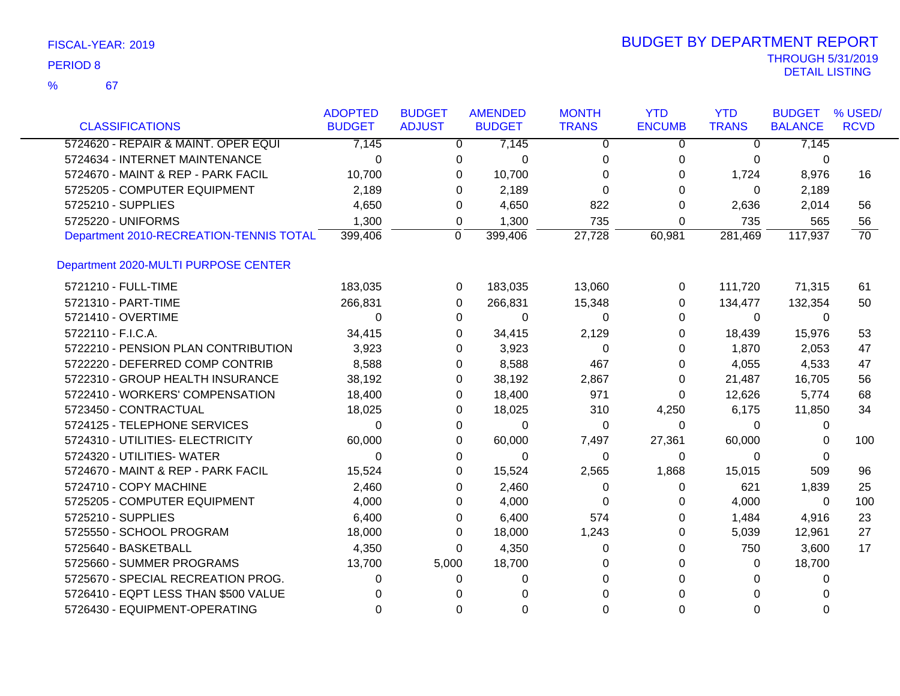FISCAL-YEAR: 2019

PERIOD 8

% 67

# BUDGET BY DEPARTMENT REPORT

THROUGH 5/31/2019

DETAIL LISTING

| CLASSIFICATIONS | ADOPTED BUDGET | BUDGET ADJUST | AMENDED BUDGET | MONTH TRANS | YTD ENCUMB | YTD TRANS | BUDGET BALANCE | % USED/ RCVD |
|---|---|---|---|---|---|---|---|---|
| 5724620 - REPAIR & MAINT. OPER EQUI | 7,145 | 0 | 7,145 | 0 | 0 | 0 | 7,145 | |
| 5724634 - INTERNET MAINTENANCE | 0 | 0 | 0 | 0 | 0 | 0 | 0 | |
| 5724670 - MAINT & REP - PARK FACIL | 10,700 | 0 | 10,700 | 0 | 0 | 1,724 | 8,976 | 16 |
| 5725205 - COMPUTER EQUIPMENT | 2,189 | 0 | 2,189 | 0 | 0 | 0 | 2,189 | |
| 5725210 - SUPPLIES | 4,650 | 0 | 4,650 | 822 | 0 | 2,636 | 2,014 | 56 |
| 5725220 - UNIFORMS | 1,300 | 0 | 1,300 | 735 | 0 | 735 | 565 | 56 |
| Department 2010-RECREATION-TENNIS TOTAL | 399,406 | 0 | 399,406 | 27,728 | 60,981 | 281,469 | 117,937 | 70 |
| **Department 2020-MULTI PURPOSE CENTER** | | | | | | | | |
| 5721210 - FULL-TIME | 183,035 | 0 | 183,035 | 13,060 | 0 | 111,720 | 71,315 | 61 |
| 5721310 - PART-TIME | 266,831 | 0 | 266,831 | 15,348 | 0 | 134,477 | 132,354 | 50 |
| 5721410 - OVERTIME | 0 | 0 | 0 | 0 | 0 | 0 | 0 | |
| 5722110 - F.I.C.A. | 34,415 | 0 | 34,415 | 2,129 | 0 | 18,439 | 15,976 | 53 |
| 5722210 - PENSION PLAN CONTRIBUTION | 3,923 | 0 | 3,923 | 0 | 0 | 1,870 | 2,053 | 47 |
| 5722220 - DEFERRED COMP CONTRIB | 8,588 | 0 | 8,588 | 467 | 0 | 4,055 | 4,533 | 47 |
| 5722310 - GROUP HEALTH INSURANCE | 38,192 | 0 | 38,192 | 2,867 | 0 | 21,487 | 16,705 | 56 |
| 5722410 - WORKERS' COMPENSATION | 18,400 | 0 | 18,400 | 971 | 0 | 12,626 | 5,774 | 68 |
| 5723450 - CONTRACTUAL | 18,025 | 0 | 18,025 | 310 | 4,250 | 6,175 | 11,850 | 34 |
| 5724125 - TELEPHONE SERVICES | 0 | 0 | 0 | 0 | 0 | 0 | 0 | |
| 5724310 - UTILITIES- ELECTRICITY | 60,000 | 0 | 60,000 | 7,497 | 27,361 | 60,000 | 0 | 100 |
| 5724320 - UTILITIES- WATER | 0 | 0 | 0 | 0 | 0 | 0 | 0 | |
| 5724670 - MAINT & REP - PARK FACIL | 15,524 | 0 | 15,524 | 2,565 | 1,868 | 15,015 | 509 | 96 |
| 5724710 - COPY MACHINE | 2,460 | 0 | 2,460 | 0 | 0 | 621 | 1,839 | 25 |
| 5725205 - COMPUTER EQUIPMENT | 4,000 | 0 | 4,000 | 0 | 0 | 4,000 | 0 | 100 |
| 5725210 - SUPPLIES | 6,400 | 0 | 6,400 | 574 | 0 | 1,484 | 4,916 | 23 |
| 5725550 - SCHOOL PROGRAM | 18,000 | 0 | 18,000 | 1,243 | 0 | 5,039 | 12,961 | 27 |
| 5725640 - BASKETBALL | 4,350 | 0 | 4,350 | 0 | 0 | 750 | 3,600 | 17 |
| 5725660 - SUMMER PROGRAMS | 13,700 | 5,000 | 18,700 | 0 | 0 | 0 | 18,700 | |
| 5725670 - SPECIAL RECREATION PROG. | 0 | 0 | 0 | 0 | 0 | 0 | 0 | |
| 5726410 - EQPT LESS THAN $500 VALUE | 0 | 0 | 0 | 0 | 0 | 0 | 0 | |
| 5726430 - EQUIPMENT-OPERATING | 0 | 0 | 0 | 0 | 0 | 0 | 0 | |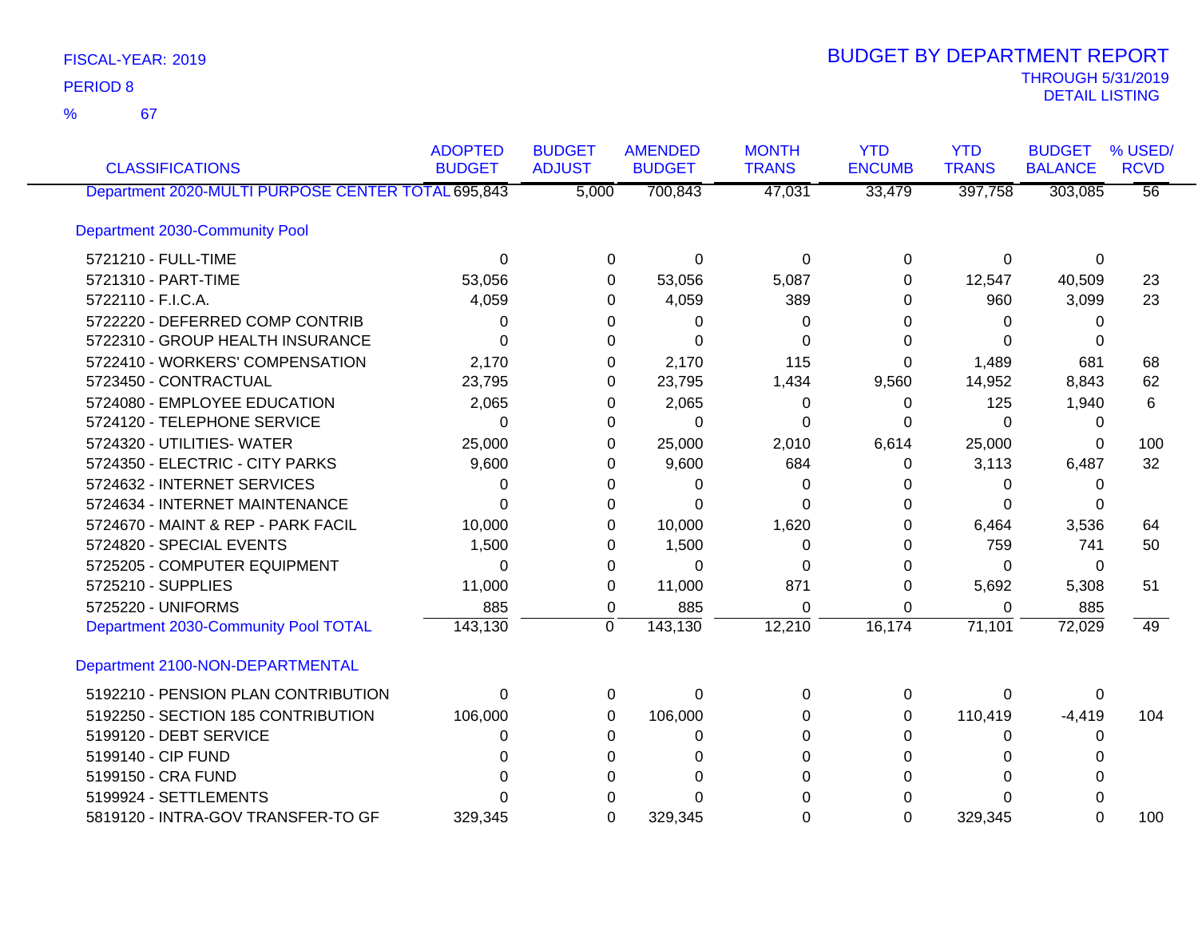FISCAL-YEAR: 2019
PERIOD 8
% 67

# BUDGET BY DEPARTMENT REPORT

THROUGH 5/31/2019
DETAIL LISTING

| CLASSIFICATIONS | ADOPTED BUDGET | BUDGET ADJUST | AMENDED BUDGET | MONTH TRANS | YTD ENCUMB | YTD TRANS | BUDGET BALANCE | % USED/ RCVD |
|---|---|---|---|---|---|---|---|---|
| Department 2020-MULTI PURPOSE CENTER TOTAL | 695,843 | 5,000 | 700,843 | 47,031 | 33,479 | 397,758 | 303,085 | 56 |
| **Department 2030-Community Pool** | | | | | | | | |
| 5721210 - FULL-TIME | 0 | 0 | 0 | 0 | 0 | 0 | 0 | |
| 5721310 - PART-TIME | 53,056 | 0 | 53,056 | 5,087 | 0 | 12,547 | 40,509 | 23 |
| 5722110 - F.I.C.A. | 4,059 | 0 | 4,059 | 389 | 0 | 960 | 3,099 | 23 |
| 5722220 - DEFERRED COMP CONTRIB | 0 | 0 | 0 | 0 | 0 | 0 | 0 | |
| 5722310 - GROUP HEALTH INSURANCE | 0 | 0 | 0 | 0 | 0 | 0 | 0 | |
| 5722410 - WORKERS' COMPENSATION | 2,170 | 0 | 2,170 | 115 | 0 | 1,489 | 681 | 68 |
| 5723450 - CONTRACTUAL | 23,795 | 0 | 23,795 | 1,434 | 9,560 | 14,952 | 8,843 | 62 |
| 5724080 - EMPLOYEE EDUCATION | 2,065 | 0 | 2,065 | 0 | 0 | 125 | 1,940 | 6 |
| 5724120 - TELEPHONE SERVICE | 0 | 0 | 0 | 0 | 0 | 0 | 0 | |
| 5724320 - UTILITIES- WATER | 25,000 | 0 | 25,000 | 2,010 | 6,614 | 25,000 | 0 | 100 |
| 5724350 - ELECTRIC - CITY PARKS | 9,600 | 0 | 9,600 | 684 | 0 | 3,113 | 6,487 | 32 |
| 5724632 - INTERNET SERVICES | 0 | 0 | 0 | 0 | 0 | 0 | 0 | |
| 5724634 - INTERNET MAINTENANCE | 0 | 0 | 0 | 0 | 0 | 0 | 0 | |
| 5724670 - MAINT & REP - PARK FACIL | 10,000 | 0 | 10,000 | 1,620 | 0 | 6,464 | 3,536 | 64 |
| 5724820 - SPECIAL EVENTS | 1,500 | 0 | 1,500 | 0 | 0 | 759 | 741 | 50 |
| 5725205 - COMPUTER EQUIPMENT | 0 | 0 | 0 | 0 | 0 | 0 | 0 | |
| 5725210 - SUPPLIES | 11,000 | 0 | 11,000 | 871 | 0 | 5,692 | 5,308 | 51 |
| 5725220 - UNIFORMS | 885 | 0 | 885 | 0 | 0 | 0 | 885 | |
| Department 2030-Community Pool TOTAL | 143,130 | 0 | 143,130 | 12,210 | 16,174 | 71,101 | 72,029 | 49 |
| **Department 2100-NON-DEPARTMENTAL** | | | | | | | | |
| 5192210 - PENSION PLAN CONTRIBUTION | 0 | 0 | 0 | 0 | 0 | 0 | 0 | |
| 5192250 - SECTION 185 CONTRIBUTION | 106,000 | 0 | 106,000 | 0 | 0 | 110,419 | -4,419 | 104 |
| 5199120 - DEBT SERVICE | 0 | 0 | 0 | 0 | 0 | 0 | 0 | |
| 5199140 - CIP FUND | 0 | 0 | 0 | 0 | 0 | 0 | 0 | |
| 5199150 - CRA FUND | 0 | 0 | 0 | 0 | 0 | 0 | 0 | |
| 5199924 - SETTLEMENTS | 0 | 0 | 0 | 0 | 0 | 0 | 0 | |
| 5819120 - INTRA-GOV TRANSFER-TO GF | 329,345 | 0 | 329,345 | 0 | 0 | 329,345 | 0 | 100 |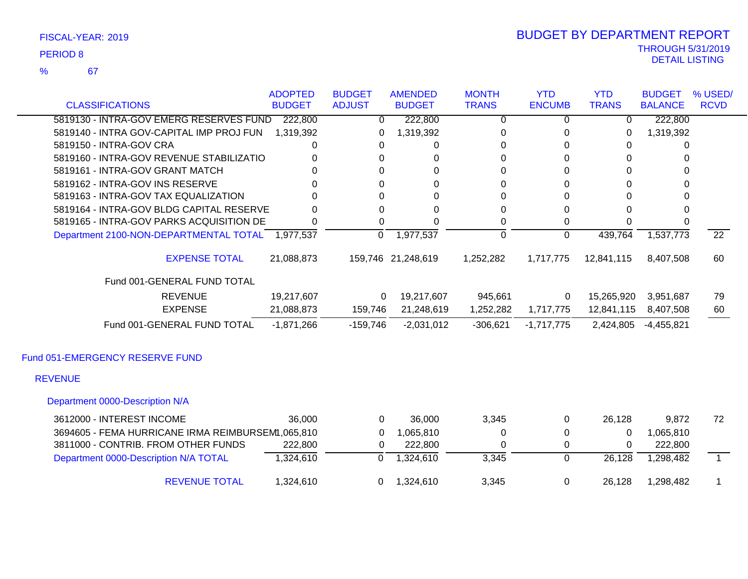FISCAL-YEAR: 2019

PERIOD 8

% 67

# BUDGET BY DEPARTMENT REPORT

THROUGH 5/31/2019

DETAIL LISTING

| CLASSIFICATIONS | ADOPTED BUDGET | BUDGET ADJUST | AMENDED BUDGET | MONTH TRANS | YTD ENCUMB | YTD TRANS | BUDGET BALANCE | % USED/ RCVD |
|---|---|---|---|---|---|---|---|---|
| 5819130 - INTRA-GOV EMERG RESERVES FUND | 222,800 | 0 | 222,800 | 0 | 0 | 0 | 222,800 | |
| 5819140 - INTRA GOV-CAPITAL IMP PROJ FUN | 1,319,392 | 0 | 1,319,392 | 0 | 0 | 0 | 1,319,392 | |
| 5819150 - INTRA-GOV CRA | 0 | 0 | 0 | 0 | 0 | 0 | 0 | |
| 5819160 - INTRA-GOV REVENUE STABILIZATIO | 0 | 0 | 0 | 0 | 0 | 0 | 0 | |
| 5819161 - INTRA-GOV GRANT MATCH | 0 | 0 | 0 | 0 | 0 | 0 | 0 | |
| 5819162 - INTRA-GOV INS RESERVE | 0 | 0 | 0 | 0 | 0 | 0 | 0 | |
| 5819163 - INTRA-GOV TAX EQUALIZATION | 0 | 0 | 0 | 0 | 0 | 0 | 0 | |
| 5819164 - INTRA-GOV BLDG CAPITAL RESERVE | 0 | 0 | 0 | 0 | 0 | 0 | 0 | |
| 5819165 - INTRA-GOV PARKS ACQUISITION DE | 0 | 0 | 0 | 0 | 0 | 0 | 0 | |
| Department 2100-NON-DEPARTMENTAL TOTAL | 1,977,537 | 0 | 1,977,537 | 0 | 0 | 439,764 | 1,537,773 | 22 |
| EXPENSE TOTAL | 21,088,873 | 159,746 | 21,248,619 | 1,252,282 | 1,717,775 | 12,841,115 | 8,407,508 | 60 |
| Fund 001-GENERAL FUND TOTAL | | | | | | | | |
| REVENUE | 19,217,607 | 0 | 19,217,607 | 945,661 | 0 | 15,265,920 | 3,951,687 | 79 |
| EXPENSE | 21,088,873 | 159,746 | 21,248,619 | 1,252,282 | 1,717,775 | 12,841,115 | 8,407,508 | 60 |
| Fund 001-GENERAL FUND TOTAL | -1,871,266 | -159,746 | -2,031,012 | -306,621 | -1,717,775 | 2,424,805 | -4,455,821 | |

## Fund 051-EMERGENCY RESERVE FUND

### REVENUE

#### Department 0000-Description N/A

| CLASSIFICATIONS | ADOPTED BUDGET | BUDGET ADJUST | AMENDED BUDGET | MONTH TRANS | YTD ENCUMB | YTD TRANS | BUDGET BALANCE | % USED/ RCVD |
|---|---|---|---|---|---|---|---|---|
| 3612000 - INTEREST INCOME | 36,000 | 0 | 36,000 | 3,345 | 0 | 26,128 | 9,872 | 72 |
| 3694605 - FEMA HURRICANE IRMA REIMBURSEM | 1,065,810 | 0 | 1,065,810 | 0 | 0 | 0 | 1,065,810 | |
| 3811000 - CONTRIB. FROM OTHER FUNDS | 222,800 | 0 | 222,800 | 0 | 0 | 0 | 222,800 | |
| Department 0000-Description N/A TOTAL | 1,324,610 | 0 | 1,324,610 | 3,345 | 0 | 26,128 | 1,298,482 | 1 |
| REVENUE TOTAL | 1,324,610 | 0 | 1,324,610 | 3,345 | 0 | 26,128 | 1,298,482 | 1 |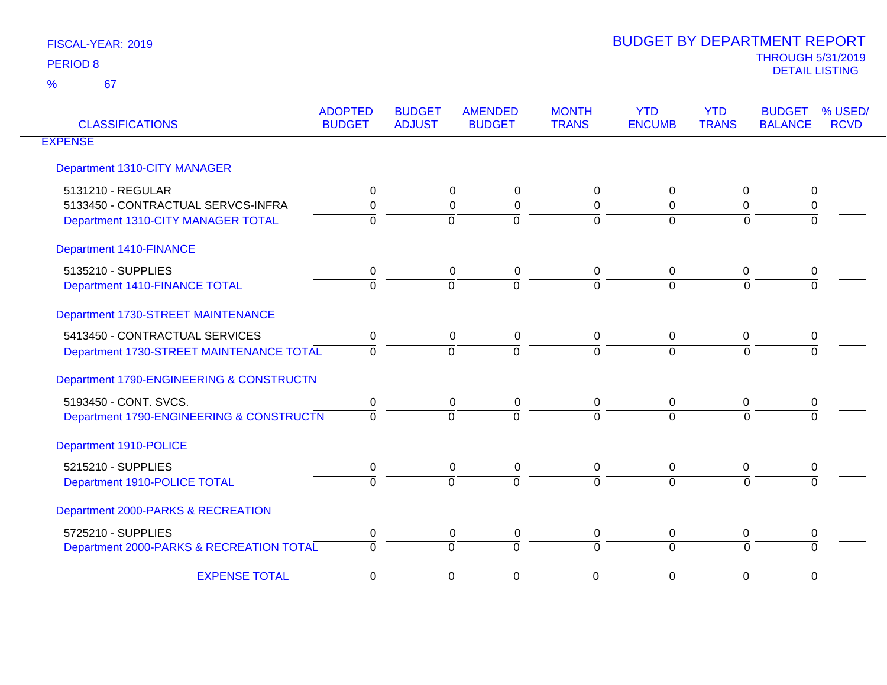FISCAL-YEAR: 2019

PERIOD 8

% 67

# BUDGET BY DEPARTMENT REPORT

THROUGH 5/31/2019

DETAIL LISTING

| CLASSIFICATIONS | ADOPTED BUDGET | BUDGET ADJUST | AMENDED BUDGET | MONTH TRANS | YTD ENCUMB | YTD TRANS | BUDGET BALANCE | % USED/ RCVD |
|---|---|---|---|---|---|---|---|---|
| **EXPENSE** | | | | | | | | |
| Department 1310-CITY MANAGER | | | | | | | | |
| 5131210 - REGULAR | 0 | 0 | 0 | 0 | 0 | 0 | 0 | |
| 5133450 - CONTRACTUAL SERVCS-INFRA | 0 | 0 | 0 | 0 | 0 | 0 | 0 | |
| Department 1310-CITY MANAGER TOTAL | 0 | 0 | 0 | 0 | 0 | 0 | 0 | |
| Department 1410-FINANCE | | | | | | | | |
| 5135210 - SUPPLIES | 0 | 0 | 0 | 0 | 0 | 0 | 0 | |
| Department 1410-FINANCE TOTAL | 0 | 0 | 0 | 0 | 0 | 0 | 0 | |
| Department 1730-STREET MAINTENANCE | | | | | | | | |
| 5413450 - CONTRACTUAL SERVICES | 0 | 0 | 0 | 0 | 0 | 0 | 0 | |
| Department 1730-STREET MAINTENANCE TOTAL | 0 | 0 | 0 | 0 | 0 | 0 | 0 | |
| Department 1790-ENGINEERING & CONSTRUCTN | | | | | | | | |
| 5193450 - CONT. SVCS. | 0 | 0 | 0 | 0 | 0 | 0 | 0 | |
| Department 1790-ENGINEERING & CONSTRUCTN | 0 | 0 | 0 | 0 | 0 | 0 | 0 | |
| Department 1910-POLICE | | | | | | | | |
| 5215210 - SUPPLIES | 0 | 0 | 0 | 0 | 0 | 0 | 0 | |
| Department 1910-POLICE TOTAL | 0 | 0 | 0 | 0 | 0 | 0 | 0 | |
| Department 2000-PARKS & RECREATION | | | | | | | | |
| 5725210 - SUPPLIES | 0 | 0 | 0 | 0 | 0 | 0 | 0 | |
| Department 2000-PARKS & RECREATION TOTAL | 0 | 0 | 0 | 0 | 0 | 0 | 0 | |
| EXPENSE TOTAL | 0 | 0 | 0 | 0 | 0 | 0 | 0 | |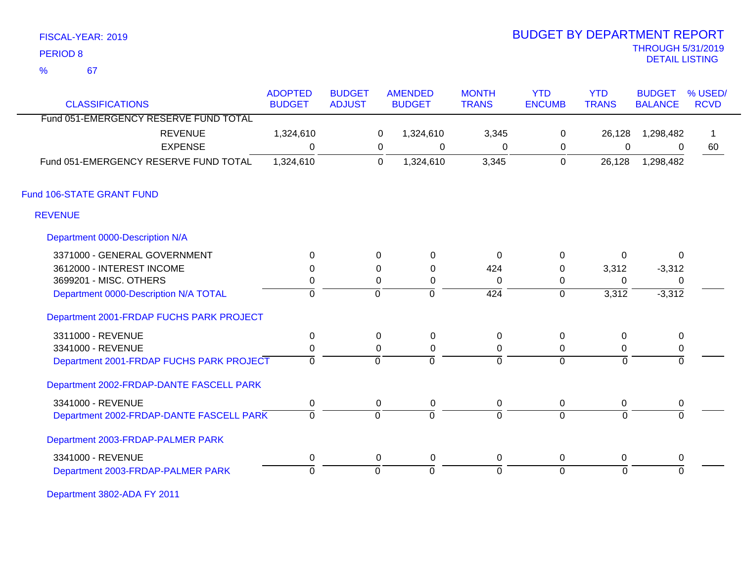FISCAL-YEAR: 2019

PERIOD 8

% 67

# BUDGET BY DEPARTMENT REPORT

THROUGH 5/31/2019

DETAIL LISTING

| CLASSIFICATIONS | ADOPTED BUDGET | BUDGET ADJUST | AMENDED BUDGET | MONTH TRANS | YTD ENCUMB | YTD TRANS | BUDGET BALANCE | % USED/ RCVD |
|---|---|---|---|---|---|---|---|---|
| Fund 051-EMERGENCY RESERVE FUND TOTAL | | | | | | | | |
| REVENUE | 1,324,610 | 0 | 1,324,610 | 3,345 | 0 | 26,128 | 1,298,482 | 1 |
| EXPENSE | 0 | 0 | 0 | 0 | 0 | 0 | 0 | 60 |
| Fund 051-EMERGENCY RESERVE FUND TOTAL | 1,324,610 | 0 | 1,324,610 | 3,345 | 0 | 26,128 | 1,298,482 | |
| **Fund 106-STATE GRANT FUND** | | | | | | | | |
| **REVENUE** | | | | | | | | |
| **Department 0000-Description N/A** | | | | | | | | |
| 3371000 - GENERAL GOVERNMENT | 0 | 0 | 0 | 0 | 0 | 0 | 0 | |
| 3612000 - INTEREST INCOME | 0 | 0 | 0 | 424 | 0 | 3,312 | -3,312 | |
| 3699201 - MISC. OTHERS | 0 | 0 | 0 | 0 | 0 | 0 | 0 | |
| Department 0000-Description N/A TOTAL | 0 | 0 | 0 | 424 | 0 | 3,312 | -3,312 | |
| **Department 2001-FRDAP FUCHS PARK PROJECT** | | | | | | | | |
| 3311000 - REVENUE | 0 | 0 | 0 | 0 | 0 | 0 | 0 | |
| 3341000 - REVENUE | 0 | 0 | 0 | 0 | 0 | 0 | 0 | |
| Department 2001-FRDAP FUCHS PARK PROJECT | 0 | 0 | 0 | 0 | 0 | 0 | 0 | |
| **Department 2002-FRDAP-DANTE FASCELL PARK** | | | | | | | | |
| 3341000 - REVENUE | 0 | 0 | 0 | 0 | 0 | 0 | 0 | |
| Department 2002-FRDAP-DANTE FASCELL PARK | 0 | 0 | 0 | 0 | 0 | 0 | 0 | |
| **Department 2003-FRDAP-PALMER PARK** | | | | | | | | |
| 3341000 - REVENUE | 0 | 0 | 0 | 0 | 0 | 0 | 0 | |
| Department 2003-FRDAP-PALMER PARK | 0 | 0 | 0 | 0 | 0 | 0 | 0 | |
| **Department 3802-ADA FY 2011** | | | | | | | | |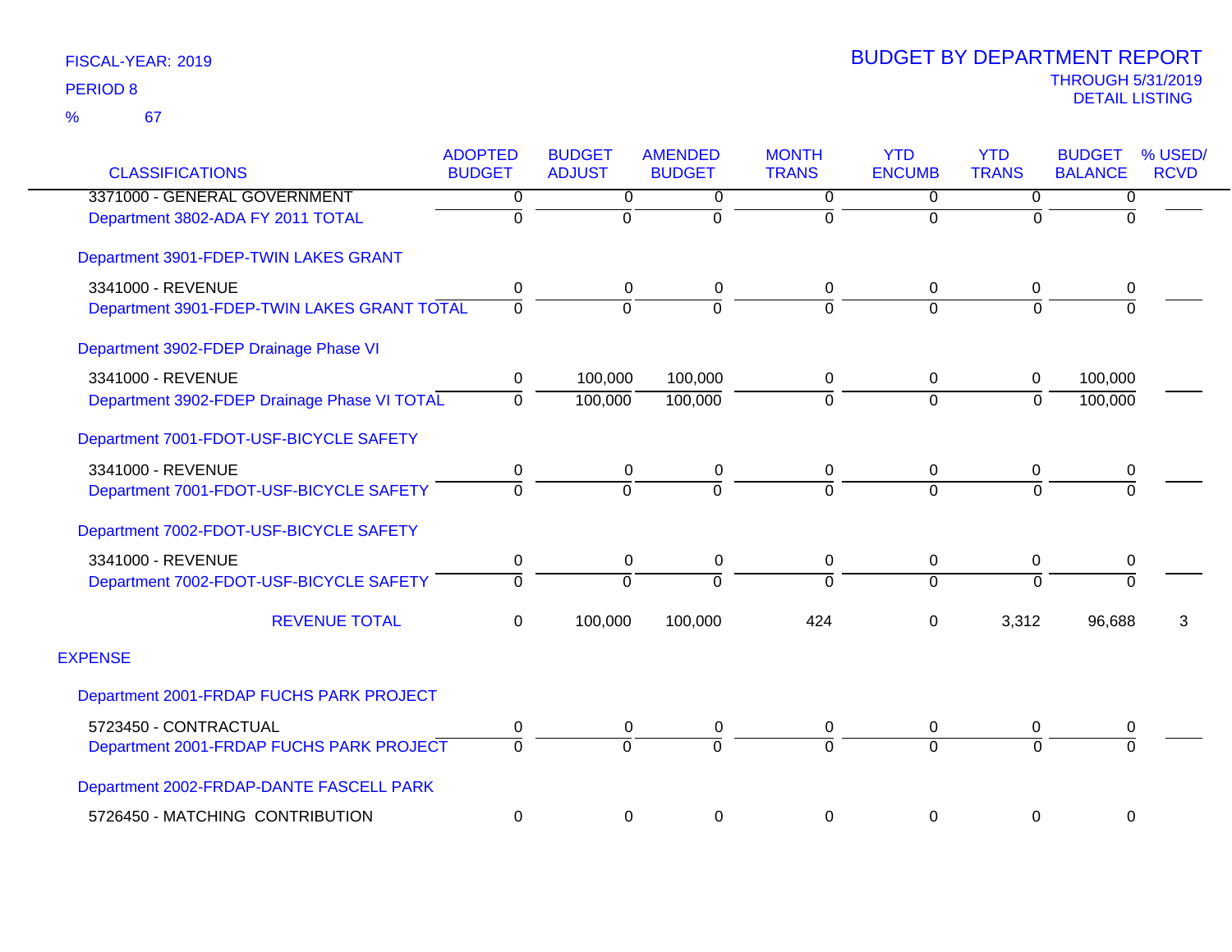FISCAL-YEAR: 2019

PERIOD 8

% 67

# BUDGET BY DEPARTMENT REPORT

THROUGH 5/31/2019

DETAIL LISTING

| CLASSIFICATIONS | ADOPTED BUDGET | BUDGET ADJUST | AMENDED BUDGET | MONTH TRANS | YTD ENCUMB | YTD TRANS | BUDGET BALANCE | % USED/ RCVD |
|---|---|---|---|---|---|---|---|---|
| 3371000 - GENERAL GOVERNMENT | 0 | 0 | 0 | 0 | 0 | 0 | 0 | |
| Department 3802-ADA FY 2011 TOTAL | 0 | 0 | 0 | 0 | 0 | 0 | 0 | |
| Department 3901-FDEP-TWIN LAKES GRANT | | | | | | | | |
| 3341000 - REVENUE | 0 | 0 | 0 | 0 | 0 | 0 | 0 | |
| Department 3901-FDEP-TWIN LAKES GRANT TOTAL | 0 | 0 | 0 | 0 | 0 | 0 | 0 | |
| Department 3902-FDEP Drainage Phase VI | | | | | | | | |
| 3341000 - REVENUE | 0 | 100,000 | 100,000 | 0 | 0 | 0 | 100,000 | |
| Department 3902-FDEP Drainage Phase VI TOTAL | 0 | 100,000 | 100,000 | 0 | 0 | 0 | 100,000 | |
| Department 7001-FDOT-USF-BICYCLE SAFETY | | | | | | | | |
| 3341000 - REVENUE | 0 | 0 | 0 | 0 | 0 | 0 | 0 | |
| Department 7001-FDOT-USF-BICYCLE SAFETY | 0 | 0 | 0 | 0 | 0 | 0 | 0 | |
| Department 7002-FDOT-USF-BICYCLE SAFETY | | | | | | | | |
| 3341000 - REVENUE | 0 | 0 | 0 | 0 | 0 | 0 | 0 | |
| Department 7002-FDOT-USF-BICYCLE SAFETY | 0 | 0 | 0 | 0 | 0 | 0 | 0 | |
| REVENUE TOTAL | 0 | 100,000 | 100,000 | 424 | 0 | 3,312 | 96,688 | 3 |
| EXPENSE | | | | | | | | |
| Department 2001-FRDAP FUCHS PARK PROJECT | | | | | | | | |
| 5723450 - CONTRACTUAL | 0 | 0 | 0 | 0 | 0 | 0 | 0 | |
| Department 2001-FRDAP FUCHS PARK PROJECT | 0 | 0 | 0 | 0 | 0 | 0 | 0 | |
| Department 2002-FRDAP-DANTE FASCELL PARK | | | | | | | | |
| 5726450 - MATCHING CONTRIBUTION | 0 | 0 | 0 | 0 | 0 | 0 | 0 | |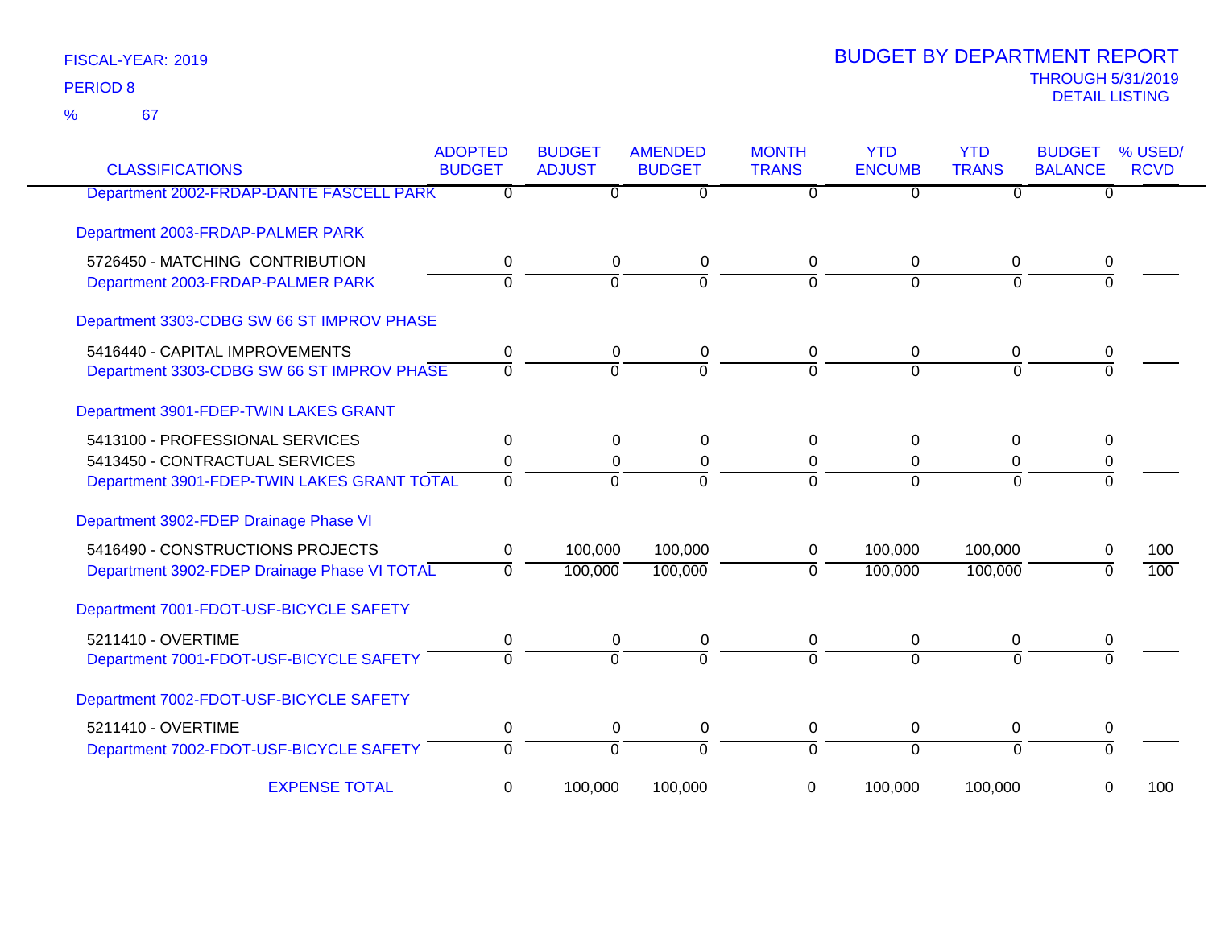FISCAL-YEAR: 2019

PERIOD 8

% 67

# BUDGET BY DEPARTMENT REPORT

THROUGH 5/31/2019

DETAIL LISTING

| CLASSIFICATIONS | ADOPTED BUDGET | BUDGET ADJUST | AMENDED BUDGET | MONTH TRANS | YTD ENCUMB | YTD TRANS | BUDGET BALANCE | % USED/ RCVD |
|---|---|---|---|---|---|---|---|---|
| Department 2002-FRDAP-DANTE FASCELL PARK | 0 | 0 | 0 | 0 | 0 | 0 | 0 | |
| Department 2003-FRDAP-PALMER PARK | | | | | | | | |
| 5726450 - MATCHING CONTRIBUTION | 0 | 0 | 0 | 0 | 0 | 0 | 0 | |
| Department 2003-FRDAP-PALMER PARK | 0 | 0 | 0 | 0 | 0 | 0 | 0 | |
| Department 3303-CDBG SW 66 ST IMPROV PHASE | | | | | | | | |
| 5416440 - CAPITAL IMPROVEMENTS | 0 | 0 | 0 | 0 | 0 | 0 | 0 | |
| Department 3303-CDBG SW 66 ST IMPROV PHASE | 0 | 0 | 0 | 0 | 0 | 0 | 0 | |
| Department 3901-FDEP-TWIN LAKES GRANT | | | | | | | | |
| 5413100 - PROFESSIONAL SERVICES | 0 | 0 | 0 | 0 | 0 | 0 | 0 | |
| 5413450 - CONTRACTUAL SERVICES | 0 | 0 | 0 | 0 | 0 | 0 | 0 | |
| Department 3901-FDEP-TWIN LAKES GRANT TOTAL | 0 | 0 | 0 | 0 | 0 | 0 | 0 | |
| Department 3902-FDEP Drainage Phase VI | | | | | | | | |
| 5416490 - CONSTRUCTIONS PROJECTS | 0 | 100,000 | 100,000 | 0 | 100,000 | 100,000 | 0 | 100 |
| Department 3902-FDEP Drainage Phase VI TOTAL | 0 | 100,000 | 100,000 | 0 | 100,000 | 100,000 | 0 | 100 |
| Department 7001-FDOT-USF-BICYCLE SAFETY | | | | | | | | |
| 5211410 - OVERTIME | 0 | 0 | 0 | 0 | 0 | 0 | 0 | |
| Department 7001-FDOT-USF-BICYCLE SAFETY | 0 | 0 | 0 | 0 | 0 | 0 | 0 | |
| Department 7002-FDOT-USF-BICYCLE SAFETY | | | | | | | | |
| 5211410 - OVERTIME | 0 | 0 | 0 | 0 | 0 | 0 | 0 | |
| Department 7002-FDOT-USF-BICYCLE SAFETY | 0 | 0 | 0 | 0 | 0 | 0 | 0 | |
| EXPENSE TOTAL | 0 | 100,000 | 100,000 | 0 | 100,000 | 100,000 | 0 | 100 |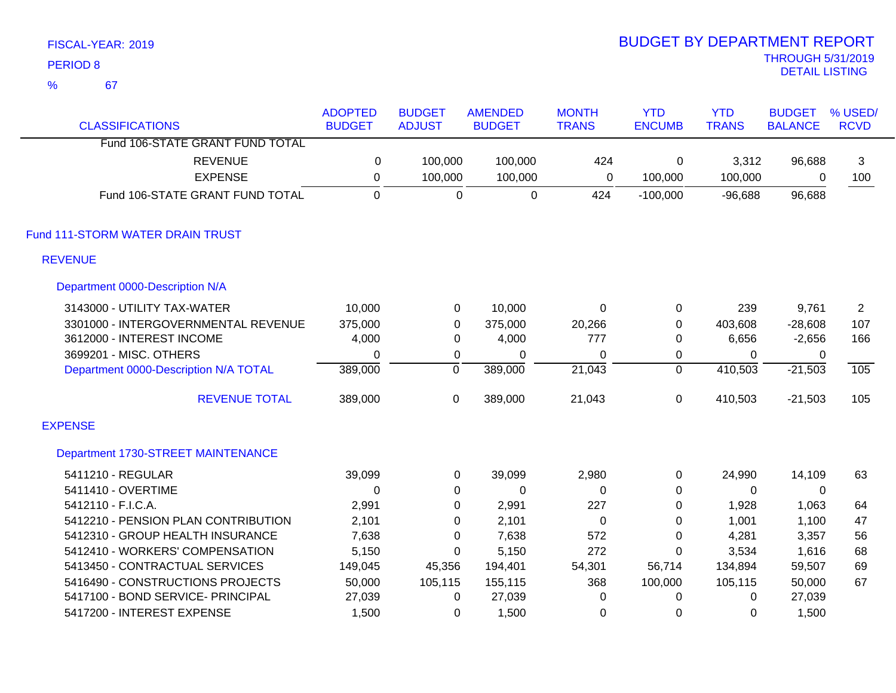FISCAL-YEAR: 2019

PERIOD 8

% 67

# BUDGET BY DEPARTMENT REPORT

THROUGH 5/31/2019

DETAIL LISTING

| CLASSIFICATIONS | ADOPTED BUDGET | BUDGET ADJUST | AMENDED BUDGET | MONTH TRANS | YTD ENCUMB | YTD TRANS | BUDGET BALANCE | % USED/ RCVD |
|---|---|---|---|---|---|---|---|---|
| Fund 106-STATE GRANT FUND TOTAL | | | | | | | | |
| REVENUE | 0 | 100,000 | 100,000 | 424 | 0 | 3,312 | 96,688 | 3 |
| EXPENSE | 0 | 100,000 | 100,000 | 0 | 100,000 | 100,000 | 0 | 100 |
| Fund 106-STATE GRANT FUND TOTAL | 0 | 0 | 0 | 424 | -100,000 | -96,688 | 96,688 | |

## Fund 111-STORM WATER DRAIN TRUST

### REVENUE

#### Department 0000-Description N/A

| CLASSIFICATIONS | ADOPTED BUDGET | BUDGET ADJUST | AMENDED BUDGET | MONTH TRANS | YTD ENCUMB | YTD TRANS | BUDGET BALANCE | % USED/ RCVD |
|---|---|---|---|---|---|---|---|---|
| 3143000 - UTILITY TAX-WATER | 10,000 | 0 | 10,000 | 0 | 0 | 239 | 9,761 | 2 |
| 3301000 - INTERGOVERNMENTAL REVENUE | 375,000 | 0 | 375,000 | 20,266 | 0 | 403,608 | -28,608 | 107 |
| 3612000 - INTEREST INCOME | 4,000 | 0 | 4,000 | 777 | 0 | 6,656 | -2,656 | 166 |
| 3699201 - MISC. OTHERS | 0 | 0 | 0 | 0 | 0 | 0 | 0 | |
| Department 0000-Description N/A TOTAL | 389,000 | 0 | 389,000 | 21,043 | 0 | 410,503 | -21,503 | 105 |
| REVENUE TOTAL | 389,000 | 0 | 389,000 | 21,043 | 0 | 410,503 | -21,503 | 105 |

### EXPENSE

#### Department 1730-STREET MAINTENANCE

| CLASSIFICATIONS | ADOPTED BUDGET | BUDGET ADJUST | AMENDED BUDGET | MONTH TRANS | YTD ENCUMB | YTD TRANS | BUDGET BALANCE | % USED/ RCVD |
|---|---|---|---|---|---|---|---|---|
| 5411210 - REGULAR | 39,099 | 0 | 39,099 | 2,980 | 0 | 24,990 | 14,109 | 63 |
| 5411410 - OVERTIME | 0 | 0 | 0 | 0 | 0 | 0 | 0 | |
| 5412110 - F.I.C.A. | 2,991 | 0 | 2,991 | 227 | 0 | 1,928 | 1,063 | 64 |
| 5412210 - PENSION PLAN CONTRIBUTION | 2,101 | 0 | 2,101 | 0 | 0 | 1,001 | 1,100 | 47 |
| 5412310 - GROUP HEALTH INSURANCE | 7,638 | 0 | 7,638 | 572 | 0 | 4,281 | 3,357 | 56 |
| 5412410 - WORKERS' COMPENSATION | 5,150 | 0 | 5,150 | 272 | 0 | 3,534 | 1,616 | 68 |
| 5413450 - CONTRACTUAL SERVICES | 149,045 | 45,356 | 194,401 | 54,301 | 56,714 | 134,894 | 59,507 | 69 |
| 5416490 - CONSTRUCTIONS PROJECTS | 50,000 | 105,115 | 155,115 | 368 | 100,000 | 105,115 | 50,000 | 67 |
| 5417100 - BOND SERVICE- PRINCIPAL | 27,039 | 0 | 27,039 | 0 | 0 | 0 | 27,039 | |
| 5417200 - INTEREST EXPENSE | 1,500 | 0 | 1,500 | 0 | 0 | 0 | 1,500 | |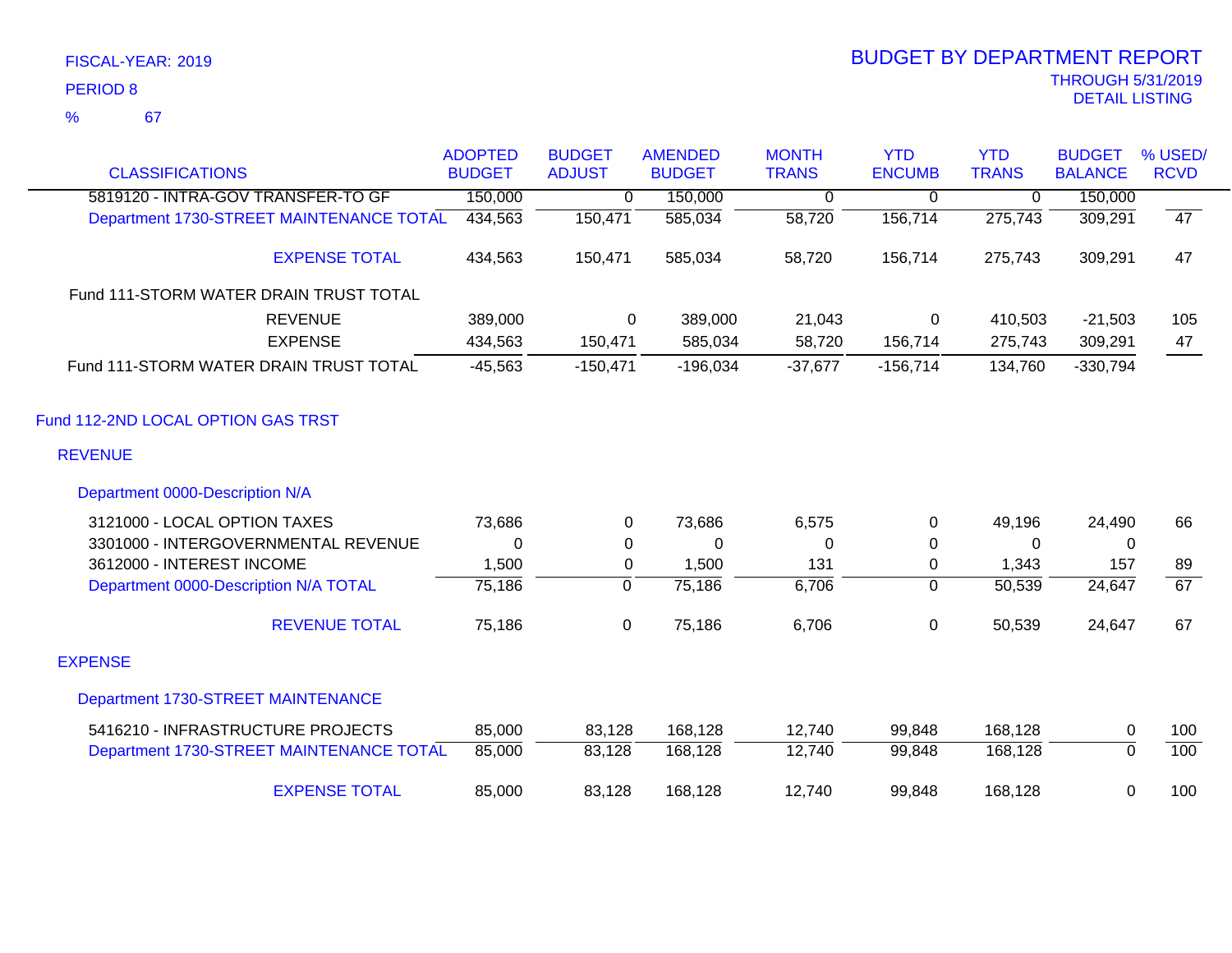FISCAL-YEAR: 2019

PERIOD 8

% 67

# BUDGET BY DEPARTMENT REPORT

THROUGH 5/31/2019

DETAIL LISTING

| CLASSIFICATIONS | ADOPTED BUDGET | BUDGET ADJUST | AMENDED BUDGET | MONTH TRANS | YTD ENCUMB | YTD TRANS | BUDGET BALANCE | % USED/ RCVD |
|---|---|---|---|---|---|---|---|---|
| 5819120 - INTRA-GOV TRANSFER-TO GF | 150,000 | 0 | 150,000 | 0 | 0 | 0 | 150,000 | |
| Department 1730-STREET MAINTENANCE TOTAL | 434,563 | 150,471 | 585,034 | 58,720 | 156,714 | 275,743 | 309,291 | 47 |
| EXPENSE TOTAL | 434,563 | 150,471 | 585,034 | 58,720 | 156,714 | 275,743 | 309,291 | 47 |
| Fund 111-STORM WATER DRAIN TRUST TOTAL | | | | | | | | |
| REVENUE | 389,000 | 0 | 389,000 | 21,043 | 0 | 410,503 | -21,503 | 105 |
| EXPENSE | 434,563 | 150,471 | 585,034 | 58,720 | 156,714 | 275,743 | 309,291 | 47 |
| Fund 111-STORM WATER DRAIN TRUST TOTAL | -45,563 | -150,471 | -196,034 | -37,677 | -156,714 | 134,760 | -330,794 | |
| **Fund 112-2ND LOCAL OPTION GAS TRST** | | | | | | | | |
| **REVENUE** | | | | | | | | |
| **Department 0000-Description N/A** | | | | | | | | |
| 3121000 - LOCAL OPTION TAXES | 73,686 | 0 | 73,686 | 6,575 | 0 | 49,196 | 24,490 | 66 |
| 3301000 - INTERGOVERNMENTAL REVENUE | 0 | 0 | 0 | 0 | 0 | 0 | 0 | |
| 3612000 - INTEREST INCOME | 1,500 | 0 | 1,500 | 131 | 0 | 1,343 | 157 | 89 |
| Department 0000-Description N/A TOTAL | 75,186 | 0 | 75,186 | 6,706 | 0 | 50,539 | 24,647 | 67 |
| REVENUE TOTAL | 75,186 | 0 | 75,186 | 6,706 | 0 | 50,539 | 24,647 | 67 |
| **EXPENSE** | | | | | | | | |
| **Department 1730-STREET MAINTENANCE** | | | | | | | | |
| 5416210 - INFRASTRUCTURE PROJECTS | 85,000 | 83,128 | 168,128 | 12,740 | 99,848 | 168,128 | 0 | 100 |
| Department 1730-STREET MAINTENANCE TOTAL | 85,000 | 83,128 | 168,128 | 12,740 | 99,848 | 168,128 | 0 | 100 |
| EXPENSE TOTAL | 85,000 | 83,128 | 168,128 | 12,740 | 99,848 | 168,128 | 0 | 100 |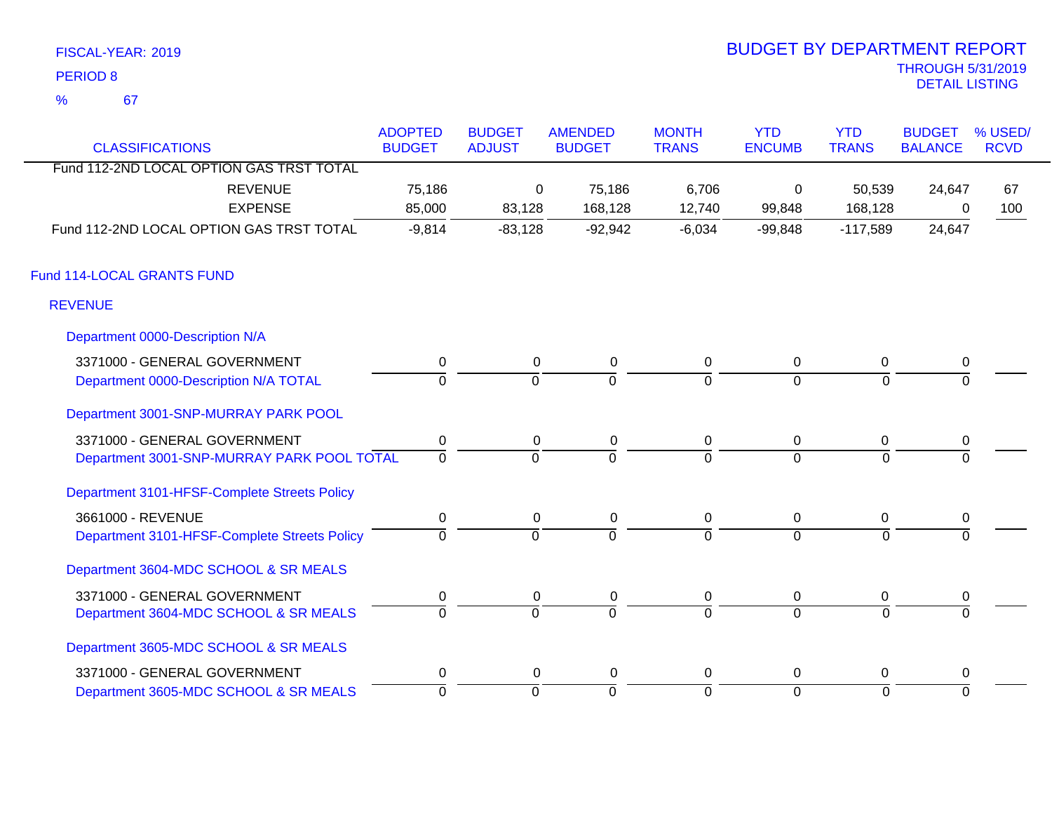FISCAL-YEAR: 2019
PERIOD 8
% 67

# BUDGET BY DEPARTMENT REPORT

THROUGH 5/31/2019
DETAIL LISTING

| CLASSIFICATIONS | ADOPTED BUDGET | BUDGET ADJUST | AMENDED BUDGET | MONTH TRANS | YTD ENCUMB | YTD TRANS | BUDGET BALANCE | % USED/ RCVD |
|---|---|---|---|---|---|---|---|---|
| Fund 112-2ND LOCAL OPTION GAS TRST TOTAL | | | | | | | | |
| REVENUE | 75,186 | 0 | 75,186 | 6,706 | 0 | 50,539 | 24,647 | 67 |
| EXPENSE | 85,000 | 83,128 | 168,128 | 12,740 | 99,848 | 168,128 | 0 | 100 |
| Fund 112-2ND LOCAL OPTION GAS TRST TOTAL | -9,814 | -83,128 | -92,942 | -6,034 | -99,848 | -117,589 | 24,647 | |
| **Fund 114-LOCAL GRANTS FUND** | | | | | | | | |
| **REVENUE** | | | | | | | | |
| Department 0000-Description N/A | | | | | | | | |
| 3371000 - GENERAL GOVERNMENT | 0 | 0 | 0 | 0 | 0 | 0 | 0 | |
| Department 0000-Description N/A TOTAL | 0 | 0 | 0 | 0 | 0 | 0 | 0 | |
| Department 3001-SNP-MURRAY PARK POOL | | | | | | | | |
| 3371000 - GENERAL GOVERNMENT | 0 | 0 | 0 | 0 | 0 | 0 | 0 | |
| Department 3001-SNP-MURRAY PARK POOL TOTAL | 0 | 0 | 0 | 0 | 0 | 0 | 0 | |
| Department 3101-HFSF-Complete Streets Policy | | | | | | | | |
| 3661000 - REVENUE | 0 | 0 | 0 | 0 | 0 | 0 | 0 | |
| Department 3101-HFSF-Complete Streets Policy | 0 | 0 | 0 | 0 | 0 | 0 | 0 | |
| Department 3604-MDC SCHOOL & SR MEALS | | | | | | | | |
| 3371000 - GENERAL GOVERNMENT | 0 | 0 | 0 | 0 | 0 | 0 | 0 | |
| Department 3604-MDC SCHOOL & SR MEALS | 0 | 0 | 0 | 0 | 0 | 0 | 0 | |
| Department 3605-MDC SCHOOL & SR MEALS | | | | | | | | |
| 3371000 - GENERAL GOVERNMENT | 0 | 0 | 0 | 0 | 0 | 0 | 0 | |
| Department 3605-MDC SCHOOL & SR MEALS | 0 | 0 | 0 | 0 | 0 | 0 | 0 | |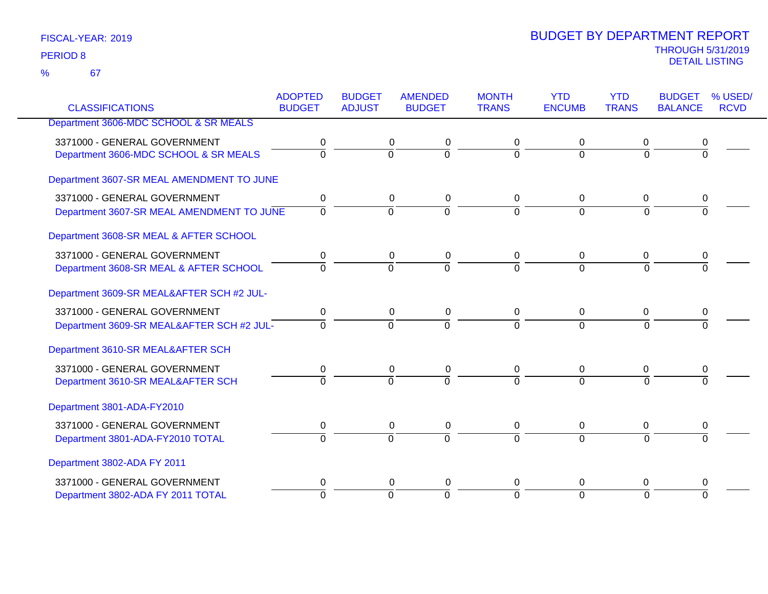FISCAL-YEAR: 2019

PERIOD 8

% 67

# BUDGET BY DEPARTMENT REPORT

THROUGH 5/31/2019

DETAIL LISTING

| CLASSIFICATIONS | ADOPTED BUDGET | BUDGET ADJUST | AMENDED BUDGET | MONTH TRANS | YTD ENCUMB | YTD TRANS | BUDGET BALANCE | % USED/ RCVD |
|---|---|---|---|---|---|---|---|---|
| **Department 3606-MDC SCHOOL & SR MEALS** | | | | | | | | |
| 3371000 - GENERAL GOVERNMENT | 0 | 0 | 0 | 0 | 0 | 0 | 0 | |
| Department 3606-MDC SCHOOL & SR MEALS | 0 | 0 | 0 | 0 | 0 | 0 | 0 | |
| **Department 3607-SR MEAL AMENDMENT TO JUNE** | | | | | | | | |
| 3371000 - GENERAL GOVERNMENT | 0 | 0 | 0 | 0 | 0 | 0 | 0 | |
| Department 3607-SR MEAL AMENDMENT TO JUNE | 0 | 0 | 0 | 0 | 0 | 0 | 0 | |
| **Department 3608-SR MEAL & AFTER SCHOOL** | | | | | | | | |
| 3371000 - GENERAL GOVERNMENT | 0 | 0 | 0 | 0 | 0 | 0 | 0 | |
| Department 3608-SR MEAL & AFTER SCHOOL | 0 | 0 | 0 | 0 | 0 | 0 | 0 | |
| **Department 3609-SR MEAL&AFTER SCH #2 JUL-** | | | | | | | | |
| 3371000 - GENERAL GOVERNMENT | 0 | 0 | 0 | 0 | 0 | 0 | 0 | |
| Department 3609-SR MEAL&AFTER SCH #2 JUL- | 0 | 0 | 0 | 0 | 0 | 0 | 0 | |
| **Department 3610-SR MEAL&AFTER SCH** | | | | | | | | |
| 3371000 - GENERAL GOVERNMENT | 0 | 0 | 0 | 0 | 0 | 0 | 0 | |
| Department 3610-SR MEAL&AFTER SCH | 0 | 0 | 0 | 0 | 0 | 0 | 0 | |
| **Department 3801-ADA-FY2010** | | | | | | | | |
| 3371000 - GENERAL GOVERNMENT | 0 | 0 | 0 | 0 | 0 | 0 | 0 | |
| Department 3801-ADA-FY2010 TOTAL | 0 | 0 | 0 | 0 | 0 | 0 | 0 | |
| **Department 3802-ADA FY 2011** | | | | | | | | |
| 3371000 - GENERAL GOVERNMENT | 0 | 0 | 0 | 0 | 0 | 0 | 0 | |
| Department 3802-ADA FY 2011 TOTAL | 0 | 0 | 0 | 0 | 0 | 0 | 0 | |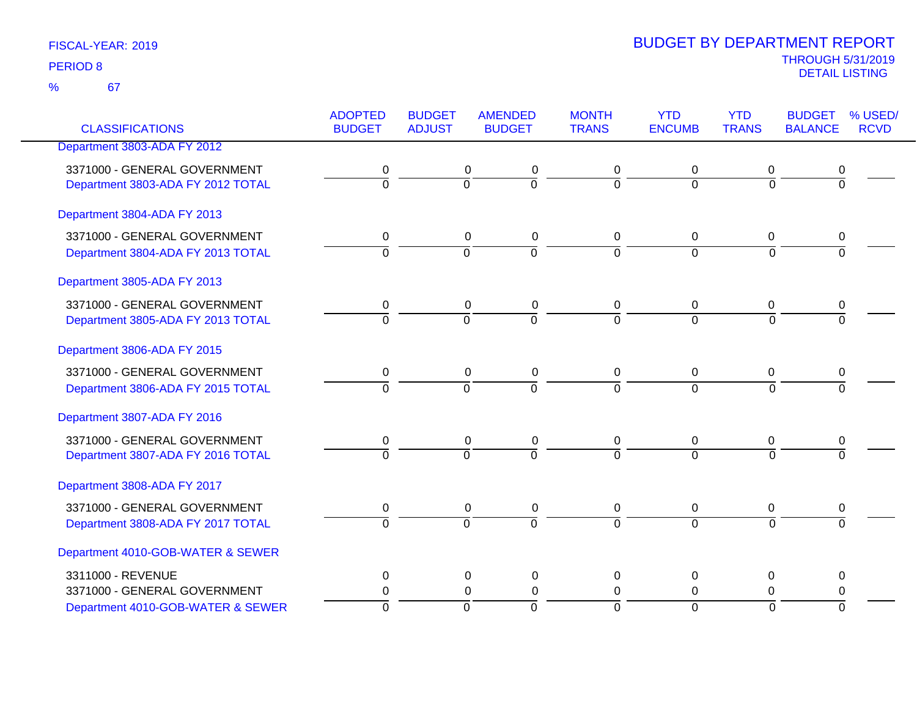FISCAL-YEAR: 2019

PERIOD 8

% 67

# BUDGET BY DEPARTMENT REPORT

THROUGH 5/31/2019

DETAIL LISTING

| CLASSIFICATIONS | ADOPTED BUDGET | BUDGET ADJUST | AMENDED BUDGET | MONTH TRANS | YTD ENCUMB | YTD TRANS | BUDGET BALANCE | % USED/ RCVD |
|---|---|---|---|---|---|---|---|---|
| Department 3803-ADA FY 2012 | | | | | | | | |
| 3371000 - GENERAL GOVERNMENT | 0 | 0 | 0 | 0 | 0 | 0 | 0 | |
| Department 3803-ADA FY 2012 TOTAL | 0 | 0 | 0 | 0 | 0 | 0 | 0 | |
| Department 3804-ADA FY 2013 | | | | | | | | |
| 3371000 - GENERAL GOVERNMENT | 0 | 0 | 0 | 0 | 0 | 0 | 0 | |
| Department 3804-ADA FY 2013 TOTAL | 0 | 0 | 0 | 0 | 0 | 0 | 0 | |
| Department 3805-ADA FY 2013 | | | | | | | | |
| 3371000 - GENERAL GOVERNMENT | 0 | 0 | 0 | 0 | 0 | 0 | 0 | |
| Department 3805-ADA FY 2013 TOTAL | 0 | 0 | 0 | 0 | 0 | 0 | 0 | |
| Department 3806-ADA FY 2015 | | | | | | | | |
| 3371000 - GENERAL GOVERNMENT | 0 | 0 | 0 | 0 | 0 | 0 | 0 | |
| Department 3806-ADA FY 2015 TOTAL | 0 | 0 | 0 | 0 | 0 | 0 | 0 | |
| Department 3807-ADA FY 2016 | | | | | | | | |
| 3371000 - GENERAL GOVERNMENT | 0 | 0 | 0 | 0 | 0 | 0 | 0 | |
| Department 3807-ADA FY 2016 TOTAL | 0 | 0 | 0 | 0 | 0 | 0 | 0 | |
| Department 3808-ADA FY 2017 | | | | | | | | |
| 3371000 - GENERAL GOVERNMENT | 0 | 0 | 0 | 0 | 0 | 0 | 0 | |
| Department 3808-ADA FY 2017 TOTAL | 0 | 0 | 0 | 0 | 0 | 0 | 0 | |
| Department 4010-GOB-WATER & SEWER | | | | | | | | |
| 3311000 - REVENUE | 0 | 0 | 0 | 0 | 0 | 0 | 0 | |
| 3371000 - GENERAL GOVERNMENT | 0 | 0 | 0 | 0 | 0 | 0 | 0 | |
| Department 4010-GOB-WATER & SEWER | 0 | 0 | 0 | 0 | 0 | 0 | 0 | |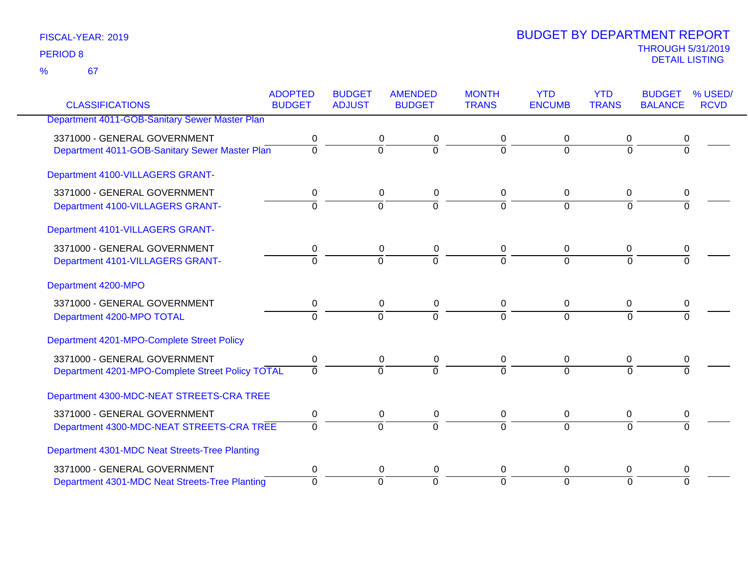FISCAL-YEAR: 2019
PERIOD 8
% 67

# BUDGET BY DEPARTMENT REPORT

THROUGH 5/31/2019
DETAIL LISTING

| CLASSIFICATIONS | ADOPTED BUDGET | BUDGET ADJUST | AMENDED BUDGET | MONTH TRANS | YTD ENCUMB | YTD TRANS | BUDGET BALANCE | % USED/ RCVD |
|---|---|---|---|---|---|---|---|---|
| **Department 4011-GOB-Sanitary Sewer Master Plan** | | | | | | | | |
| 3371000 - GENERAL GOVERNMENT | 0 | 0 | 0 | 0 | 0 | 0 | 0 | |
| Department 4011-GOB-Sanitary Sewer Master Plan | 0 | 0 | 0 | 0 | 0 | 0 | 0 | |
| **Department 4100-VILLAGERS GRANT-** | | | | | | | | |
| 3371000 - GENERAL GOVERNMENT | 0 | 0 | 0 | 0 | 0 | 0 | 0 | |
| Department 4100-VILLAGERS GRANT- | 0 | 0 | 0 | 0 | 0 | 0 | 0 | |
| **Department 4101-VILLAGERS GRANT-** | | | | | | | | |
| 3371000 - GENERAL GOVERNMENT | 0 | 0 | 0 | 0 | 0 | 0 | 0 | |
| Department 4101-VILLAGERS GRANT- | 0 | 0 | 0 | 0 | 0 | 0 | 0 | |
| **Department 4200-MPO** | | | | | | | | |
| 3371000 - GENERAL GOVERNMENT | 0 | 0 | 0 | 0 | 0 | 0 | 0 | |
| Department 4200-MPO TOTAL | 0 | 0 | 0 | 0 | 0 | 0 | 0 | |
| **Department 4201-MPO-Complete Street Policy** | | | | | | | | |
| 3371000 - GENERAL GOVERNMENT | 0 | 0 | 0 | 0 | 0 | 0 | 0 | |
| Department 4201-MPO-Complete Street Policy TOTAL | 0 | 0 | 0 | 0 | 0 | 0 | 0 | |
| **Department 4300-MDC-NEAT STREETS-CRA TREE** | | | | | | | | |
| 3371000 - GENERAL GOVERNMENT | 0 | 0 | 0 | 0 | 0 | 0 | 0 | |
| Department 4300-MDC-NEAT STREETS-CRA TREE | 0 | 0 | 0 | 0 | 0 | 0 | 0 | |
| **Department 4301-MDC Neat Streets-Tree Planting** | | | | | | | | |
| 3371000 - GENERAL GOVERNMENT | 0 | 0 | 0 | 0 | 0 | 0 | 0 | |
| Department 4301-MDC Neat Streets-Tree Planting | 0 | 0 | 0 | 0 | 0 | 0 | 0 | |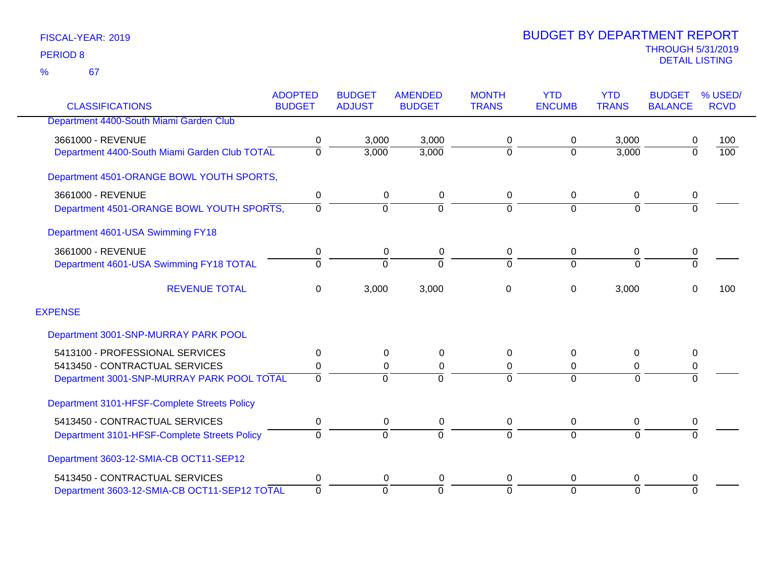FISCAL-YEAR: 2019

PERIOD 8

% 67

# BUDGET BY DEPARTMENT REPORT

THROUGH 5/31/2019

DETAIL LISTING

| CLASSIFICATIONS | ADOPTED BUDGET | BUDGET ADJUST | AMENDED BUDGET | MONTH TRANS | YTD ENCUMB | YTD TRANS | BUDGET BALANCE | % USED/ RCVD |
|---|---|---|---|---|---|---|---|---|
| Department 4400-South Miami Garden Club | | | | | | | | |
| 3661000 - REVENUE | 0 | 3,000 | 3,000 | 0 | 0 | 3,000 | 0 | 100 |
| Department 4400-South Miami Garden Club TOTAL | 0 | 3,000 | 3,000 | 0 | 0 | 3,000 | 0 | 100 |
| Department 4501-ORANGE BOWL YOUTH SPORTS, | | | | | | | | |
| 3661000 - REVENUE | 0 | 0 | 0 | 0 | 0 | 0 | 0 | |
| Department 4501-ORANGE BOWL YOUTH SPORTS, | 0 | 0 | 0 | 0 | 0 | 0 | 0 | |
| Department 4601-USA Swimming FY18 | | | | | | | | |
| 3661000 - REVENUE | 0 | 0 | 0 | 0 | 0 | 0 | 0 | |
| Department 4601-USA Swimming FY18 TOTAL | 0 | 0 | 0 | 0 | 0 | 0 | 0 | |
| REVENUE TOTAL | 0 | 3,000 | 3,000 | 0 | 0 | 3,000 | 0 | 100 |
| EXPENSE | | | | | | | | |
| Department 3001-SNP-MURRAY PARK POOL | | | | | | | | |
| 5413100 - PROFESSIONAL SERVICES | 0 | 0 | 0 | 0 | 0 | 0 | 0 | |
| 5413450 - CONTRACTUAL SERVICES | 0 | 0 | 0 | 0 | 0 | 0 | 0 | |
| Department 3001-SNP-MURRAY PARK POOL TOTAL | 0 | 0 | 0 | 0 | 0 | 0 | 0 | |
| Department 3101-HFSF-Complete Streets Policy | | | | | | | | |
| 5413450 - CONTRACTUAL SERVICES | 0 | 0 | 0 | 0 | 0 | 0 | 0 | |
| Department 3101-HFSF-Complete Streets Policy | 0 | 0 | 0 | 0 | 0 | 0 | 0 | |
| Department 3603-12-SMIA-CB OCT11-SEP12 | | | | | | | | |
| 5413450 - CONTRACTUAL SERVICES | 0 | 0 | 0 | 0 | 0 | 0 | 0 | |
| Department 3603-12-SMIA-CB OCT11-SEP12 TOTAL | 0 | 0 | 0 | 0 | 0 | 0 | 0 | |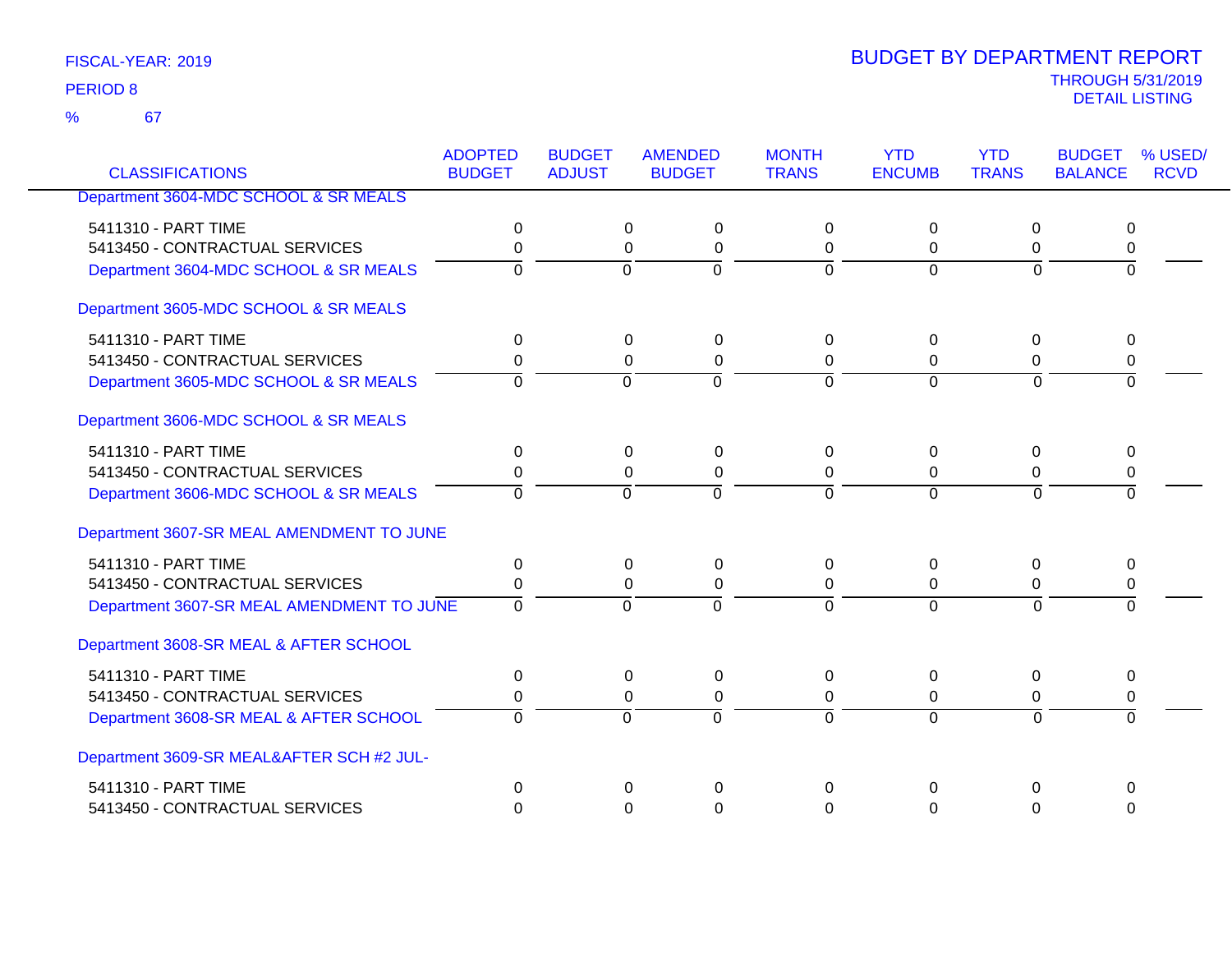FISCAL-YEAR: 2019

PERIOD 8

% 67

# BUDGET BY DEPARTMENT REPORT

THROUGH 5/31/2019

DETAIL LISTING

| CLASSIFICATIONS | ADOPTED BUDGET | BUDGET ADJUST | AMENDED BUDGET | MONTH TRANS | YTD ENCUMB | YTD TRANS | BUDGET BALANCE | % USED/ RCVD |
|---|---|---|---|---|---|---|---|---|
| **Department 3604-MDC SCHOOL & SR MEALS** | | | | | | | | |
| 5411310 - PART TIME | 0 | 0 | 0 | 0 | 0 | 0 | 0 | |
| 5413450 - CONTRACTUAL SERVICES | 0 | 0 | 0 | 0 | 0 | 0 | 0 | |
| **Department 3604-MDC SCHOOL & SR MEALS** | 0 | 0 | 0 | 0 | 0 | 0 | 0 | |
| **Department 3605-MDC SCHOOL & SR MEALS** | | | | | | | | |
| 5411310 - PART TIME | 0 | 0 | 0 | 0 | 0 | 0 | 0 | |
| 5413450 - CONTRACTUAL SERVICES | 0 | 0 | 0 | 0 | 0 | 0 | 0 | |
| **Department 3605-MDC SCHOOL & SR MEALS** | 0 | 0 | 0 | 0 | 0 | 0 | 0 | |
| **Department 3606-MDC SCHOOL & SR MEALS** | | | | | | | | |
| 5411310 - PART TIME | 0 | 0 | 0 | 0 | 0 | 0 | 0 | |
| 5413450 - CONTRACTUAL SERVICES | 0 | 0 | 0 | 0 | 0 | 0 | 0 | |
| **Department 3606-MDC SCHOOL & SR MEALS** | 0 | 0 | 0 | 0 | 0 | 0 | 0 | |
| **Department 3607-SR MEAL AMENDMENT TO JUNE** | | | | | | | | |
| 5411310 - PART TIME | 0 | 0 | 0 | 0 | 0 | 0 | 0 | |
| 5413450 - CONTRACTUAL SERVICES | 0 | 0 | 0 | 0 | 0 | 0 | 0 | |
| **Department 3607-SR MEAL AMENDMENT TO JUNE** | 0 | 0 | 0 | 0 | 0 | 0 | 0 | |
| **Department 3608-SR MEAL & AFTER SCHOOL** | | | | | | | | |
| 5411310 - PART TIME | 0 | 0 | 0 | 0 | 0 | 0 | 0 | |
| 5413450 - CONTRACTUAL SERVICES | 0 | 0 | 0 | 0 | 0 | 0 | 0 | |
| **Department 3608-SR MEAL & AFTER SCHOOL** | 0 | 0 | 0 | 0 | 0 | 0 | 0 | |
| **Department 3609-SR MEAL&AFTER SCH #2 JUL-** | | | | | | | | |
| 5411310 - PART TIME | 0 | 0 | 0 | 0 | 0 | 0 | 0 | |
| 5413450 - CONTRACTUAL SERVICES | 0 | 0 | 0 | 0 | 0 | 0 | 0 | |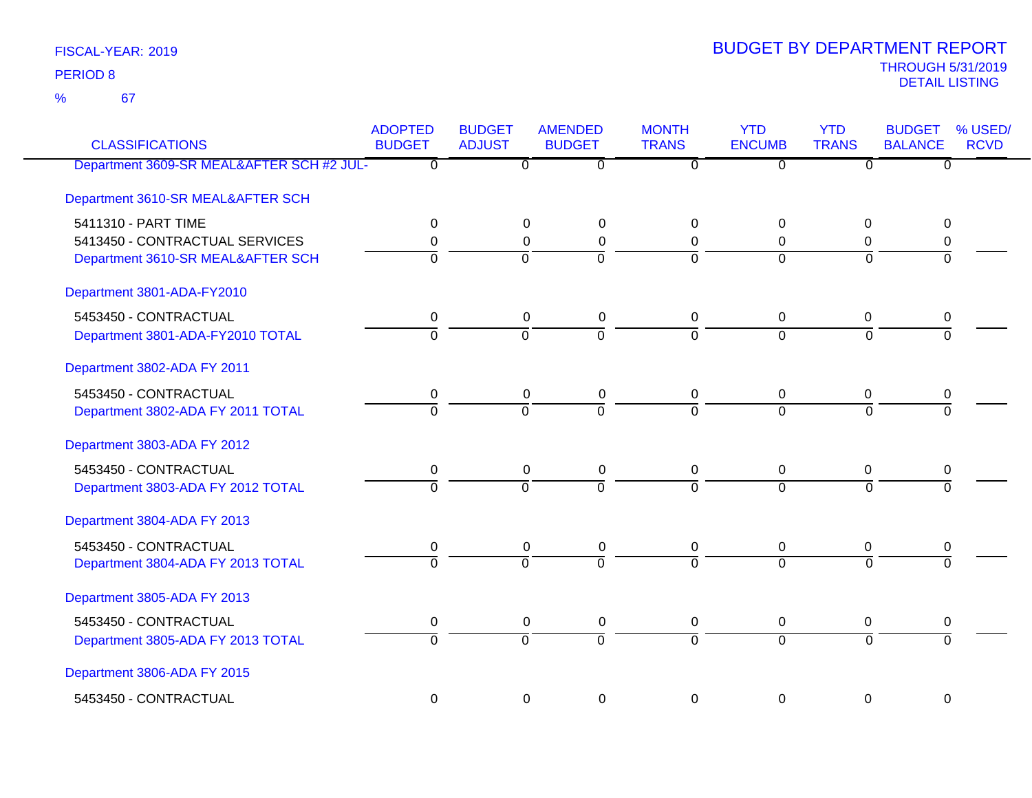FISCAL-YEAR: 2019

PERIOD 8

% 67

# BUDGET BY DEPARTMENT REPORT

THROUGH 5/31/2019

DETAIL LISTING

| CLASSIFICATIONS | ADOPTED BUDGET | BUDGET ADJUST | AMENDED BUDGET | MONTH TRANS | YTD ENCUMB | YTD TRANS | BUDGET BALANCE | % USED/ RCVD |
|---|---|---|---|---|---|---|---|---|
| Department 3609-SR MEAL&AFTER SCH #2 JUL- | 0 | 0 | 0 | 0 | 0 | 0 | 0 | |
| Department 3610-SR MEAL&AFTER SCH | | | | | | | | |
| 5411310 - PART TIME | 0 | 0 | 0 | 0 | 0 | 0 | 0 | |
| 5413450 - CONTRACTUAL SERVICES | 0 | 0 | 0 | 0 | 0 | 0 | 0 | |
| Department 3610-SR MEAL&AFTER SCH | 0 | 0 | 0 | 0 | 0 | 0 | 0 | |
| Department 3801-ADA-FY2010 | | | | | | | | |
| 5453450 - CONTRACTUAL | 0 | 0 | 0 | 0 | 0 | 0 | 0 | |
| Department 3801-ADA-FY2010 TOTAL | 0 | 0 | 0 | 0 | 0 | 0 | 0 | |
| Department 3802-ADA FY 2011 | | | | | | | | |
| 5453450 - CONTRACTUAL | 0 | 0 | 0 | 0 | 0 | 0 | 0 | |
| Department 3802-ADA FY 2011 TOTAL | 0 | 0 | 0 | 0 | 0 | 0 | 0 | |
| Department 3803-ADA FY 2012 | | | | | | | | |
| 5453450 - CONTRACTUAL | 0 | 0 | 0 | 0 | 0 | 0 | 0 | |
| Department 3803-ADA FY 2012 TOTAL | 0 | 0 | 0 | 0 | 0 | 0 | 0 | |
| Department 3804-ADA FY 2013 | | | | | | | | |
| 5453450 - CONTRACTUAL | 0 | 0 | 0 | 0 | 0 | 0 | 0 | |
| Department 3804-ADA FY 2013 TOTAL | 0 | 0 | 0 | 0 | 0 | 0 | 0 | |
| Department 3805-ADA FY 2013 | | | | | | | | |
| 5453450 - CONTRACTUAL | 0 | 0 | 0 | 0 | 0 | 0 | 0 | |
| Department 3805-ADA FY 2013 TOTAL | 0 | 0 | 0 | 0 | 0 | 0 | 0 | |
| Department 3806-ADA FY 2015 | | | | | | | | |
| 5453450 - CONTRACTUAL | 0 | 0 | 0 | 0 | 0 | 0 | 0 | |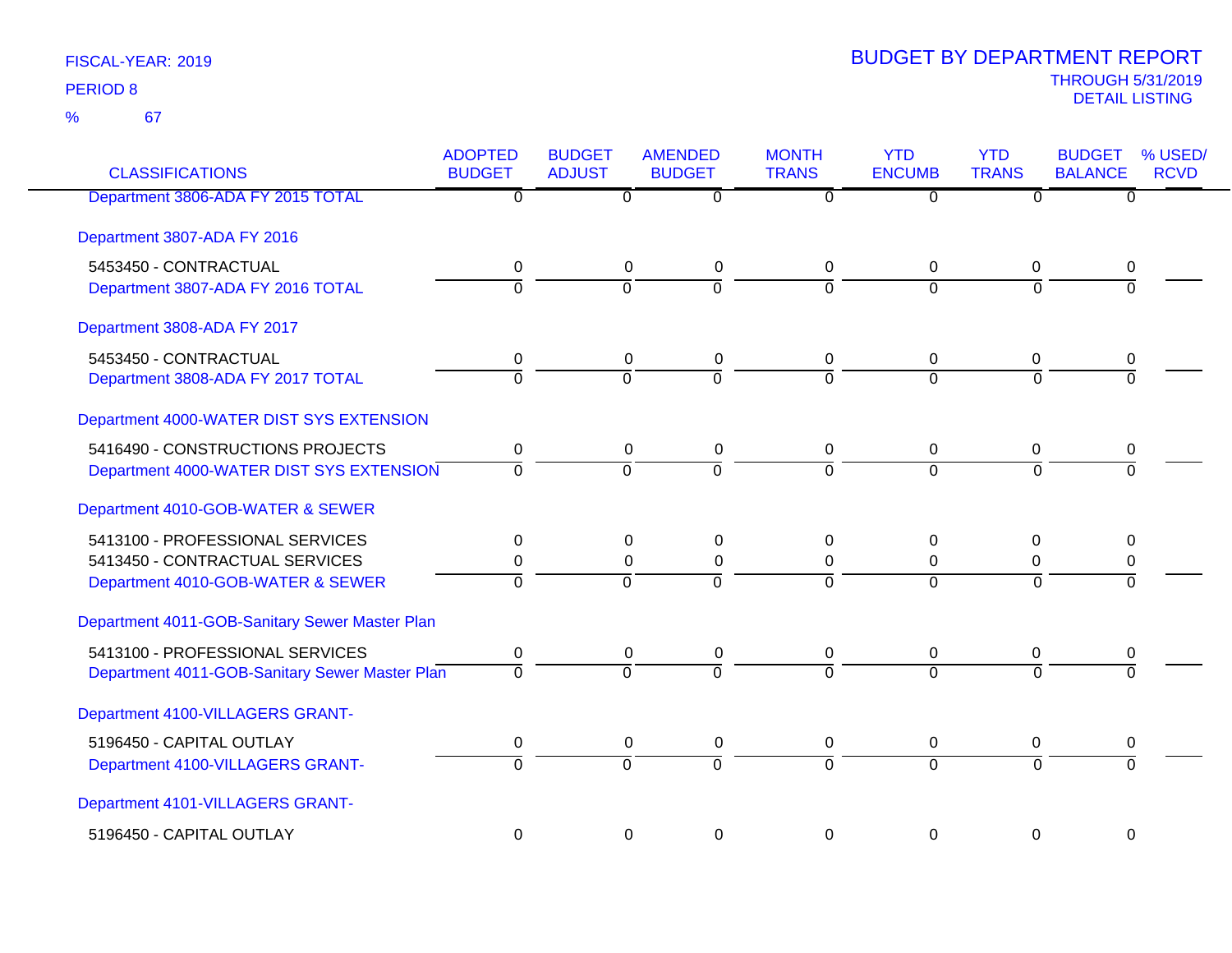FISCAL-YEAR: 2019

PERIOD 8

% 67

# BUDGET BY DEPARTMENT REPORT

THROUGH 5/31/2019

DETAIL LISTING

| CLASSIFICATIONS | ADOPTED BUDGET | BUDGET ADJUST | AMENDED BUDGET | MONTH TRANS | YTD ENCUMB | YTD TRANS | BUDGET BALANCE | % USED/ RCVD |
|---|---|---|---|---|---|---|---|---|
| Department 3806-ADA FY 2015 TOTAL | 0 | 0 | 0 | 0 | 0 | 0 | 0 | |
| Department 3807-ADA FY 2016 | | | | | | | | |
| 5453450 - CONTRACTUAL | 0 | 0 | 0 | 0 | 0 | 0 | 0 | |
| Department 3807-ADA FY 2016 TOTAL | 0 | 0 | 0 | 0 | 0 | 0 | 0 | |
| Department 3808-ADA FY 2017 | | | | | | | | |
| 5453450 - CONTRACTUAL | 0 | 0 | 0 | 0 | 0 | 0 | 0 | |
| Department 3808-ADA FY 2017 TOTAL | 0 | 0 | 0 | 0 | 0 | 0 | 0 | |
| Department 4000-WATER DIST SYS EXTENSION | | | | | | | | |
| 5416490 - CONSTRUCTIONS PROJECTS | 0 | 0 | 0 | 0 | 0 | 0 | 0 | |
| Department 4000-WATER DIST SYS EXTENSION | 0 | 0 | 0 | 0 | 0 | 0 | 0 | |
| Department 4010-GOB-WATER & SEWER | | | | | | | | |
| 5413100 - PROFESSIONAL SERVICES | 0 | 0 | 0 | 0 | 0 | 0 | 0 | |
| 5413450 - CONTRACTUAL SERVICES | 0 | 0 | 0 | 0 | 0 | 0 | 0 | |
| Department 4010-GOB-WATER & SEWER | 0 | 0 | 0 | 0 | 0 | 0 | 0 | |
| Department 4011-GOB-Sanitary Sewer Master Plan | | | | | | | | |
| 5413100 - PROFESSIONAL SERVICES | 0 | 0 | 0 | 0 | 0 | 0 | 0 | |
| Department 4011-GOB-Sanitary Sewer Master Plan | 0 | 0 | 0 | 0 | 0 | 0 | 0 | |
| Department 4100-VILLAGERS GRANT- | | | | | | | | |
| 5196450 - CAPITAL OUTLAY | 0 | 0 | 0 | 0 | 0 | 0 | 0 | |
| Department 4100-VILLAGERS GRANT- | 0 | 0 | 0 | 0 | 0 | 0 | 0 | |
| Department 4101-VILLAGERS GRANT- | | | | | | | | |
| 5196450 - CAPITAL OUTLAY | 0 | 0 | 0 | 0 | 0 | 0 | 0 | |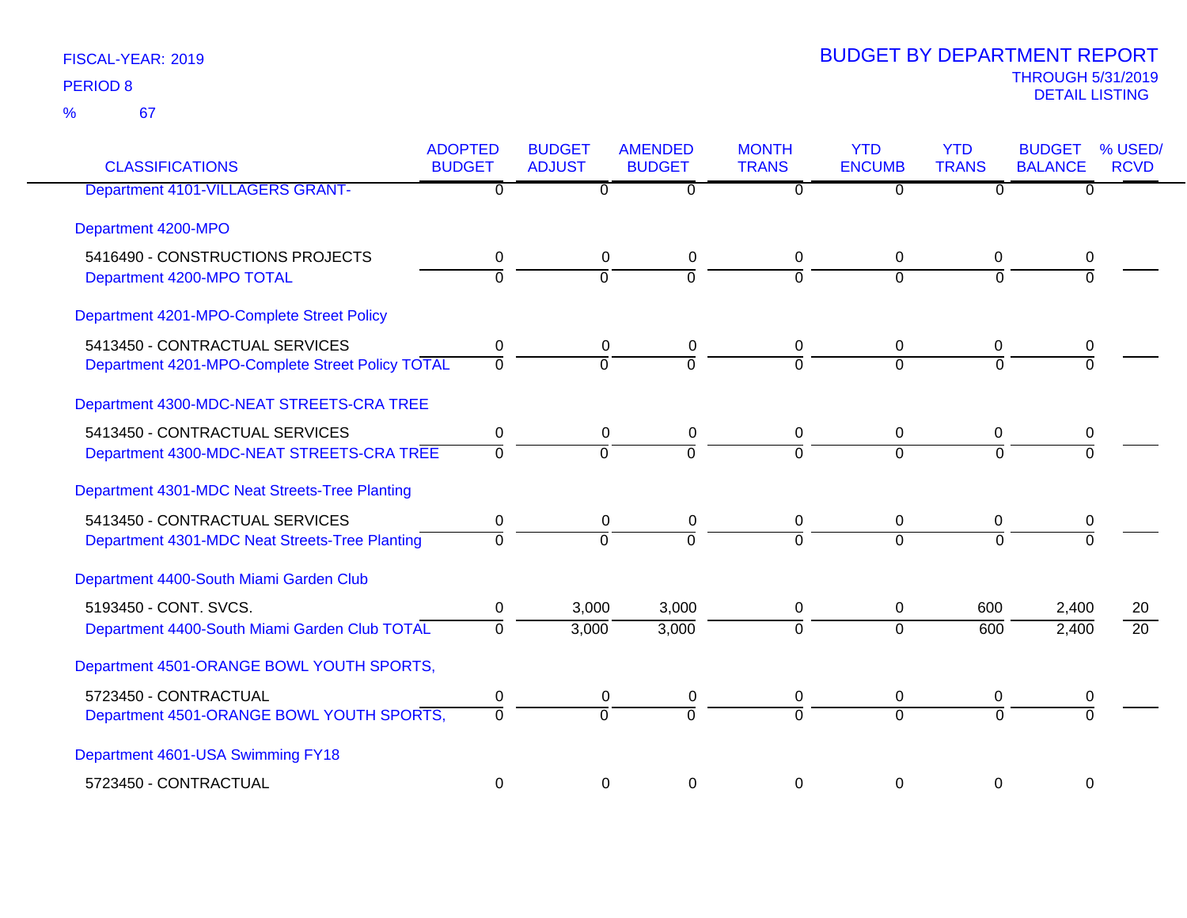FISCAL-YEAR: 2019

PERIOD 8

% 67

# BUDGET BY DEPARTMENT REPORT

THROUGH 5/31/2019

DETAIL LISTING

| CLASSIFICATIONS | ADOPTED BUDGET | BUDGET ADJUST | AMENDED BUDGET | MONTH TRANS | YTD ENCUMB | YTD TRANS | BUDGET BALANCE | % USED/ RCVD |
|---|---|---|---|---|---|---|---|---|
| Department 4101-VILLAGERS GRANT- | 0 | 0 | 0 | 0 | 0 | 0 | 0 | |
| **Department 4200-MPO** | | | | | | | | |
| 5416490 - CONSTRUCTIONS PROJECTS | 0 | 0 | 0 | 0 | 0 | 0 | 0 | |
| Department 4200-MPO TOTAL | 0 | 0 | 0 | 0 | 0 | 0 | 0 | |
| **Department 4201-MPO-Complete Street Policy** | | | | | | | | |
| 5413450 - CONTRACTUAL SERVICES | 0 | 0 | 0 | 0 | 0 | 0 | 0 | |
| Department 4201-MPO-Complete Street Policy TOTAL | 0 | 0 | 0 | 0 | 0 | 0 | 0 | |
| **Department 4300-MDC-NEAT STREETS-CRA TREE** | | | | | | | | |
| 5413450 - CONTRACTUAL SERVICES | 0 | 0 | 0 | 0 | 0 | 0 | 0 | |
| Department 4300-MDC-NEAT STREETS-CRA TREE | 0 | 0 | 0 | 0 | 0 | 0 | 0 | |
| **Department 4301-MDC Neat Streets-Tree Planting** | | | | | | | | |
| 5413450 - CONTRACTUAL SERVICES | 0 | 0 | 0 | 0 | 0 | 0 | 0 | |
| Department 4301-MDC Neat Streets-Tree Planting | 0 | 0 | 0 | 0 | 0 | 0 | 0 | |
| **Department 4400-South Miami Garden Club** | | | | | | | | |
| 5193450 - CONT. SVCS. | 0 | 3,000 | 3,000 | 0 | 0 | 600 | 2,400 | 20 |
| Department 4400-South Miami Garden Club TOTAL | 0 | 3,000 | 3,000 | 0 | 0 | 600 | 2,400 | 20 |
| **Department 4501-ORANGE BOWL YOUTH SPORTS,** | | | | | | | | |
| 5723450 - CONTRACTUAL | 0 | 0 | 0 | 0 | 0 | 0 | 0 | |
| Department 4501-ORANGE BOWL YOUTH SPORTS, | 0 | 0 | 0 | 0 | 0 | 0 | 0 | |
| **Department 4601-USA Swimming FY18** | | | | | | | | |
| 5723450 - CONTRACTUAL | 0 | 0 | 0 | 0 | 0 | 0 | 0 | |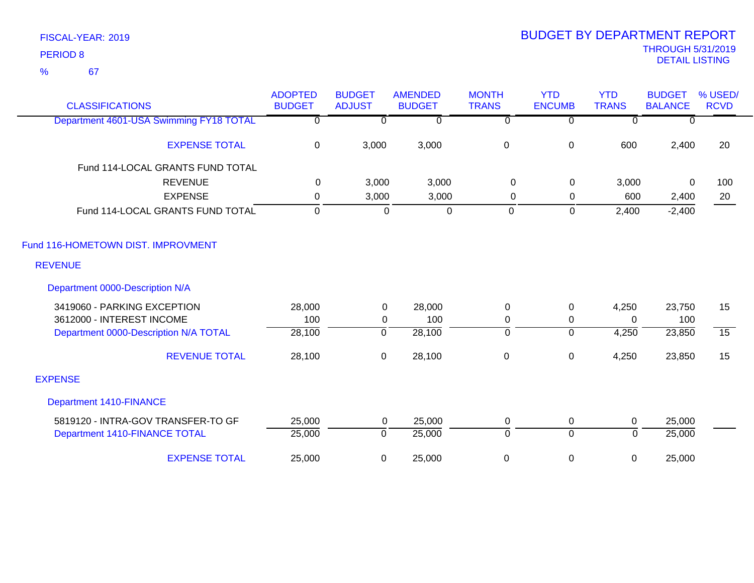FISCAL-YEAR: 2019
PERIOD 8
% 67

# BUDGET BY DEPARTMENT REPORT

THROUGH 5/31/2019
DETAIL LISTING

| CLASSIFICATIONS | ADOPTED BUDGET | BUDGET ADJUST | AMENDED BUDGET | MONTH TRANS | YTD ENCUMB | YTD TRANS | BUDGET BALANCE | % USED/ RCVD |
|---|---|---|---|---|---|---|---|---|
| Department 4601-USA Swimming FY18 TOTAL | 0 | 0 | 0 | 0 | 0 | 0 | 0 | |
| EXPENSE TOTAL | 0 | 3,000 | 3,000 | 0 | 0 | 600 | 2,400 | 20 |
| Fund 114-LOCAL GRANTS FUND TOTAL | | | | | | | | |
| REVENUE | 0 | 3,000 | 3,000 | 0 | 0 | 3,000 | 0 | 100 |
| EXPENSE | 0 | 3,000 | 3,000 | 0 | 0 | 600 | 2,400 | 20 |
| Fund 114-LOCAL GRANTS FUND TOTAL | 0 | 0 | 0 | 0 | 0 | 2,400 | -2,400 | |
| **Fund 116-HOMETOWN DIST. IMPROVMENT** | | | | | | | | |
| **REVENUE** | | | | | | | | |
| Department 0000-Description N/A | | | | | | | | |
| 3419060 - PARKING EXCEPTION | 28,000 | 0 | 28,000 | 0 | 0 | 4,250 | 23,750 | 15 |
| 3612000 - INTEREST INCOME | 100 | 0 | 100 | 0 | 0 | 0 | 100 | |
| Department 0000-Description N/A TOTAL | 28,100 | 0 | 28,100 | 0 | 0 | 4,250 | 23,850 | 15 |
| REVENUE TOTAL | 28,100 | 0 | 28,100 | 0 | 0 | 4,250 | 23,850 | 15 |
| **EXPENSE** | | | | | | | | |
| Department 1410-FINANCE | | | | | | | | |
| 5819120 - INTRA-GOV TRANSFER-TO GF | 25,000 | 0 | 25,000 | 0 | 0 | 0 | 25,000 | |
| Department 1410-FINANCE TOTAL | 25,000 | 0 | 25,000 | 0 | 0 | 0 | 25,000 | |
| EXPENSE TOTAL | 25,000 | 0 | 25,000 | 0 | 0 | 0 | 25,000 | |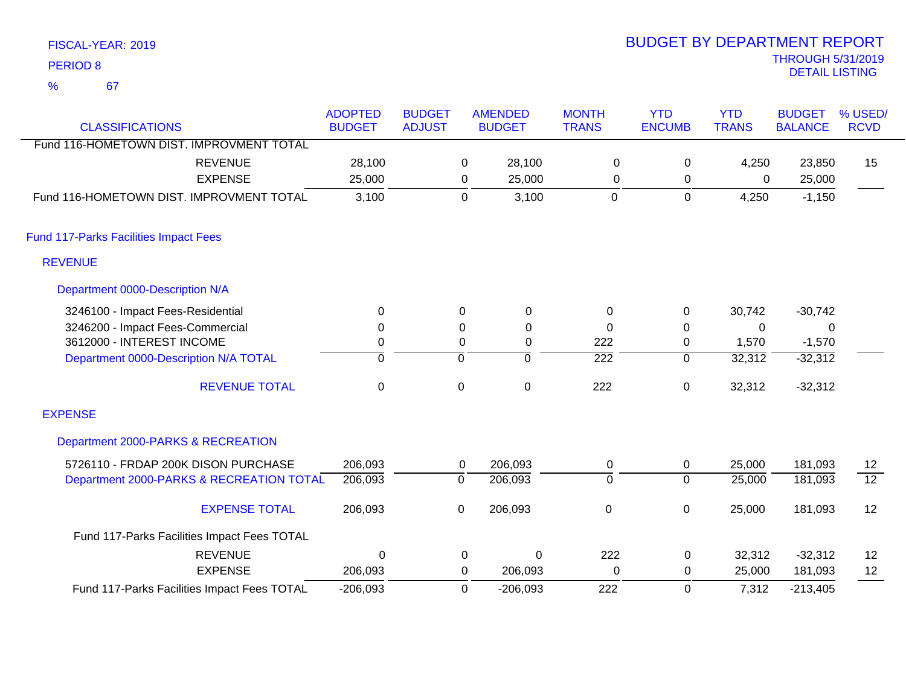FISCAL-YEAR: 2019

PERIOD 8

% 67

# BUDGET BY DEPARTMENT REPORT

THROUGH 5/31/2019

DETAIL LISTING

| CLASSIFICATIONS | ADOPTED BUDGET | BUDGET ADJUST | AMENDED BUDGET | MONTH TRANS | YTD ENCUMB | YTD TRANS | BUDGET BALANCE | % USED/ RCVD |
|---|---|---|---|---|---|---|---|---|
| Fund 116-HOMETOWN DIST. IMPROVMENT TOTAL | | | | | | | | |
| REVENUE | 28,100 | 0 | 28,100 | 0 | 0 | 4,250 | 23,850 | 15 |
| EXPENSE | 25,000 | 0 | 25,000 | 0 | 0 | 0 | 25,000 | |
| Fund 116-HOMETOWN DIST. IMPROVMENT TOTAL | 3,100 | 0 | 3,100 | 0 | 0 | 4,250 | -1,150 | |
| **Fund 117-Parks Facilities Impact Fees** | | | | | | | | |
| **REVENUE** | | | | | | | | |
| **Department 0000-Description N/A** | | | | | | | | |
| 3246100 - Impact Fees-Residential | 0 | 0 | 0 | 0 | 0 | 30,742 | -30,742 | |
| 3246200 - Impact Fees-Commercial | 0 | 0 | 0 | 0 | 0 | 0 | 0 | |
| 3612000 - INTEREST INCOME | 0 | 0 | 0 | 222 | 0 | 1,570 | -1,570 | |
| Department 0000-Description N/A TOTAL | 0 | 0 | 0 | 222 | 0 | 32,312 | -32,312 | |
| REVENUE TOTAL | 0 | 0 | 0 | 222 | 0 | 32,312 | -32,312 | |
| **EXPENSE** | | | | | | | | |
| **Department 2000-PARKS & RECREATION** | | | | | | | | |
| 5726110 - FRDAP 200K DISON PURCHASE | 206,093 | 0 | 206,093 | 0 | 0 | 25,000 | 181,093 | 12 |
| Department 2000-PARKS & RECREATION TOTAL | 206,093 | 0 | 206,093 | 0 | 0 | 25,000 | 181,093 | 12 |
| EXPENSE TOTAL | 206,093 | 0 | 206,093 | 0 | 0 | 25,000 | 181,093 | 12 |
| Fund 117-Parks Facilities Impact Fees TOTAL | | | | | | | | |
| REVENUE | 0 | 0 | 0 | 222 | 0 | 32,312 | -32,312 | 12 |
| EXPENSE | 206,093 | 0 | 206,093 | 0 | 0 | 25,000 | 181,093 | 12 |
| Fund 117-Parks Facilities Impact Fees TOTAL | -206,093 | 0 | -206,093 | 222 | 0 | 7,312 | -213,405 | |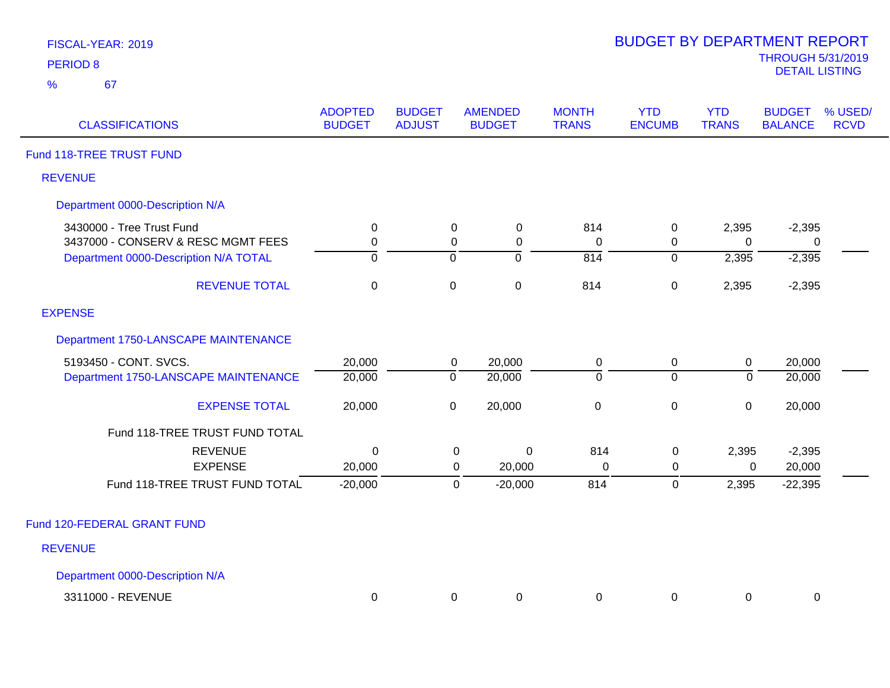FISCAL-YEAR: 2019

PERIOD 8

% 67

# BUDGET BY DEPARTMENT REPORT

THROUGH 5/31/2019

DETAIL LISTING

| CLASSIFICATIONS | ADOPTED BUDGET | BUDGET ADJUST | AMENDED BUDGET | MONTH TRANS | YTD ENCUMB | YTD TRANS | BUDGET BALANCE | % USED/ RCVD |
|---|---|---|---|---|---|---|---|---|
| **Fund 118-TREE TRUST FUND** | | | | | | | | |
| **REVENUE** | | | | | | | | |
| **Department 0000-Description N/A** | | | | | | | | |
| 3430000 - Tree Trust Fund | 0 | 0 | 0 | 814 | 0 | 2,395 | -2,395 | |
| 3437000 - CONSERV & RESC MGMT FEES | 0 | 0 | 0 | 0 | 0 | 0 | 0 | |
| Department 0000-Description N/A TOTAL | 0 | 0 | 0 | 814 | 0 | 2,395 | -2,395 | |
| REVENUE TOTAL | 0 | 0 | 0 | 814 | 0 | 2,395 | -2,395 | |
| **EXPENSE** | | | | | | | | |
| **Department 1750-LANSCAPE MAINTENANCE** | | | | | | | | |
| 5193450 - CONT. SVCS. | 20,000 | 0 | 20,000 | 0 | 0 | 0 | 20,000 | |
| Department 1750-LANSCAPE MAINTENANCE | 20,000 | 0 | 20,000 | 0 | 0 | 0 | 20,000 | |
| EXPENSE TOTAL | 20,000 | 0 | 20,000 | 0 | 0 | 0 | 20,000 | |
| Fund 118-TREE TRUST FUND TOTAL | | | | | | | | |
| REVENUE | 0 | 0 | 0 | 814 | 0 | 2,395 | -2,395 | |
| EXPENSE | 20,000 | 0 | 20,000 | 0 | 0 | 0 | 20,000 | |
| Fund 118-TREE TRUST FUND TOTAL | -20,000 | 0 | -20,000 | 814 | 0 | 2,395 | -22,395 | |
| **Fund 120-FEDERAL GRANT FUND** | | | | | | | | |
| **REVENUE** | | | | | | | | |
| **Department 0000-Description N/A** | | | | | | | | |
| 3311000 - REVENUE | 0 | 0 | 0 | 0 | 0 | 0 | 0 | |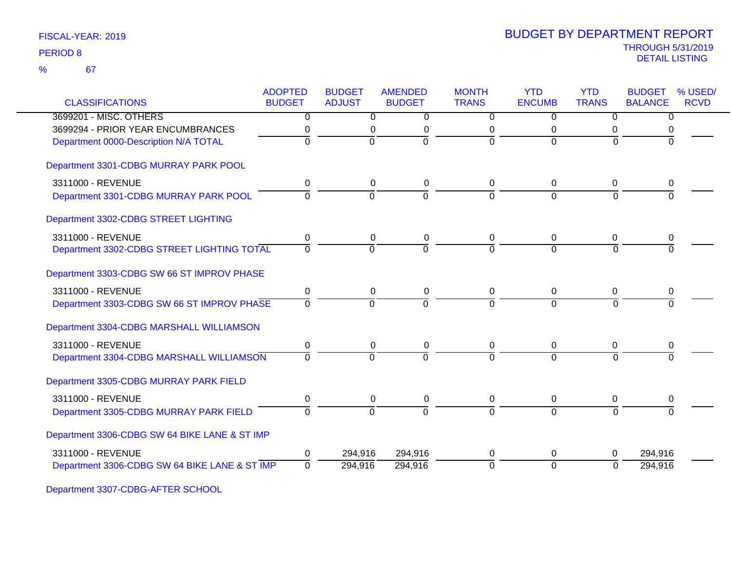FISCAL-YEAR: 2019

PERIOD 8

% 67

# BUDGET BY DEPARTMENT REPORT

THROUGH 5/31/2019

DETAIL LISTING

| CLASSIFICATIONS | ADOPTED BUDGET | BUDGET ADJUST | AMENDED BUDGET | MONTH TRANS | YTD ENCUMB | YTD TRANS | BUDGET BALANCE | % USED/ RCVD |
|---|---|---|---|---|---|---|---|---|
| 3699201 - MISC. OTHERS | 0 | 0 | 0 | 0 | 0 | 0 | 0 | |
| 3699294 - PRIOR YEAR ENCUMBRANCES | 0 | 0 | 0 | 0 | 0 | 0 | 0 | |
| Department 0000-Description N/A TOTAL | 0 | 0 | 0 | 0 | 0 | 0 | 0 | |
| **Department 3301-CDBG MURRAY PARK POOL** | | | | | | | | |
| 3311000 - REVENUE | 0 | 0 | 0 | 0 | 0 | 0 | 0 | |
| Department 3301-CDBG MURRAY PARK POOL | 0 | 0 | 0 | 0 | 0 | 0 | 0 | |
| **Department 3302-CDBG STREET LIGHTING** | | | | | | | | |
| 3311000 - REVENUE | 0 | 0 | 0 | 0 | 0 | 0 | 0 | |
| Department 3302-CDBG STREET LIGHTING TOTAL | 0 | 0 | 0 | 0 | 0 | 0 | 0 | |
| **Department 3303-CDBG SW 66 ST IMPROV PHASE** | | | | | | | | |
| 3311000 - REVENUE | 0 | 0 | 0 | 0 | 0 | 0 | 0 | |
| Department 3303-CDBG SW 66 ST IMPROV PHASE | 0 | 0 | 0 | 0 | 0 | 0 | 0 | |
| **Department 3304-CDBG MARSHALL WILLIAMSON** | | | | | | | | |
| 3311000 - REVENUE | 0 | 0 | 0 | 0 | 0 | 0 | 0 | |
| Department 3304-CDBG MARSHALL WILLIAMSON | 0 | 0 | 0 | 0 | 0 | 0 | 0 | |
| **Department 3305-CDBG MURRAY PARK FIELD** | | | | | | | | |
| 3311000 - REVENUE | 0 | 0 | 0 | 0 | 0 | 0 | 0 | |
| Department 3305-CDBG MURRAY PARK FIELD | 0 | 0 | 0 | 0 | 0 | 0 | 0 | |
| **Department 3306-CDBG SW 64 BIKE LANE & ST IMP** | | | | | | | | |
| 3311000 - REVENUE | 0 | 294,916 | 294,916 | 0 | 0 | 0 | 294,916 | |
| Department 3306-CDBG SW 64 BIKE LANE & ST IMP | 0 | 294,916 | 294,916 | 0 | 0 | 0 | 294,916 | |
| **Department 3307-CDBG-AFTER SCHOOL** | | | | | | | | |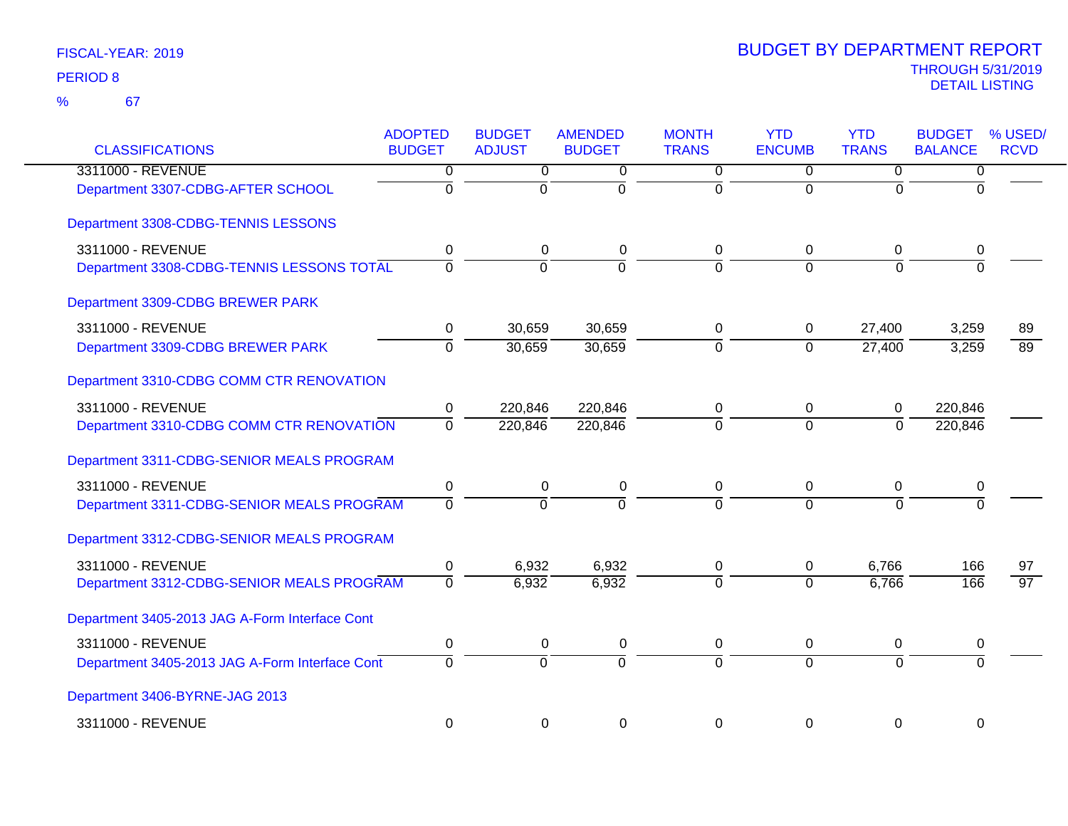FISCAL-YEAR: 2019

PERIOD 8

% 67

# BUDGET BY DEPARTMENT REPORT

THROUGH 5/31/2019

DETAIL LISTING

| CLASSIFICATIONS | ADOPTED BUDGET | BUDGET ADJUST | AMENDED BUDGET | MONTH TRANS | YTD ENCUMB | YTD TRANS | BUDGET BALANCE | % USED/ RCVD |
|---|---|---|---|---|---|---|---|---|
| 3311000 - REVENUE | 0 | 0 | 0 | 0 | 0 | 0 | 0 | |
| Department 3307-CDBG-AFTER SCHOOL | 0 | 0 | 0 | 0 | 0 | 0 | 0 | |
| Department 3308-CDBG-TENNIS LESSONS | | | | | | | | |
| 3311000 - REVENUE | 0 | 0 | 0 | 0 | 0 | 0 | 0 | |
| Department 3308-CDBG-TENNIS LESSONS TOTAL | 0 | 0 | 0 | 0 | 0 | 0 | 0 | |
| Department 3309-CDBG BREWER PARK | | | | | | | | |
| 3311000 - REVENUE | 0 | 30,659 | 30,659 | 0 | 0 | 27,400 | 3,259 | 89 |
| Department 3309-CDBG BREWER PARK | 0 | 30,659 | 30,659 | 0 | 0 | 27,400 | 3,259 | 89 |
| Department 3310-CDBG COMM CTR RENOVATION | | | | | | | | |
| 3311000 - REVENUE | 0 | 220,846 | 220,846 | 0 | 0 | 0 | 220,846 | |
| Department 3310-CDBG COMM CTR RENOVATION | 0 | 220,846 | 220,846 | 0 | 0 | 0 | 220,846 | |
| Department 3311-CDBG-SENIOR MEALS PROGRAM | | | | | | | | |
| 3311000 - REVENUE | 0 | 0 | 0 | 0 | 0 | 0 | 0 | |
| Department 3311-CDBG-SENIOR MEALS PROGRAM | 0 | 0 | 0 | 0 | 0 | 0 | 0 | |
| Department 3312-CDBG-SENIOR MEALS PROGRAM | | | | | | | | |
| 3311000 - REVENUE | 0 | 6,932 | 6,932 | 0 | 0 | 6,766 | 166 | 97 |
| Department 3312-CDBG-SENIOR MEALS PROGRAM | 0 | 6,932 | 6,932 | 0 | 0 | 6,766 | 166 | 97 |
| Department 3405-2013 JAG A-Form Interface Cont | | | | | | | | |
| 3311000 - REVENUE | 0 | 0 | 0 | 0 | 0 | 0 | 0 | |
| Department 3405-2013 JAG A-Form Interface Cont | 0 | 0 | 0 | 0 | 0 | 0 | 0 | |
| Department 3406-BYRNE-JAG 2013 | | | | | | | | |
| 3311000 - REVENUE | 0 | 0 | 0 | 0 | 0 | 0 | 0 | |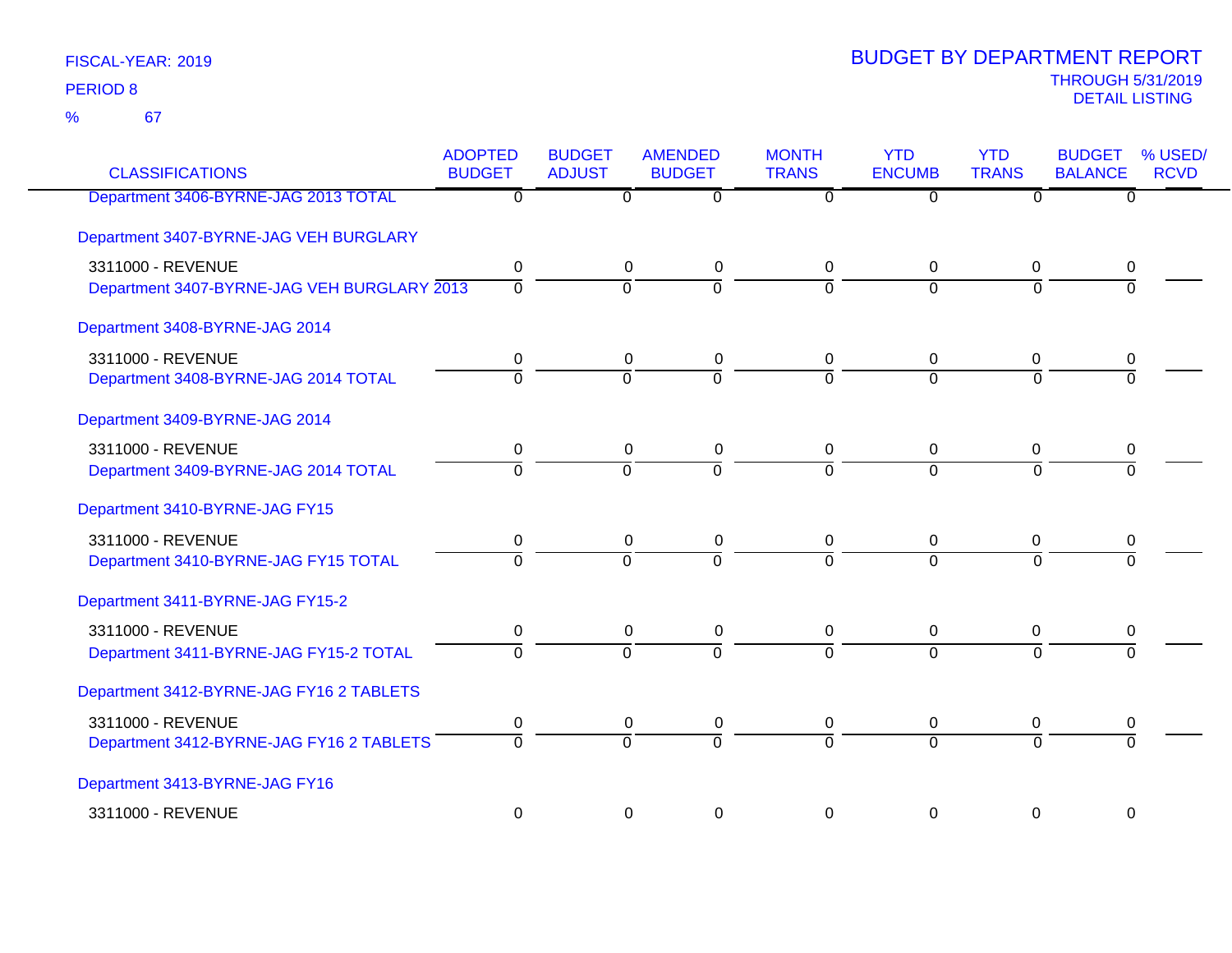FISCAL-YEAR: 2019

PERIOD 8

% 67

# BUDGET BY DEPARTMENT REPORT

THROUGH 5/31/2019

DETAIL LISTING

| CLASSIFICATIONS | ADOPTED BUDGET | BUDGET ADJUST | AMENDED BUDGET | MONTH TRANS | YTD ENCUMB | YTD TRANS | BUDGET BALANCE | % USED/ RCVD |
|---|---|---|---|---|---|---|---|---|
| Department 3406-BYRNE-JAG 2013 TOTAL | 0 | 0 | 0 | 0 | 0 | 0 | 0 | |
| Department 3407-BYRNE-JAG VEH BURGLARY | | | | | | | | |
| 3311000 - REVENUE | 0 | 0 | 0 | 0 | 0 | 0 | 0 | |
| Department 3407-BYRNE-JAG VEH BURGLARY 2013 | 0 | 0 | 0 | 0 | 0 | 0 | 0 | |
| Department 3408-BYRNE-JAG 2014 | | | | | | | | |
| 3311000 - REVENUE | 0 | 0 | 0 | 0 | 0 | 0 | 0 | |
| Department 3408-BYRNE-JAG 2014 TOTAL | 0 | 0 | 0 | 0 | 0 | 0 | 0 | |
| Department 3409-BYRNE-JAG 2014 | | | | | | | | |
| 3311000 - REVENUE | 0 | 0 | 0 | 0 | 0 | 0 | 0 | |
| Department 3409-BYRNE-JAG 2014 TOTAL | 0 | 0 | 0 | 0 | 0 | 0 | 0 | |
| Department 3410-BYRNE-JAG FY15 | | | | | | | | |
| 3311000 - REVENUE | 0 | 0 | 0 | 0 | 0 | 0 | 0 | |
| Department 3410-BYRNE-JAG FY15 TOTAL | 0 | 0 | 0 | 0 | 0 | 0 | 0 | |
| Department 3411-BYRNE-JAG FY15-2 | | | | | | | | |
| 3311000 - REVENUE | 0 | 0 | 0 | 0 | 0 | 0 | 0 | |
| Department 3411-BYRNE-JAG FY15-2 TOTAL | 0 | 0 | 0 | 0 | 0 | 0 | 0 | |
| Department 3412-BYRNE-JAG FY16 2 TABLETS | | | | | | | | |
| 3311000 - REVENUE | 0 | 0 | 0 | 0 | 0 | 0 | 0 | |
| Department 3412-BYRNE-JAG FY16 2 TABLETS | 0 | 0 | 0 | 0 | 0 | 0 | 0 | |
| Department 3413-BYRNE-JAG FY16 | | | | | | | | |
| 3311000 - REVENUE | 0 | 0 | 0 | 0 | 0 | 0 | 0 | |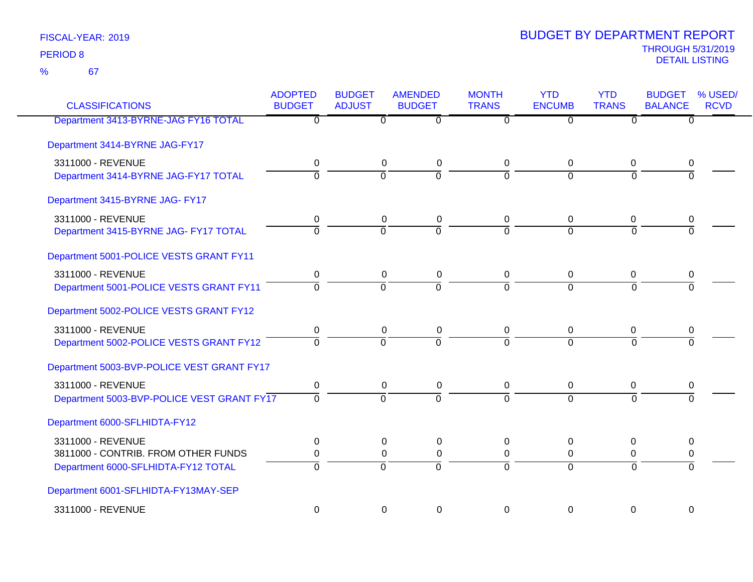FISCAL-YEAR: 2019

PERIOD 8

% 67

# BUDGET BY DEPARTMENT REPORT

THROUGH 5/31/2019

DETAIL LISTING

| CLASSIFICATIONS | ADOPTED BUDGET | BUDGET ADJUST | AMENDED BUDGET | MONTH TRANS | YTD ENCUMB | YTD TRANS | BUDGET BALANCE | % USED/ RCVD |
|---|---|---|---|---|---|---|---|---|
| Department 3413-BYRNE-JAG FY16 TOTAL | 0 | 0 | 0 | 0 | 0 | 0 | 0 | |
| **Department 3414-BYRNE JAG-FY17** | | | | | | | | |
| 3311000 - REVENUE | 0 | 0 | 0 | 0 | 0 | 0 | 0 | |
| Department 3414-BYRNE JAG-FY17 TOTAL | 0 | 0 | 0 | 0 | 0 | 0 | 0 | |
| **Department 3415-BYRNE JAG- FY17** | | | | | | | | |
| 3311000 - REVENUE | 0 | 0 | 0 | 0 | 0 | 0 | 0 | |
| Department 3415-BYRNE JAG- FY17 TOTAL | 0 | 0 | 0 | 0 | 0 | 0 | 0 | |
| **Department 5001-POLICE VESTS GRANT FY11** | | | | | | | | |
| 3311000 - REVENUE | 0 | 0 | 0 | 0 | 0 | 0 | 0 | |
| Department 5001-POLICE VESTS GRANT FY11 | 0 | 0 | 0 | 0 | 0 | 0 | 0 | |
| **Department 5002-POLICE VESTS GRANT FY12** | | | | | | | | |
| 3311000 - REVENUE | 0 | 0 | 0 | 0 | 0 | 0 | 0 | |
| Department 5002-POLICE VESTS GRANT FY12 | 0 | 0 | 0 | 0 | 0 | 0 | 0 | |
| **Department 5003-BVP-POLICE VEST GRANT FY17** | | | | | | | | |
| 3311000 - REVENUE | 0 | 0 | 0 | 0 | 0 | 0 | 0 | |
| Department 5003-BVP-POLICE VEST GRANT FY17 | 0 | 0 | 0 | 0 | 0 | 0 | 0 | |
| **Department 6000-SFLHIDTA-FY12** | | | | | | | | |
| 3311000 - REVENUE | 0 | 0 | 0 | 0 | 0 | 0 | 0 | |
| 3811000 - CONTRIB. FROM OTHER FUNDS | 0 | 0 | 0 | 0 | 0 | 0 | 0 | |
| Department 6000-SFLHIDTA-FY12 TOTAL | 0 | 0 | 0 | 0 | 0 | 0 | 0 | |
| **Department 6001-SFLHIDTA-FY13MAY-SEP** | | | | | | | | |
| 3311000 - REVENUE | 0 | 0 | 0 | 0 | 0 | 0 | 0 | |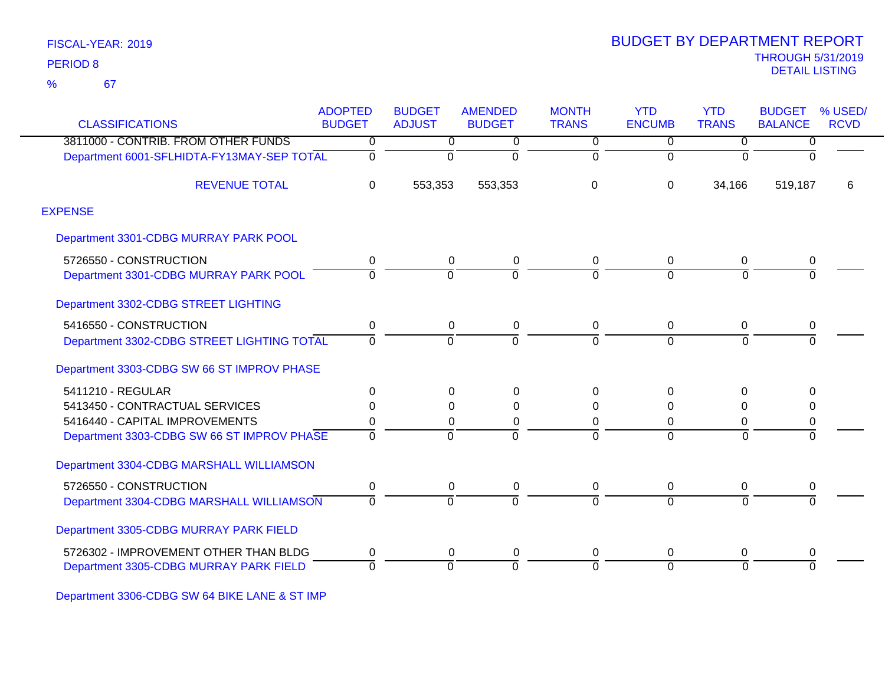FISCAL-YEAR: 2019

PERIOD 8

% 67

# BUDGET BY DEPARTMENT REPORT

THROUGH 5/31/2019

DETAIL LISTING

| CLASSIFICATIONS | ADOPTED BUDGET | BUDGET ADJUST | AMENDED BUDGET | MONTH TRANS | YTD ENCUMB | YTD TRANS | BUDGET BALANCE | % USED/ RCVD |
|---|---|---|---|---|---|---|---|---|
| 3811000 - CONTRIB. FROM OTHER FUNDS | 0 | 0 | 0 | 0 | 0 | 0 | 0 | |
| Department 6001-SFLHIDTA-FY13MAY-SEP TOTAL | 0 | 0 | 0 | 0 | 0 | 0 | 0 | |
| REVENUE TOTAL | 0 | 553,353 | 553,353 | 0 | 0 | 34,166 | 519,187 | 6 |
| EXPENSE | | | | | | | | |
| Department 3301-CDBG MURRAY PARK POOL | | | | | | | | |
| 5726550 - CONSTRUCTION | 0 | 0 | 0 | 0 | 0 | 0 | 0 | |
| Department 3301-CDBG MURRAY PARK POOL | 0 | 0 | 0 | 0 | 0 | 0 | 0 | |
| Department 3302-CDBG STREET LIGHTING | | | | | | | | |
| 5416550 - CONSTRUCTION | 0 | 0 | 0 | 0 | 0 | 0 | 0 | |
| Department 3302-CDBG STREET LIGHTING TOTAL | 0 | 0 | 0 | 0 | 0 | 0 | 0 | |
| Department 3303-CDBG SW 66 ST IMPROV PHASE | | | | | | | | |
| 5411210 - REGULAR | 0 | 0 | 0 | 0 | 0 | 0 | 0 | |
| 5413450 - CONTRACTUAL SERVICES | 0 | 0 | 0 | 0 | 0 | 0 | 0 | |
| 5416440 - CAPITAL IMPROVEMENTS | 0 | 0 | 0 | 0 | 0 | 0 | 0 | |
| Department 3303-CDBG SW 66 ST IMPROV PHASE | 0 | 0 | 0 | 0 | 0 | 0 | 0 | |
| Department 3304-CDBG MARSHALL WILLIAMSON | | | | | | | | |
| 5726550 - CONSTRUCTION | 0 | 0 | 0 | 0 | 0 | 0 | 0 | |
| Department 3304-CDBG MARSHALL WILLIAMSON | 0 | 0 | 0 | 0 | 0 | 0 | 0 | |
| Department 3305-CDBG MURRAY PARK FIELD | | | | | | | | |
| 5726302 - IMPROVEMENT OTHER THAN BLDG | 0 | 0 | 0 | 0 | 0 | 0 | 0 | |
| Department 3305-CDBG MURRAY PARK FIELD | 0 | 0 | 0 | 0 | 0 | 0 | 0 | |
| Department 3306-CDBG SW 64 BIKE LANE & ST IMP | | | | | | | | |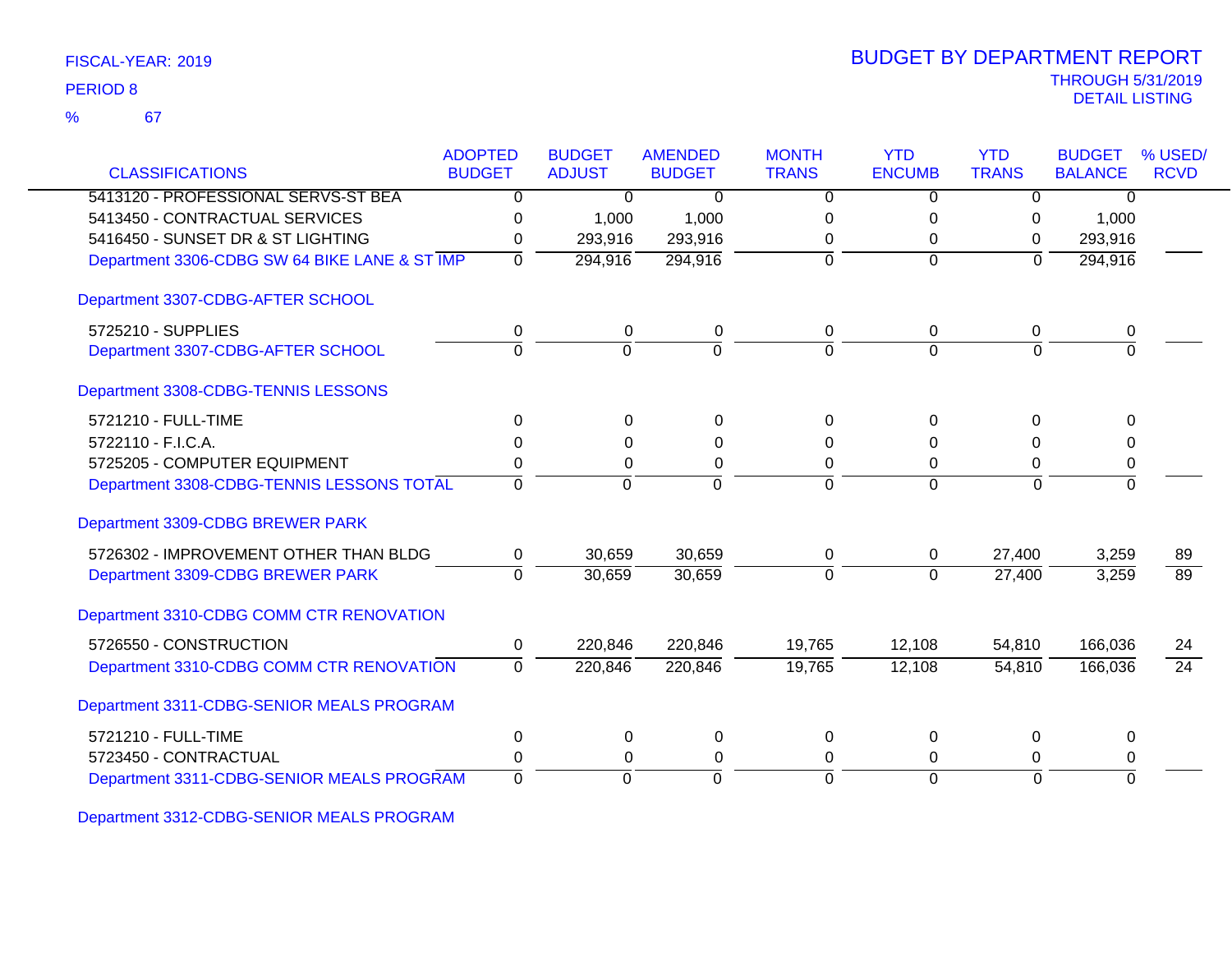FISCAL-YEAR: 2019

PERIOD 8

% 67

# BUDGET BY DEPARTMENT REPORT

THROUGH 5/31/2019

DETAIL LISTING

| CLASSIFICATIONS | ADOPTED BUDGET | BUDGET ADJUST | AMENDED BUDGET | MONTH TRANS | YTD ENCUMB | YTD TRANS | BUDGET BALANCE | % USED/ RCVD |
|---|---|---|---|---|---|---|---|---|
| 5413120 - PROFESSIONAL SERVS-ST BEA | 0 | 0 | 0 | 0 | 0 | 0 | 0 | |
| 5413450 - CONTRACTUAL SERVICES | 0 | 1,000 | 1,000 | 0 | 0 | 0 | 1,000 | |
| 5416450 - SUNSET DR & ST LIGHTING | 0 | 293,916 | 293,916 | 0 | 0 | 0 | 293,916 | |
| Department 3306-CDBG SW 64 BIKE LANE & ST IMP | 0 | 294,916 | 294,916 | 0 | 0 | 0 | 294,916 | |
| **Department 3307-CDBG-AFTER SCHOOL** | | | | | | | | |
| 5725210 - SUPPLIES | 0 | 0 | 0 | 0 | 0 | 0 | 0 | |
| Department 3307-CDBG-AFTER SCHOOL | 0 | 0 | 0 | 0 | 0 | 0 | 0 | |
| **Department 3308-CDBG-TENNIS LESSONS** | | | | | | | | |
| 5721210 - FULL-TIME | 0 | 0 | 0 | 0 | 0 | 0 | 0 | |
| 5722110 - F.I.C.A. | 0 | 0 | 0 | 0 | 0 | 0 | 0 | |
| 5725205 - COMPUTER EQUIPMENT | 0 | 0 | 0 | 0 | 0 | 0 | 0 | |
| Department 3308-CDBG-TENNIS LESSONS TOTAL | 0 | 0 | 0 | 0 | 0 | 0 | 0 | |
| **Department 3309-CDBG BREWER PARK** | | | | | | | | |
| 5726302 - IMPROVEMENT OTHER THAN BLDG | 0 | 30,659 | 30,659 | 0 | 0 | 27,400 | 3,259 | 89 |
| Department 3309-CDBG BREWER PARK | 0 | 30,659 | 30,659 | 0 | 0 | 27,400 | 3,259 | 89 |
| **Department 3310-CDBG COMM CTR RENOVATION** | | | | | | | | |
| 5726550 - CONSTRUCTION | 0 | 220,846 | 220,846 | 19,765 | 12,108 | 54,810 | 166,036 | 24 |
| Department 3310-CDBG COMM CTR RENOVATION | 0 | 220,846 | 220,846 | 19,765 | 12,108 | 54,810 | 166,036 | 24 |
| **Department 3311-CDBG-SENIOR MEALS PROGRAM** | | | | | | | | |
| 5721210 - FULL-TIME | 0 | 0 | 0 | 0 | 0 | 0 | 0 | |
| 5723450 - CONTRACTUAL | 0 | 0 | 0 | 0 | 0 | 0 | 0 | |
| Department 3311-CDBG-SENIOR MEALS PROGRAM | 0 | 0 | 0 | 0 | 0 | 0 | 0 | |
| **Department 3312-CDBG-SENIOR MEALS PROGRAM** | | | | | | | | |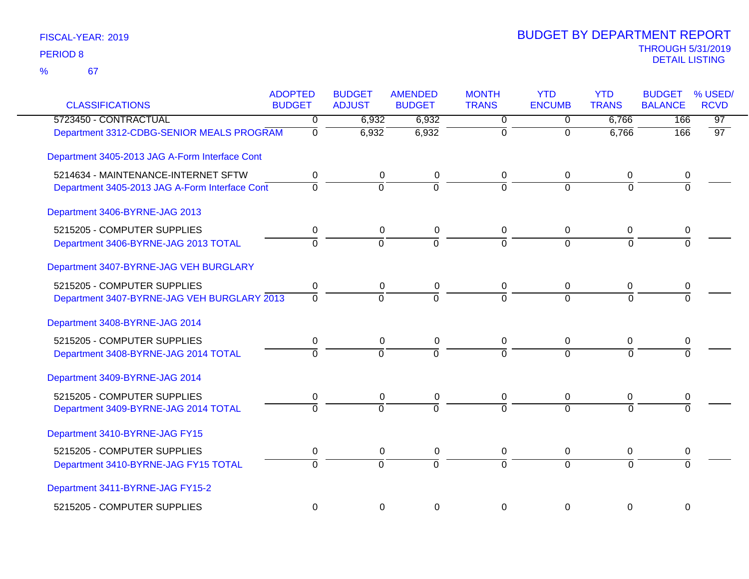FISCAL-YEAR: 2019

PERIOD 8

% 67

# BUDGET BY DEPARTMENT REPORT

THROUGH 5/31/2019

DETAIL LISTING

| CLASSIFICATIONS | ADOPTED BUDGET | BUDGET ADJUST | AMENDED BUDGET | MONTH TRANS | YTD ENCUMB | YTD TRANS | BUDGET BALANCE | % USED/ RCVD |
|---|---|---|---|---|---|---|---|---|
| 5723450 - CONTRACTUAL | 0 | 6,932 | 6,932 | 0 | 0 | 6,766 | 166 | 97 |
| Department 3312-CDBG-SENIOR MEALS PROGRAM | 0 | 6,932 | 6,932 | 0 | 0 | 6,766 | 166 | 97 |
| Department 3405-2013 JAG A-Form Interface Cont | | | | | | | | |
| 5214634 - MAINTENANCE-INTERNET SFTW | 0 | 0 | 0 | 0 | 0 | 0 | 0 | |
| Department 3405-2013 JAG A-Form Interface Cont | 0 | 0 | 0 | 0 | 0 | 0 | 0 | |
| Department 3406-BYRNE-JAG 2013 | | | | | | | | |
| 5215205 - COMPUTER SUPPLIES | 0 | 0 | 0 | 0 | 0 | 0 | 0 | |
| Department 3406-BYRNE-JAG 2013 TOTAL | 0 | 0 | 0 | 0 | 0 | 0 | 0 | |
| Department 3407-BYRNE-JAG VEH BURGLARY | | | | | | | | |
| 5215205 - COMPUTER SUPPLIES | 0 | 0 | 0 | 0 | 0 | 0 | 0 | |
| Department 3407-BYRNE-JAG VEH BURGLARY 2013 | 0 | 0 | 0 | 0 | 0 | 0 | 0 | |
| Department 3408-BYRNE-JAG 2014 | | | | | | | | |
| 5215205 - COMPUTER SUPPLIES | 0 | 0 | 0 | 0 | 0 | 0 | 0 | |
| Department 3408-BYRNE-JAG 2014 TOTAL | 0 | 0 | 0 | 0 | 0 | 0 | 0 | |
| Department 3409-BYRNE-JAG 2014 | | | | | | | | |
| 5215205 - COMPUTER SUPPLIES | 0 | 0 | 0 | 0 | 0 | 0 | 0 | |
| Department 3409-BYRNE-JAG 2014 TOTAL | 0 | 0 | 0 | 0 | 0 | 0 | 0 | |
| Department 3410-BYRNE-JAG FY15 | | | | | | | | |
| 5215205 - COMPUTER SUPPLIES | 0 | 0 | 0 | 0 | 0 | 0 | 0 | |
| Department 3410-BYRNE-JAG FY15 TOTAL | 0 | 0 | 0 | 0 | 0 | 0 | 0 | |
| Department 3411-BYRNE-JAG FY15-2 | | | | | | | | |
| 5215205 - COMPUTER SUPPLIES | 0 | 0 | 0 | 0 | 0 | 0 | 0 | |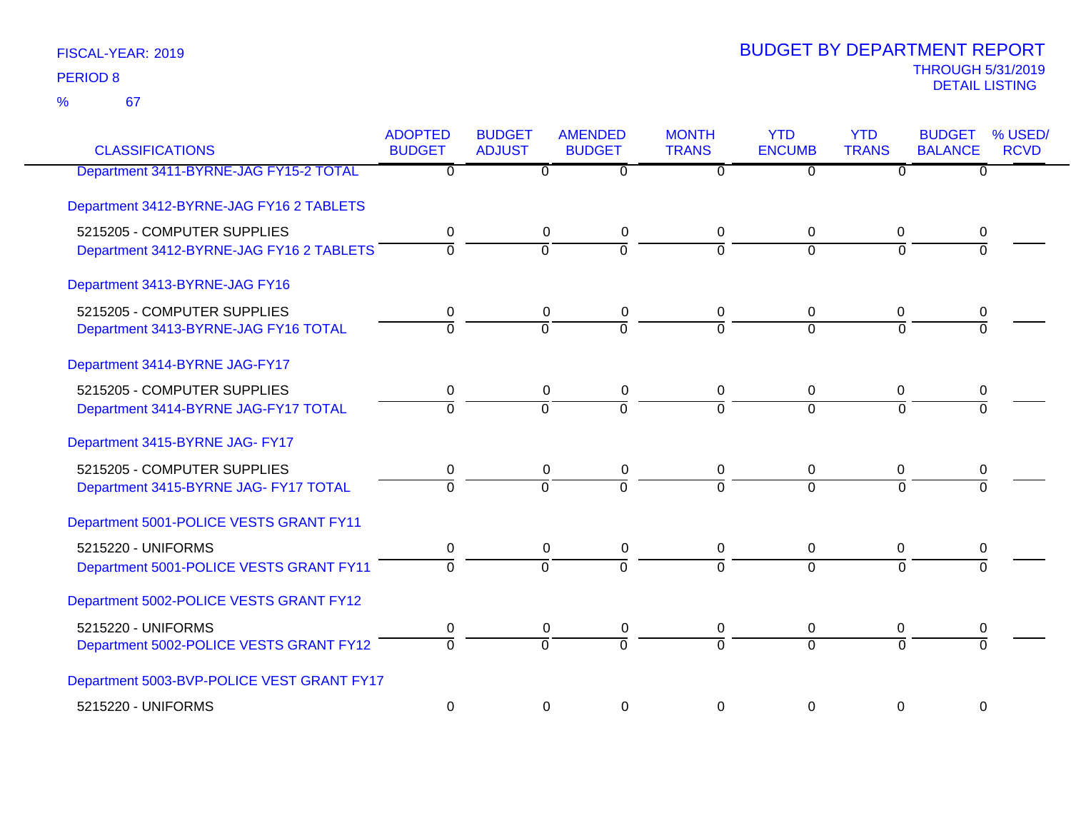FISCAL-YEAR: 2019
PERIOD 8
% 67

# BUDGET BY DEPARTMENT REPORT
THROUGH 5/31/2019
DETAIL LISTING

| CLASSIFICATIONS | ADOPTED BUDGET | BUDGET ADJUST | AMENDED BUDGET | MONTH TRANS | YTD ENCUMB | YTD TRANS | BUDGET BALANCE | % USED/ RCVD |
|---|---|---|---|---|---|---|---|---|
| Department 3411-BYRNE-JAG FY15-2 TOTAL | 0 | 0 | 0 | 0 | 0 | 0 | 0 | |
| **Department 3412-BYRNE-JAG FY16 2 TABLETS** | | | | | | | | |
| 5215205 - COMPUTER SUPPLIES | 0 | 0 | 0 | 0 | 0 | 0 | 0 | |
| Department 3412-BYRNE-JAG FY16 2 TABLETS | 0 | 0 | 0 | 0 | 0 | 0 | 0 | |
| **Department 3413-BYRNE-JAG FY16** | | | | | | | | |
| 5215205 - COMPUTER SUPPLIES | 0 | 0 | 0 | 0 | 0 | 0 | 0 | |
| Department 3413-BYRNE-JAG FY16 TOTAL | 0 | 0 | 0 | 0 | 0 | 0 | 0 | |
| **Department 3414-BYRNE JAG-FY17** | | | | | | | | |
| 5215205 - COMPUTER SUPPLIES | 0 | 0 | 0 | 0 | 0 | 0 | 0 | |
| Department 3414-BYRNE JAG-FY17 TOTAL | 0 | 0 | 0 | 0 | 0 | 0 | 0 | |
| **Department 3415-BYRNE JAG- FY17** | | | | | | | | |
| 5215205 - COMPUTER SUPPLIES | 0 | 0 | 0 | 0 | 0 | 0 | 0 | |
| Department 3415-BYRNE JAG- FY17 TOTAL | 0 | 0 | 0 | 0 | 0 | 0 | 0 | |
| **Department 5001-POLICE VESTS GRANT FY11** | | | | | | | | |
| 5215220 - UNIFORMS | 0 | 0 | 0 | 0 | 0 | 0 | 0 | |
| Department 5001-POLICE VESTS GRANT FY11 | 0 | 0 | 0 | 0 | 0 | 0 | 0 | |
| **Department 5002-POLICE VESTS GRANT FY12** | | | | | | | | |
| 5215220 - UNIFORMS | 0 | 0 | 0 | 0 | 0 | 0 | 0 | |
| Department 5002-POLICE VESTS GRANT FY12 | 0 | 0 | 0 | 0 | 0 | 0 | 0 | |
| **Department 5003-BVP-POLICE VEST GRANT FY17** | | | | | | | | |
| 5215220 - UNIFORMS | 0 | 0 | 0 | 0 | 0 | 0 | 0 | |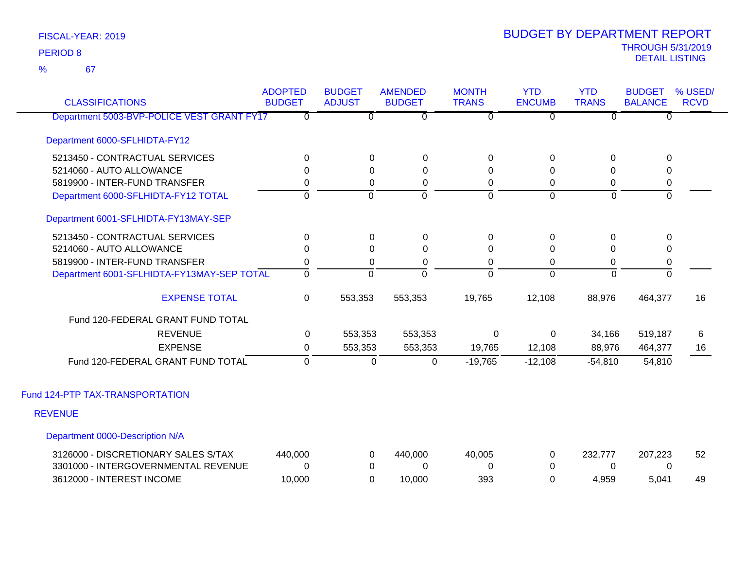FISCAL-YEAR: 2019

PERIOD 8

% 67

# BUDGET BY DEPARTMENT REPORT

THROUGH 5/31/2019

DETAIL LISTING

| CLASSIFICATIONS | ADOPTED BUDGET | BUDGET ADJUST | AMENDED BUDGET | MONTH TRANS | YTD ENCUMB | YTD TRANS | BUDGET BALANCE | % USED/ RCVD |
|---|---|---|---|---|---|---|---|---|
| Department 5003-BVP-POLICE VEST GRANT FY17 | 0 | 0 | 0 | 0 | 0 | 0 | 0 | |
| Department 6000-SFLHIDTA-FY12 | | | | | | | | |
| 5213450 - CONTRACTUAL SERVICES | 0 | 0 | 0 | 0 | 0 | 0 | 0 | |
| 5214060 - AUTO ALLOWANCE | 0 | 0 | 0 | 0 | 0 | 0 | 0 | |
| 5819900 - INTER-FUND TRANSFER | 0 | 0 | 0 | 0 | 0 | 0 | 0 | |
| Department 6000-SFLHIDTA-FY12 TOTAL | 0 | 0 | 0 | 0 | 0 | 0 | 0 | |
| Department 6001-SFLHIDTA-FY13MAY-SEP | | | | | | | | |
| 5213450 - CONTRACTUAL SERVICES | 0 | 0 | 0 | 0 | 0 | 0 | 0 | |
| 5214060 - AUTO ALLOWANCE | 0 | 0 | 0 | 0 | 0 | 0 | 0 | |
| 5819900 - INTER-FUND TRANSFER | 0 | 0 | 0 | 0 | 0 | 0 | 0 | |
| Department 6001-SFLHIDTA-FY13MAY-SEP TOTAL | 0 | 0 | 0 | 0 | 0 | 0 | 0 | |
| EXPENSE TOTAL | 0 | 553,353 | 553,353 | 19,765 | 12,108 | 88,976 | 464,377 | 16 |
| Fund 120-FEDERAL GRANT FUND TOTAL | | | | | | | | |
| REVENUE | 0 | 553,353 | 553,353 | 0 | 0 | 34,166 | 519,187 | 6 |
| EXPENSE | 0 | 553,353 | 553,353 | 19,765 | 12,108 | 88,976 | 464,377 | 16 |
| Fund 120-FEDERAL GRANT FUND TOTAL | 0 | 0 | 0 | -19,765 | -12,108 | -54,810 | 54,810 | |
| Fund 124-PTP TAX-TRANSPORTATION | | | | | | | | |
| REVENUE | | | | | | | | |
| Department 0000-Description N/A | | | | | | | | |
| 3126000 - DISCRETIONARY SALES S/TAX | 440,000 | 0 | 440,000 | 40,005 | 0 | 232,777 | 207,223 | 52 |
| 3301000 - INTERGOVERNMENTAL REVENUE | 0 | 0 | 0 | 0 | 0 | 0 | 0 | |
| 3612000 - INTEREST INCOME | 10,000 | 0 | 10,000 | 393 | 0 | 4,959 | 5,041 | 49 |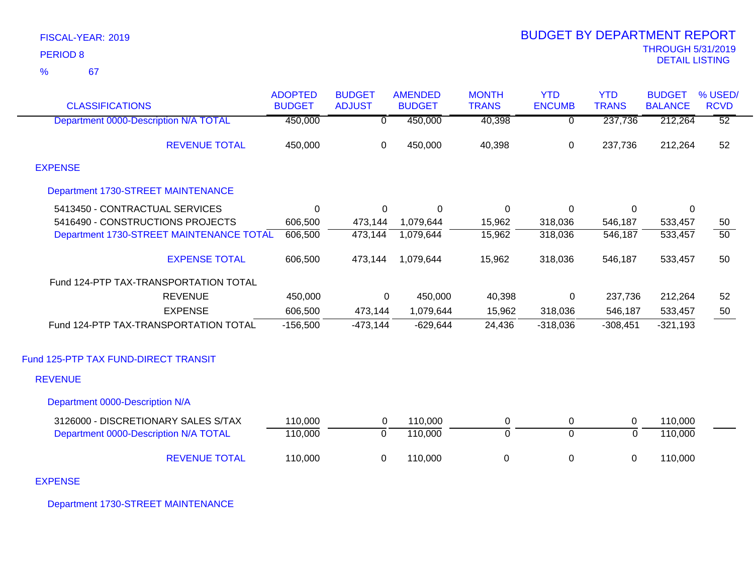FISCAL-YEAR: 2019

PERIOD 8

% 67

# BUDGET BY DEPARTMENT REPORT

THROUGH 5/31/2019

DETAIL LISTING

| CLASSIFICATIONS | ADOPTED BUDGET | BUDGET ADJUST | AMENDED BUDGET | MONTH TRANS | YTD ENCUMB | YTD TRANS | BUDGET BALANCE | % USED/ RCVD |
|---|---|---|---|---|---|---|---|---|
| Department 0000-Description N/A TOTAL | 450,000 | 0 | 450,000 | 40,398 | 0 | 237,736 | 212,264 | 52 |
| REVENUE TOTAL | 450,000 | 0 | 450,000 | 40,398 | 0 | 237,736 | 212,264 | 52 |
| EXPENSE | | | | | | | | |
| Department 1730-STREET MAINTENANCE | | | | | | | | |
| 5413450 - CONTRACTUAL SERVICES | 0 | 0 | 0 | 0 | 0 | 0 | 0 | |
| 5416490 - CONSTRUCTIONS PROJECTS | 606,500 | 473,144 | 1,079,644 | 15,962 | 318,036 | 546,187 | 533,457 | 50 |
| Department 1730-STREET MAINTENANCE TOTAL | 606,500 | 473,144 | 1,079,644 | 15,962 | 318,036 | 546,187 | 533,457 | 50 |
| EXPENSE TOTAL | 606,500 | 473,144 | 1,079,644 | 15,962 | 318,036 | 546,187 | 533,457 | 50 |
| Fund 124-PTP TAX-TRANSPORTATION TOTAL | | | | | | | | |
| REVENUE | 450,000 | 0 | 450,000 | 40,398 | 0 | 237,736 | 212,264 | 52 |
| EXPENSE | 606,500 | 473,144 | 1,079,644 | 15,962 | 318,036 | 546,187 | 533,457 | 50 |
| Fund 124-PTP TAX-TRANSPORTATION TOTAL | -156,500 | -473,144 | -629,644 | 24,436 | -318,036 | -308,451 | -321,193 | |
| Fund 125-PTP TAX FUND-DIRECT TRANSIT | | | | | | | | |
| REVENUE | | | | | | | | |
| Department 0000-Description N/A | | | | | | | | |
| 3126000 - DISCRETIONARY SALES S/TAX | 110,000 | 0 | 110,000 | 0 | 0 | 0 | 110,000 | |
| Department 0000-Description N/A TOTAL | 110,000 | 0 | 110,000 | 0 | 0 | 0 | 110,000 | |
| REVENUE TOTAL | 110,000 | 0 | 110,000 | 0 | 0 | 0 | 110,000 | |
| EXPENSE | | | | | | | | |
| Department 1730-STREET MAINTENANCE | | | | | | | | |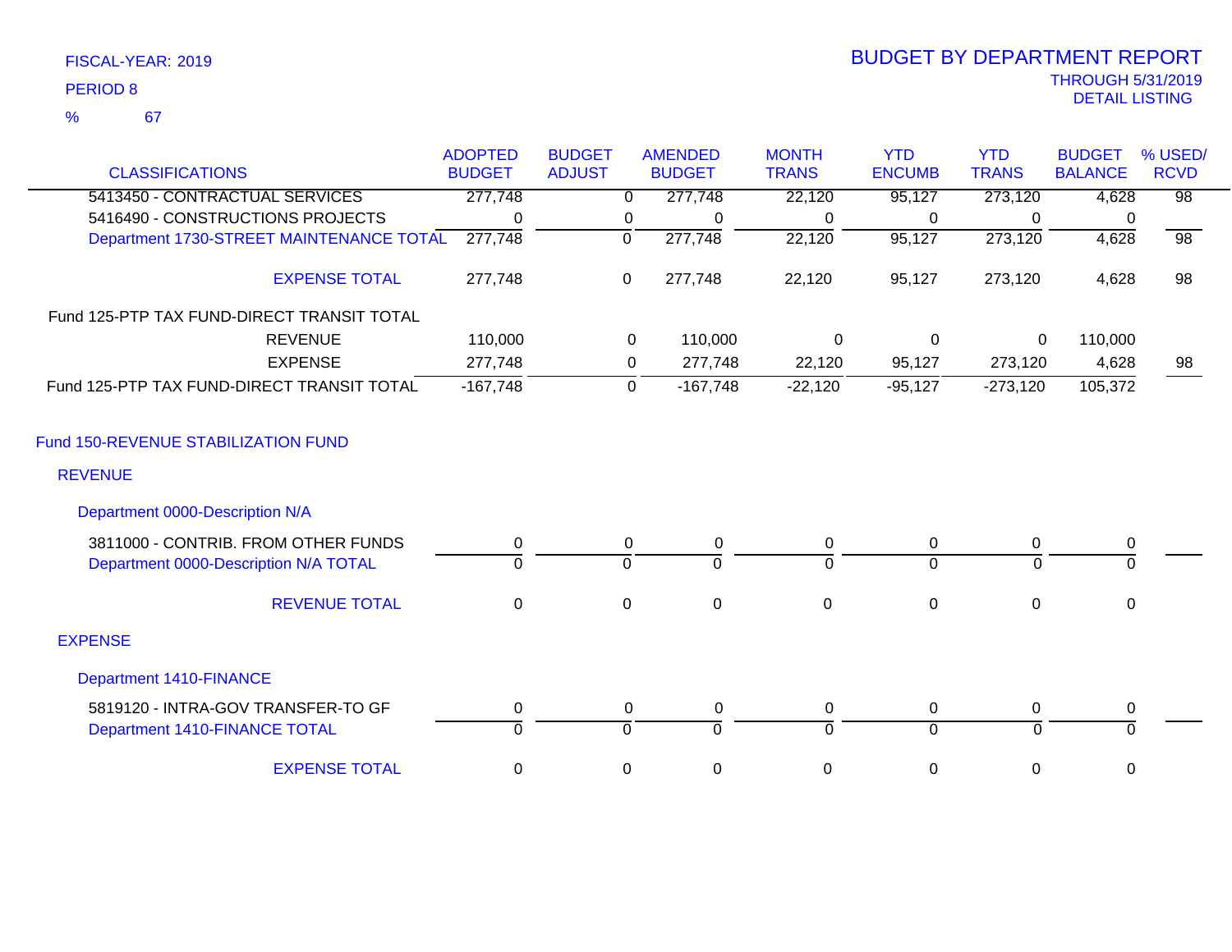FISCAL-YEAR: 2019

PERIOD 8

% 67

# BUDGET BY DEPARTMENT REPORT

THROUGH 5/31/2019

DETAIL LISTING

| CLASSIFICATIONS | ADOPTED BUDGET | BUDGET ADJUST | AMENDED BUDGET | MONTH TRANS | YTD ENCUMB | YTD TRANS | BUDGET BALANCE | % USED/ RCVD |
|---|---|---|---|---|---|---|---|---|
| 5413450 - CONTRACTUAL SERVICES | 277,748 | 0 | 277,748 | 22,120 | 95,127 | 273,120 | 4,628 | 98 |
| 5416490 - CONSTRUCTIONS PROJECTS | 0 | 0 | 0 | 0 | 0 | 0 | 0 | |
| Department 1730-STREET MAINTENANCE TOTAL | 277,748 | 0 | 277,748 | 22,120 | 95,127 | 273,120 | 4,628 | 98 |
| EXPENSE TOTAL | 277,748 | 0 | 277,748 | 22,120 | 95,127 | 273,120 | 4,628 | 98 |
| Fund 125-PTP TAX FUND-DIRECT TRANSIT TOTAL | | | | | | | | |
| REVENUE | 110,000 | 0 | 110,000 | 0 | 0 | 0 | 110,000 | |
| EXPENSE | 277,748 | 0 | 277,748 | 22,120 | 95,127 | 273,120 | 4,628 | 98 |
| Fund 125-PTP TAX FUND-DIRECT TRANSIT TOTAL | -167,748 | 0 | -167,748 | -22,120 | -95,127 | -273,120 | 105,372 | |

## Fund 150-REVENUE STABILIZATION FUND

### REVENUE

#### Department 0000-Description N/A

| CLASSIFICATIONS | ADOPTED BUDGET | BUDGET ADJUST | AMENDED BUDGET | MONTH TRANS | YTD ENCUMB | YTD TRANS | BUDGET BALANCE | % USED/ RCVD |
|---|---|---|---|---|---|---|---|---|
| 3811000 - CONTRIB. FROM OTHER FUNDS | 0 | 0 | 0 | 0 | 0 | 0 | 0 | |
| Department 0000-Description N/A TOTAL | 0 | 0 | 0 | 0 | 0 | 0 | 0 | |
| REVENUE TOTAL | 0 | 0 | 0 | 0 | 0 | 0 | 0 | |

### EXPENSE

#### Department 1410-FINANCE

| CLASSIFICATIONS | ADOPTED BUDGET | BUDGET ADJUST | AMENDED BUDGET | MONTH TRANS | YTD ENCUMB | YTD TRANS | BUDGET BALANCE | % USED/ RCVD |
|---|---|---|---|---|---|---|---|---|
| 5819120 - INTRA-GOV TRANSFER-TO GF | 0 | 0 | 0 | 0 | 0 | 0 | 0 | |
| Department 1410-FINANCE TOTAL | 0 | 0 | 0 | 0 | 0 | 0 | 0 | |
| EXPENSE TOTAL | 0 | 0 | 0 | 0 | 0 | 0 | 0 | |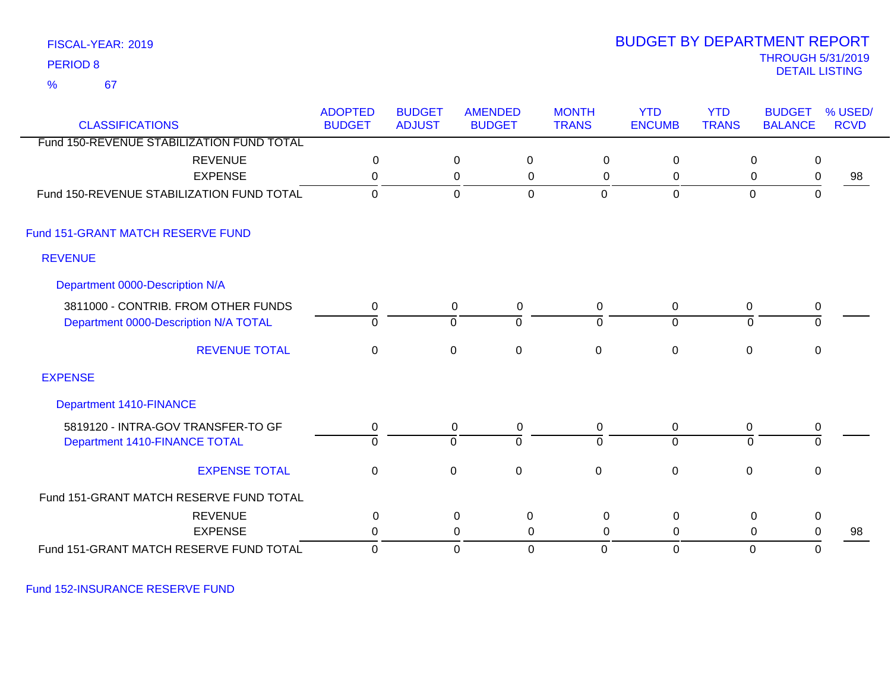FISCAL-YEAR: 2019

PERIOD 8

% 67

# BUDGET BY DEPARTMENT REPORT

THROUGH 5/31/2019

DETAIL LISTING

| CLASSIFICATIONS | ADOPTED BUDGET | BUDGET ADJUST | AMENDED BUDGET | MONTH TRANS | YTD ENCUMB | YTD TRANS | BUDGET BALANCE | % USED/ RCVD |
|---|---|---|---|---|---|---|---|---|
| Fund 150-REVENUE STABILIZATION FUND TOTAL | | | | | | | | |
| REVENUE | 0 | 0 | 0 | 0 | 0 | 0 | 0 | |
| EXPENSE | 0 | 0 | 0 | 0 | 0 | 0 | 0 | 98 |
| Fund 150-REVENUE STABILIZATION FUND TOTAL | 0 | 0 | 0 | 0 | 0 | 0 | 0 | |
| **Fund 151-GRANT MATCH RESERVE FUND** | | | | | | | | |
| **REVENUE** | | | | | | | | |
| **Department 0000-Description N/A** | | | | | | | | |
| 3811000 - CONTRIB. FROM OTHER FUNDS | 0 | 0 | 0 | 0 | 0 | 0 | 0 | |
| Department 0000-Description N/A TOTAL | 0 | 0 | 0 | 0 | 0 | 0 | 0 | |
| REVENUE TOTAL | 0 | 0 | 0 | 0 | 0 | 0 | 0 | |
| **EXPENSE** | | | | | | | | |
| **Department 1410-FINANCE** | | | | | | | | |
| 5819120 - INTRA-GOV TRANSFER-TO GF | 0 | 0 | 0 | 0 | 0 | 0 | 0 | |
| Department 1410-FINANCE TOTAL | 0 | 0 | 0 | 0 | 0 | 0 | 0 | |
| EXPENSE TOTAL | 0 | 0 | 0 | 0 | 0 | 0 | 0 | |
| Fund 151-GRANT MATCH RESERVE FUND TOTAL | | | | | | | | |
| REVENUE | 0 | 0 | 0 | 0 | 0 | 0 | 0 | |
| EXPENSE | 0 | 0 | 0 | 0 | 0 | 0 | 0 | 98 |
| Fund 151-GRANT MATCH RESERVE FUND TOTAL | 0 | 0 | 0 | 0 | 0 | 0 | 0 | |

Fund 152-INSURANCE RESERVE FUND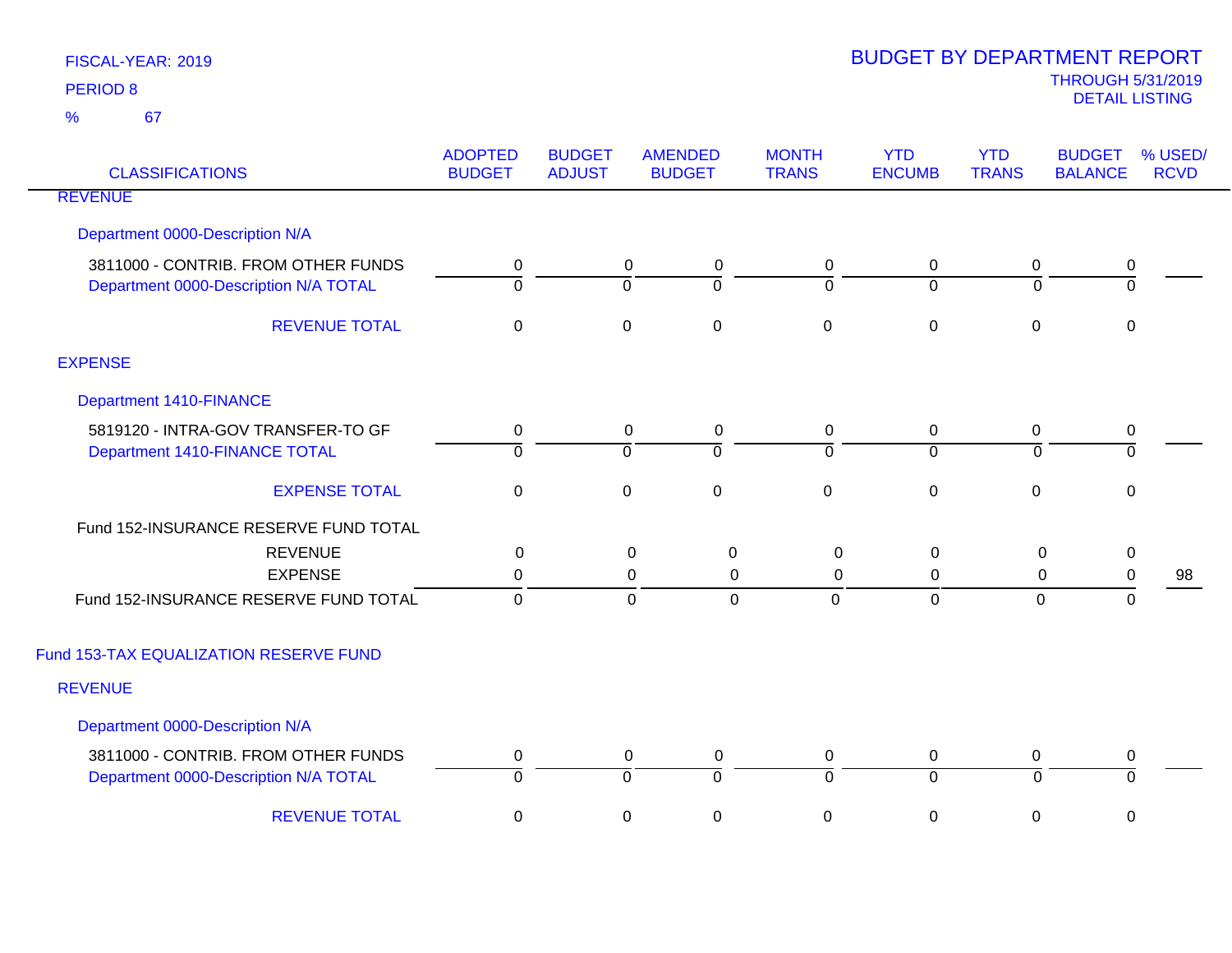FISCAL-YEAR: 2019

PERIOD 8

% 67

# BUDGET BY DEPARTMENT REPORT

THROUGH 5/31/2019

DETAIL LISTING

| CLASSIFICATIONS | ADOPTED BUDGET | BUDGET ADJUST | AMENDED BUDGET | MONTH TRANS | YTD ENCUMB | YTD TRANS | BUDGET BALANCE | % USED/ RCVD |
|---|---|---|---|---|---|---|---|---|
| **REVENUE** | | | | | | | | |
| Department 0000-Description N/A | | | | | | | | |
| 3811000 - CONTRIB. FROM OTHER FUNDS | 0 | 0 | 0 | 0 | 0 | 0 | 0 | |
| Department 0000-Description N/A TOTAL | 0 | 0 | 0 | 0 | 0 | 0 | 0 | |
| REVENUE TOTAL | 0 | 0 | 0 | 0 | 0 | 0 | 0 | |
| **EXPENSE** | | | | | | | | |
| Department 1410-FINANCE | | | | | | | | |
| 5819120 - INTRA-GOV TRANSFER-TO GF | 0 | 0 | 0 | 0 | 0 | 0 | 0 | |
| Department 1410-FINANCE TOTAL | 0 | 0 | 0 | 0 | 0 | 0 | 0 | |
| EXPENSE TOTAL | 0 | 0 | 0 | 0 | 0 | 0 | 0 | |
| Fund 152-INSURANCE RESERVE FUND TOTAL | | | | | | | | |
| REVENUE | 0 | 0 | 0 | 0 | 0 | 0 | 0 | |
| EXPENSE | 0 | 0 | 0 | 0 | 0 | 0 | 0 | 98 |
| Fund 152-INSURANCE RESERVE FUND TOTAL | 0 | 0 | 0 | 0 | 0 | 0 | 0 | |

## Fund 153-TAX EQUALIZATION RESERVE FUND

| CLASSIFICATIONS | ADOPTED BUDGET | BUDGET ADJUST | AMENDED BUDGET | MONTH TRANS | YTD ENCUMB | YTD TRANS | BUDGET BALANCE | % USED/ RCVD |
|---|---|---|---|---|---|---|---|---|
| **REVENUE** | | | | | | | | |
| Department 0000-Description N/A | | | | | | | | |
| 3811000 - CONTRIB. FROM OTHER FUNDS | 0 | 0 | 0 | 0 | 0 | 0 | 0 | |
| Department 0000-Description N/A TOTAL | 0 | 0 | 0 | 0 | 0 | 0 | 0 | |
| REVENUE TOTAL | 0 | 0 | 0 | 0 | 0 | 0 | 0 | |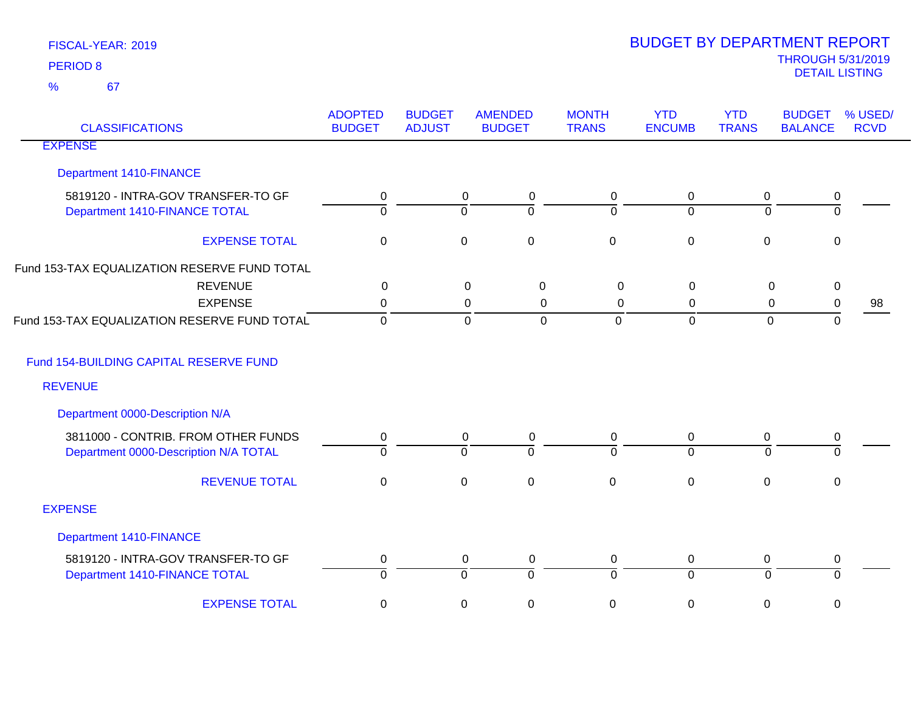FISCAL-YEAR: 2019

PERIOD 8

% 67

# BUDGET BY DEPARTMENT REPORT

THROUGH 5/31/2019

DETAIL LISTING

| CLASSIFICATIONS | ADOPTED BUDGET | BUDGET ADJUST | AMENDED BUDGET | MONTH TRANS | YTD ENCUMB | YTD TRANS | BUDGET BALANCE | % USED/ RCVD |
|---|---|---|---|---|---|---|---|---|
| EXPENSE | | | | | | | | |
| Department 1410-FINANCE | | | | | | | | |
| 5819120 - INTRA-GOV TRANSFER-TO GF | 0 | 0 | 0 | 0 | 0 | 0 | 0 | |
| Department 1410-FINANCE TOTAL | 0 | 0 | 0 | 0 | 0 | 0 | 0 | |
| EXPENSE TOTAL | 0 | 0 | 0 | 0 | 0 | 0 | 0 | |
| Fund 153-TAX EQUALIZATION RESERVE FUND TOTAL | | | | | | | | |
| REVENUE | 0 | 0 | 0 | 0 | 0 | 0 | 0 | |
| EXPENSE | 0 | 0 | 0 | 0 | 0 | 0 | 0 | 98 |
| Fund 153-TAX EQUALIZATION RESERVE FUND TOTAL | 0 | 0 | 0 | 0 | 0 | 0 | 0 | |
| Fund 154-BUILDING CAPITAL RESERVE FUND | | | | | | | | |
| REVENUE | | | | | | | | |
| Department 0000-Description N/A | | | | | | | | |
| 3811000 - CONTRIB. FROM OTHER FUNDS | 0 | 0 | 0 | 0 | 0 | 0 | 0 | |
| Department 0000-Description N/A TOTAL | 0 | 0 | 0 | 0 | 0 | 0 | 0 | |
| REVENUE TOTAL | 0 | 0 | 0 | 0 | 0 | 0 | 0 | |
| EXPENSE | | | | | | | | |
| Department 1410-FINANCE | | | | | | | | |
| 5819120 - INTRA-GOV TRANSFER-TO GF | 0 | 0 | 0 | 0 | 0 | 0 | 0 | |
| Department 1410-FINANCE TOTAL | 0 | 0 | 0 | 0 | 0 | 0 | 0 | |
| EXPENSE TOTAL | 0 | 0 | 0 | 0 | 0 | 0 | 0 | |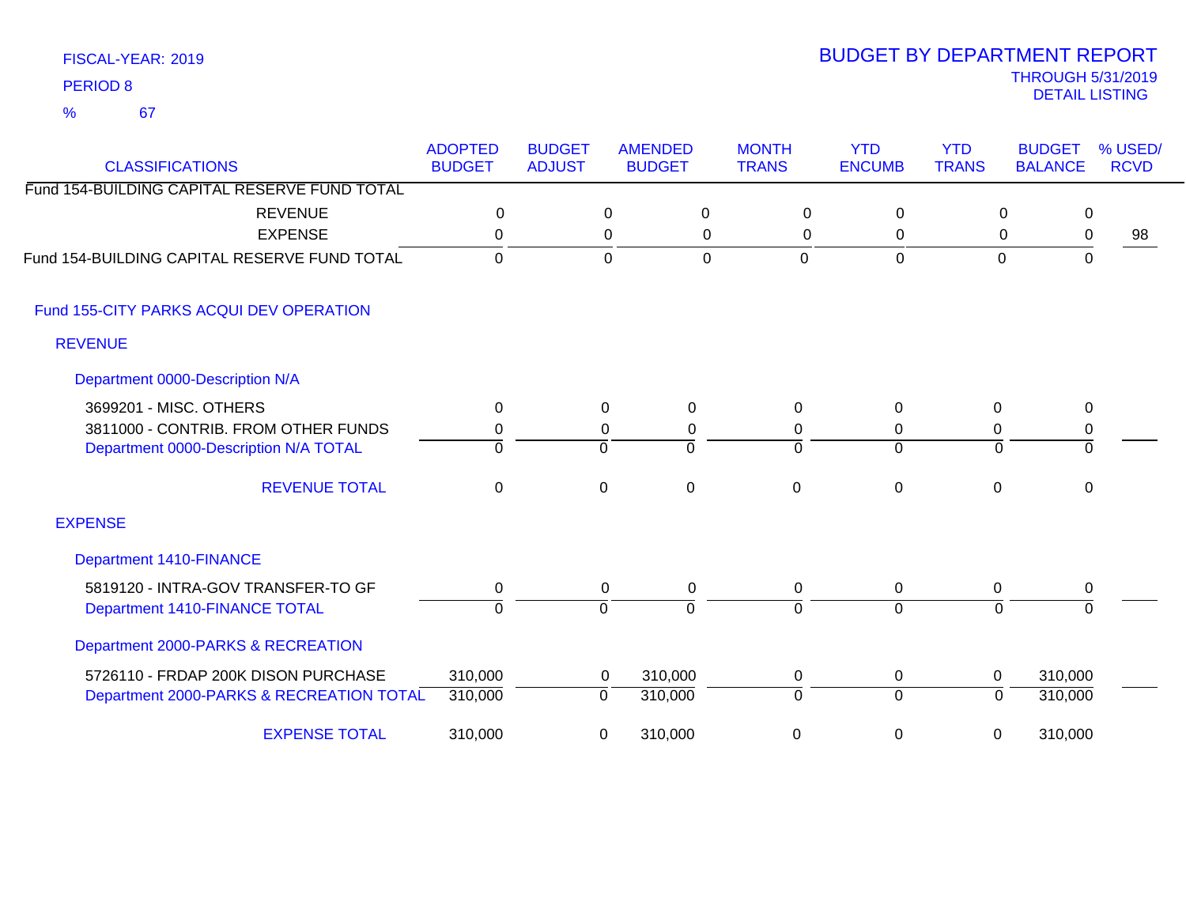FISCAL-YEAR: 2019

PERIOD 8

% 67

# BUDGET BY DEPARTMENT REPORT

THROUGH 5/31/2019

DETAIL LISTING

| CLASSIFICATIONS | ADOPTED BUDGET | BUDGET ADJUST | AMENDED BUDGET | MONTH TRANS | YTD ENCUMB | YTD TRANS | BUDGET BALANCE | % USED/ RCVD |
|---|---|---|---|---|---|---|---|---|
| Fund 154-BUILDING CAPITAL RESERVE FUND TOTAL | | | | | | | | |
| REVENUE | 0 | 0 | 0 | 0 | 0 | 0 | 0 | |
| EXPENSE | 0 | 0 | 0 | 0 | 0 | 0 | 0 | 98 |
| Fund 154-BUILDING CAPITAL RESERVE FUND TOTAL | 0 | 0 | 0 | 0 | 0 | 0 | 0 | |
| Fund 155-CITY PARKS ACQUI DEV OPERATION | | | | | | | | |
| REVENUE | | | | | | | | |
| Department 0000-Description N/A | | | | | | | | |
| 3699201 - MISC. OTHERS | 0 | 0 | 0 | 0 | 0 | 0 | 0 | |
| 3811000 - CONTRIB. FROM OTHER FUNDS | 0 | 0 | 0 | 0 | 0 | 0 | 0 | |
| Department 0000-Description N/A TOTAL | 0 | 0 | 0 | 0 | 0 | 0 | 0 | |
| REVENUE TOTAL | 0 | 0 | 0 | 0 | 0 | 0 | 0 | |
| EXPENSE | | | | | | | | |
| Department 1410-FINANCE | | | | | | | | |
| 5819120 - INTRA-GOV TRANSFER-TO GF | 0 | 0 | 0 | 0 | 0 | 0 | 0 | |
| Department 1410-FINANCE TOTAL | 0 | 0 | 0 | 0 | 0 | 0 | 0 | |
| Department 2000-PARKS & RECREATION | | | | | | | | |
| 5726110 - FRDAP 200K DISON PURCHASE | 310,000 | 0 | 310,000 | 0 | 0 | 0 | 310,000 | |
| Department 2000-PARKS & RECREATION TOTAL | 310,000 | 0 | 310,000 | 0 | 0 | 0 | 310,000 | |
| EXPENSE TOTAL | 310,000 | 0 | 310,000 | 0 | 0 | 0 | 310,000 | |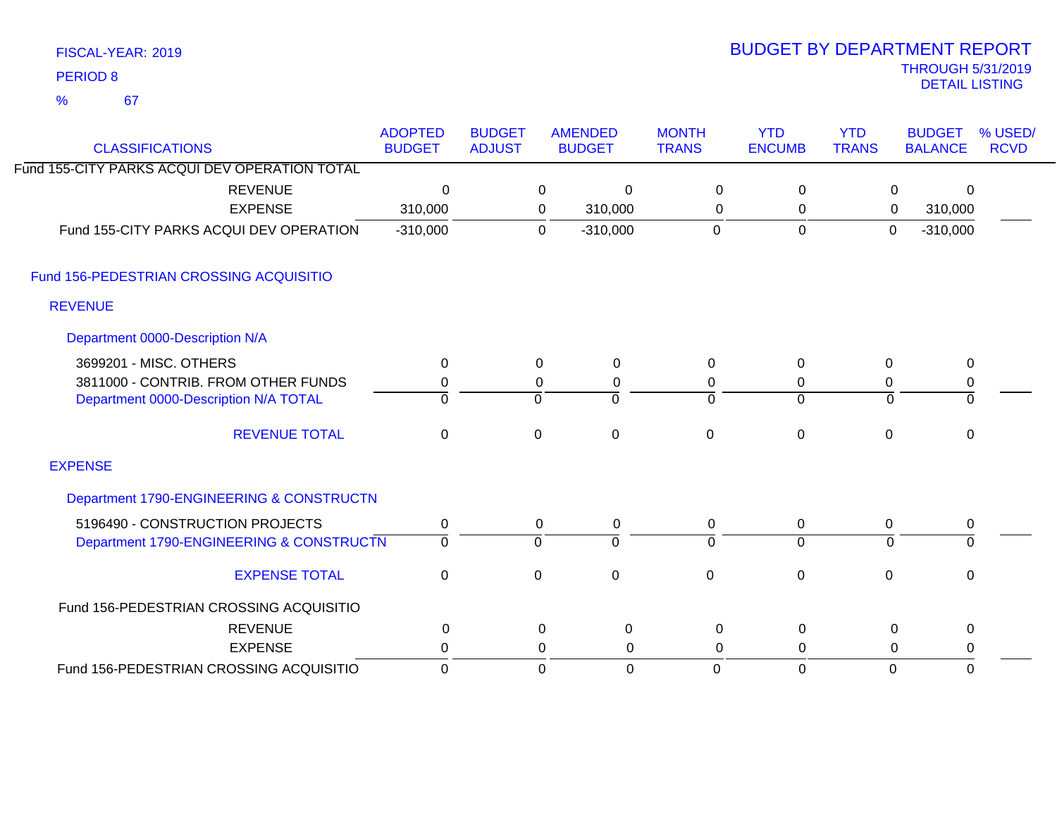FISCAL-YEAR: 2019

PERIOD 8

% 67

# BUDGET BY DEPARTMENT REPORT

THROUGH 5/31/2019

DETAIL LISTING

| CLASSIFICATIONS | ADOPTED BUDGET | BUDGET ADJUST | AMENDED BUDGET | MONTH TRANS | YTD ENCUMB | YTD TRANS | BUDGET BALANCE | % USED/ RCVD |
|---|---|---|---|---|---|---|---|---|
| Fund 155-CITY PARKS ACQUI DEV OPERATION TOTAL | | | | | | | | |
| REVENUE | 0 | 0 | 0 | 0 | 0 | 0 | 0 | |
| EXPENSE | 310,000 | 0 | 310,000 | 0 | 0 | 0 | 310,000 | |
| Fund 155-CITY PARKS ACQUI DEV OPERATION | -310,000 | 0 | -310,000 | 0 | 0 | 0 | -310,000 | |
| **Fund 156-PEDESTRIAN CROSSING ACQUISITIO** | | | | | | | | |
| **REVENUE** | | | | | | | | |
| **Department 0000-Description N/A** | | | | | | | | |
| 3699201 - MISC. OTHERS | 0 | 0 | 0 | 0 | 0 | 0 | 0 | |
| 3811000 - CONTRIB. FROM OTHER FUNDS | 0 | 0 | 0 | 0 | 0 | 0 | 0 | |
| Department 0000-Description N/A TOTAL | 0 | 0 | 0 | 0 | 0 | 0 | 0 | |
| REVENUE TOTAL | 0 | 0 | 0 | 0 | 0 | 0 | 0 | |
| **EXPENSE** | | | | | | | | |
| **Department 1790-ENGINEERING & CONSTRUCTN** | | | | | | | | |
| 5196490 - CONSTRUCTION PROJECTS | 0 | 0 | 0 | 0 | 0 | 0 | 0 | |
| Department 1790-ENGINEERING & CONSTRUCTN | 0 | 0 | 0 | 0 | 0 | 0 | 0 | |
| EXPENSE TOTAL | 0 | 0 | 0 | 0 | 0 | 0 | 0 | |
| Fund 156-PEDESTRIAN CROSSING ACQUISITIO | | | | | | | | |
| REVENUE | 0 | 0 | 0 | 0 | 0 | 0 | 0 | |
| EXPENSE | 0 | 0 | 0 | 0 | 0 | 0 | 0 | |
| Fund 156-PEDESTRIAN CROSSING ACQUISITIO | 0 | 0 | 0 | 0 | 0 | 0 | 0 | |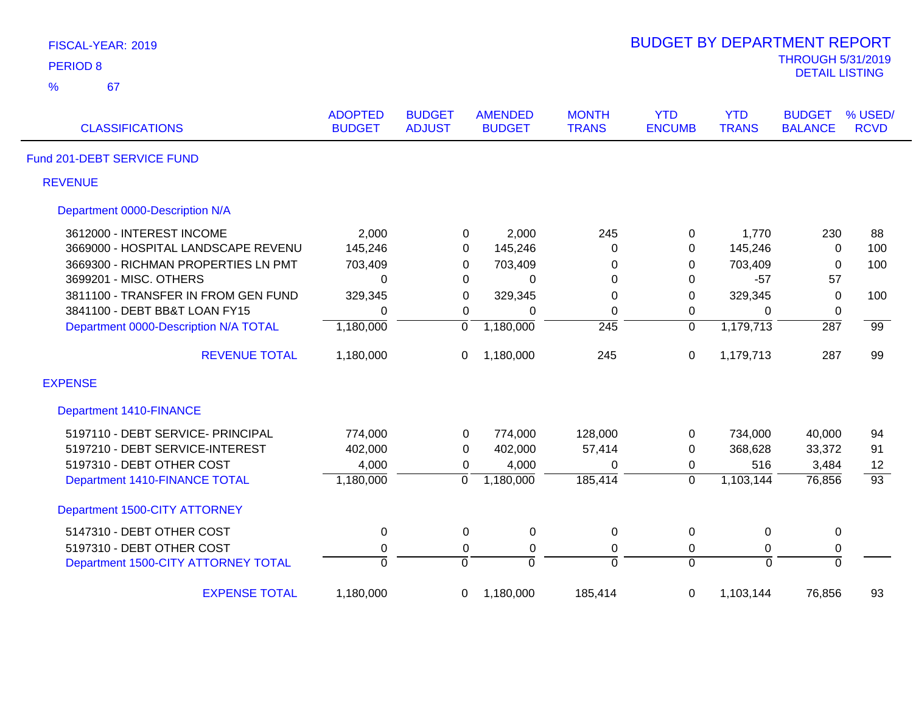FISCAL-YEAR: 2019

PERIOD 8

% 67

# BUDGET BY DEPARTMENT REPORT

THROUGH 5/31/2019

DETAIL LISTING

| CLASSIFICATIONS | ADOPTED BUDGET | BUDGET ADJUST | AMENDED BUDGET | MONTH TRANS | YTD ENCUMB | YTD TRANS | BUDGET BALANCE | % USED/ RCVD |
|---|---|---|---|---|---|---|---|---|
| **Fund 201-DEBT SERVICE FUND** | | | | | | | | |
| **REVENUE** | | | | | | | | |
| **Department 0000-Description N/A** | | | | | | | | |
| 3612000 - INTEREST INCOME | 2,000 | 0 | 2,000 | 245 | 0 | 1,770 | 230 | 88 |
| 3669000 - HOSPITAL LANDSCAPE REVENU | 145,246 | 0 | 145,246 | 0 | 0 | 145,246 | 0 | 100 |
| 3669300 - RICHMAN PROPERTIES LN PMT | 703,409 | 0 | 703,409 | 0 | 0 | 703,409 | 0 | 100 |
| 3699201 - MISC. OTHERS | 0 | 0 | 0 | 0 | 0 | -57 | 57 | |
| 3811100 - TRANSFER IN FROM GEN FUND | 329,345 | 0 | 329,345 | 0 | 0 | 329,345 | 0 | 100 |
| 3841100 - DEBT BB&T LOAN FY15 | 0 | 0 | 0 | 0 | 0 | 0 | 0 | |
| Department 0000-Description N/A TOTAL | 1,180,000 | 0 | 1,180,000 | 245 | 0 | 1,179,713 | 287 | 99 |
| REVENUE TOTAL | 1,180,000 | 0 | 1,180,000 | 245 | 0 | 1,179,713 | 287 | 99 |
| **EXPENSE** | | | | | | | | |
| **Department 1410-FINANCE** | | | | | | | | |
| 5197110 - DEBT SERVICE- PRINCIPAL | 774,000 | 0 | 774,000 | 128,000 | 0 | 734,000 | 40,000 | 94 |
| 5197210 - DEBT SERVICE-INTEREST | 402,000 | 0 | 402,000 | 57,414 | 0 | 368,628 | 33,372 | 91 |
| 5197310 - DEBT OTHER COST | 4,000 | 0 | 4,000 | 0 | 0 | 516 | 3,484 | 12 |
| Department 1410-FINANCE TOTAL | 1,180,000 | 0 | 1,180,000 | 185,414 | 0 | 1,103,144 | 76,856 | 93 |
| **Department 1500-CITY ATTORNEY** | | | | | | | | |
| 5147310 - DEBT OTHER COST | 0 | 0 | 0 | 0 | 0 | 0 | 0 | |
| 5197310 - DEBT OTHER COST | 0 | 0 | 0 | 0 | 0 | 0 | 0 | |
| Department 1500-CITY ATTORNEY TOTAL | 0 | 0 | 0 | 0 | 0 | 0 | 0 | |
| EXPENSE TOTAL | 1,180,000 | 0 | 1,180,000 | 185,414 | 0 | 1,103,144 | 76,856 | 93 |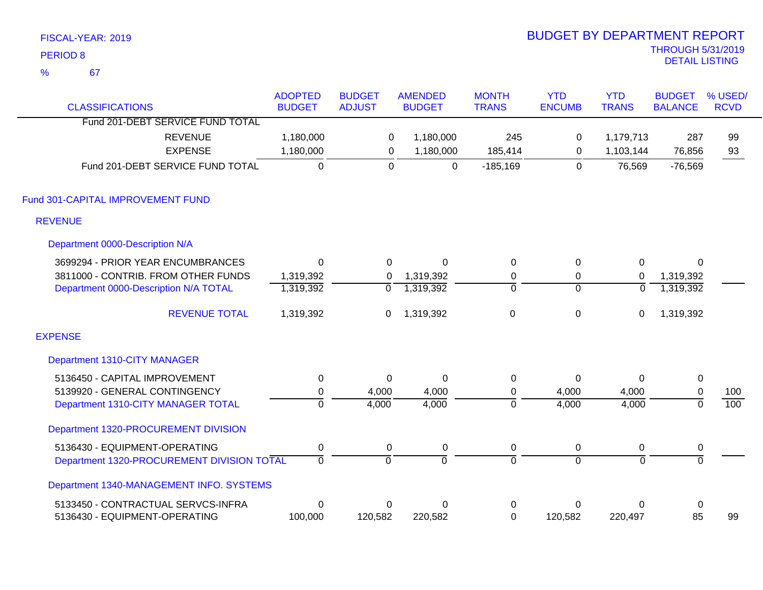FISCAL-YEAR: 2019
PERIOD 8
% 67

# BUDGET BY DEPARTMENT REPORT
THROUGH 5/31/2019
DETAIL LISTING

| CLASSIFICATIONS | ADOPTED BUDGET | BUDGET ADJUST | AMENDED BUDGET | MONTH TRANS | YTD ENCUMB | YTD TRANS | BUDGET BALANCE | % USED/ RCVD |
|---|---|---|---|---|---|---|---|---|
| Fund 201-DEBT SERVICE FUND TOTAL | | | | | | | | |
| REVENUE | 1,180,000 | 0 | 1,180,000 | 245 | 0 | 1,179,713 | 287 | 99 |
| EXPENSE | 1,180,000 | 0 | 1,180,000 | 185,414 | 0 | 1,103,144 | 76,856 | 93 |
| Fund 201-DEBT SERVICE FUND TOTAL | 0 | 0 | 0 | -185,169 | 0 | 76,569 | -76,569 | |
| **Fund 301-CAPITAL IMPROVEMENT FUND** | | | | | | | | |
| **REVENUE** | | | | | | | | |
| **Department 0000-Description N/A** | | | | | | | | |
| 3699294 - PRIOR YEAR ENCUMBRANCES | 0 | 0 | 0 | 0 | 0 | 0 | 0 | |
| 3811000 - CONTRIB. FROM OTHER FUNDS | 1,319,392 | 0 | 1,319,392 | 0 | 0 | 0 | 1,319,392 | |
| Department 0000-Description N/A TOTAL | 1,319,392 | 0 | 1,319,392 | 0 | 0 | 0 | 1,319,392 | |
| REVENUE TOTAL | 1,319,392 | 0 | 1,319,392 | 0 | 0 | 0 | 1,319,392 | |
| **EXPENSE** | | | | | | | | |
| **Department 1310-CITY MANAGER** | | | | | | | | |
| 5136450 - CAPITAL IMPROVEMENT | 0 | 0 | 0 | 0 | 0 | 0 | 0 | |
| 5139920 - GENERAL CONTINGENCY | 0 | 4,000 | 4,000 | 0 | 4,000 | 4,000 | 0 | 100 |
| Department 1310-CITY MANAGER TOTAL | 0 | 4,000 | 4,000 | 0 | 4,000 | 4,000 | 0 | 100 |
| **Department 1320-PROCUREMENT DIVISION** | | | | | | | | |
| 5136430 - EQUIPMENT-OPERATING | 0 | 0 | 0 | 0 | 0 | 0 | 0 | |
| Department 1320-PROCUREMENT DIVISION TOTAL | 0 | 0 | 0 | 0 | 0 | 0 | 0 | |
| **Department 1340-MANAGEMENT INFO. SYSTEMS** | | | | | | | | |
| 5133450 - CONTRACTUAL SERVCS-INFRA | 0 | 0 | 0 | 0 | 0 | 0 | 0 | |
| 5136430 - EQUIPMENT-OPERATING | 100,000 | 120,582 | 220,582 | 0 | 120,582 | 220,497 | 85 | 99 |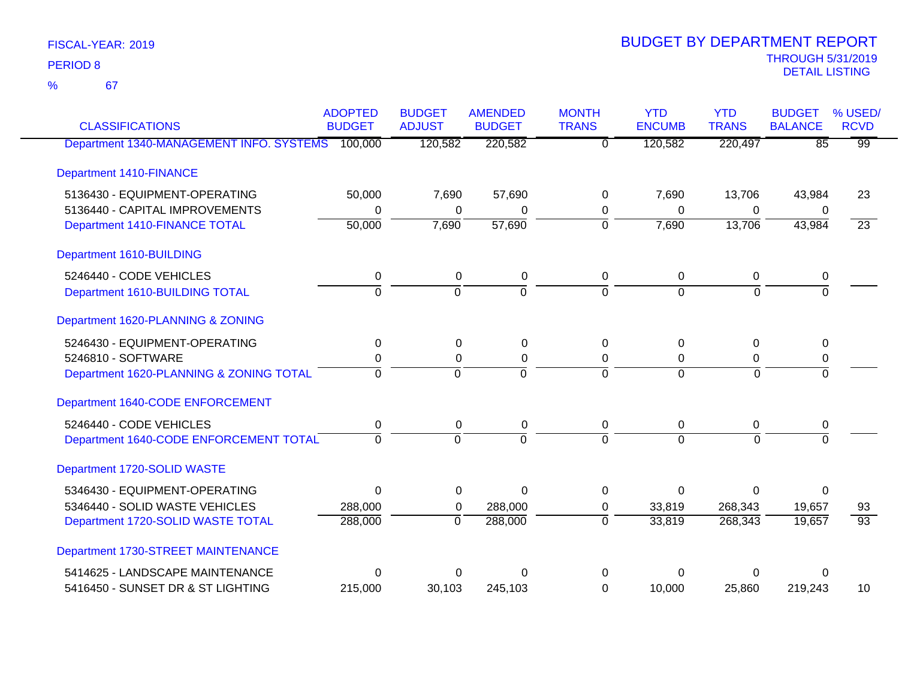FISCAL-YEAR: 2019
PERIOD 8
% 67

# BUDGET BY DEPARTMENT REPORT

THROUGH 5/31/2019
DETAIL LISTING

| CLASSIFICATIONS | ADOPTED BUDGET | BUDGET ADJUST | AMENDED BUDGET | MONTH TRANS | YTD ENCUMB | YTD TRANS | BUDGET BALANCE | % USED/ RCVD |
|---|---|---|---|---|---|---|---|---|
| Department 1340-MANAGEMENT INFO. SYSTEMS | 100,000 | 120,582 | 220,582 | 0 | 120,582 | 220,497 | 85 | 99 |
| Department 1410-FINANCE | | | | | | | | |
| 5136430 - EQUIPMENT-OPERATING | 50,000 | 7,690 | 57,690 | 0 | 7,690 | 13,706 | 43,984 | 23 |
| 5136440 - CAPITAL IMPROVEMENTS | 0 | 0 | 0 | 0 | 0 | 0 | 0 | |
| Department 1410-FINANCE TOTAL | 50,000 | 7,690 | 57,690 | 0 | 7,690 | 13,706 | 43,984 | 23 |
| Department 1610-BUILDING | | | | | | | | |
| 5246440 - CODE VEHICLES | 0 | 0 | 0 | 0 | 0 | 0 | 0 | |
| Department 1610-BUILDING TOTAL | 0 | 0 | 0 | 0 | 0 | 0 | 0 | |
| Department 1620-PLANNING & ZONING | | | | | | | | |
| 5246430 - EQUIPMENT-OPERATING | 0 | 0 | 0 | 0 | 0 | 0 | 0 | |
| 5246810 - SOFTWARE | 0 | 0 | 0 | 0 | 0 | 0 | 0 | |
| Department 1620-PLANNING & ZONING TOTAL | 0 | 0 | 0 | 0 | 0 | 0 | 0 | |
| Department 1640-CODE ENFORCEMENT | | | | | | | | |
| 5246440 - CODE VEHICLES | 0 | 0 | 0 | 0 | 0 | 0 | 0 | |
| Department 1640-CODE ENFORCEMENT TOTAL | 0 | 0 | 0 | 0 | 0 | 0 | 0 | |
| Department 1720-SOLID WASTE | | | | | | | | |
| 5346430 - EQUIPMENT-OPERATING | 0 | 0 | 0 | 0 | 0 | 0 | 0 | |
| 5346440 - SOLID WASTE VEHICLES | 288,000 | 0 | 288,000 | 0 | 33,819 | 268,343 | 19,657 | 93 |
| Department 1720-SOLID WASTE TOTAL | 288,000 | 0 | 288,000 | 0 | 33,819 | 268,343 | 19,657 | 93 |
| Department 1730-STREET MAINTENANCE | | | | | | | | |
| 5414625 - LANDSCAPE MAINTENANCE | 0 | 0 | 0 | 0 | 0 | 0 | 0 | |
| 5416450 - SUNSET DR & ST LIGHTING | 215,000 | 30,103 | 245,103 | 0 | 10,000 | 25,860 | 219,243 | 10 |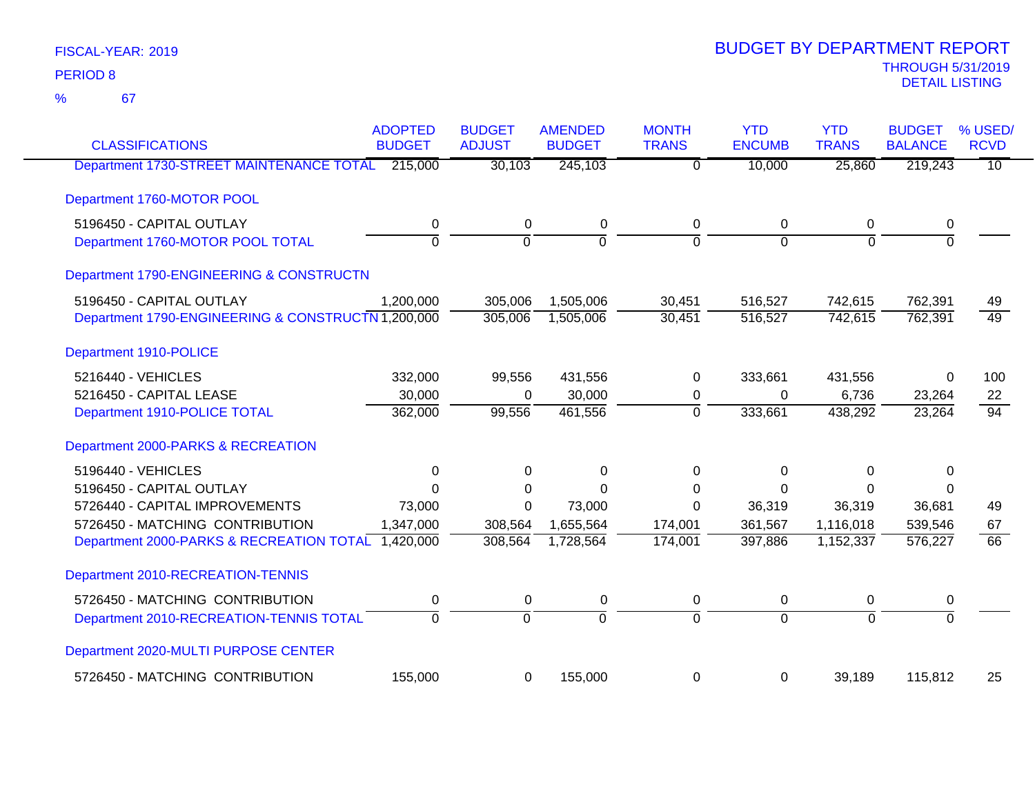FISCAL-YEAR: 2019

PERIOD 8

% 67

# BUDGET BY DEPARTMENT REPORT

THROUGH 5/31/2019

DETAIL LISTING

| CLASSIFICATIONS | ADOPTED BUDGET | BUDGET ADJUST | AMENDED BUDGET | MONTH TRANS | YTD ENCUMB | YTD TRANS | BUDGET BALANCE | % USED/ RCVD |
|---|---|---|---|---|---|---|---|---|
| Department 1730-STREET MAINTENANCE TOTAL | 215,000 | 30,103 | 245,103 | 0 | 10,000 | 25,860 | 219,243 | 10 |
| **Department 1760-MOTOR POOL** | | | | | | | | |
| 5196450 - CAPITAL OUTLAY | 0 | 0 | 0 | 0 | 0 | 0 | 0 | |
| Department 1760-MOTOR POOL TOTAL | 0 | 0 | 0 | 0 | 0 | 0 | 0 | |
| **Department 1790-ENGINEERING & CONSTRUCTN** | | | | | | | | |
| 5196450 - CAPITAL OUTLAY | 1,200,000 | 305,006 | 1,505,006 | 30,451 | 516,527 | 742,615 | 762,391 | 49 |
| Department 1790-ENGINEERING & CONSTRUCTN | 1,200,000 | 305,006 | 1,505,006 | 30,451 | 516,527 | 742,615 | 762,391 | 49 |
| **Department 1910-POLICE** | | | | | | | | |
| 5216440 - VEHICLES | 332,000 | 99,556 | 431,556 | 0 | 333,661 | 431,556 | 0 | 100 |
| 5216450 - CAPITAL LEASE | 30,000 | 0 | 30,000 | 0 | 0 | 6,736 | 23,264 | 22 |
| Department 1910-POLICE TOTAL | 362,000 | 99,556 | 461,556 | 0 | 333,661 | 438,292 | 23,264 | 94 |
| **Department 2000-PARKS & RECREATION** | | | | | | | | |
| 5196440 - VEHICLES | 0 | 0 | 0 | 0 | 0 | 0 | 0 | |
| 5196450 - CAPITAL OUTLAY | 0 | 0 | 0 | 0 | 0 | 0 | 0 | |
| 5726440 - CAPITAL IMPROVEMENTS | 73,000 | 0 | 73,000 | 0 | 36,319 | 36,319 | 36,681 | 49 |
| 5726450 - MATCHING CONTRIBUTION | 1,347,000 | 308,564 | 1,655,564 | 174,001 | 361,567 | 1,116,018 | 539,546 | 67 |
| Department 2000-PARKS & RECREATION TOTAL | 1,420,000 | 308,564 | 1,728,564 | 174,001 | 397,886 | 1,152,337 | 576,227 | 66 |
| **Department 2010-RECREATION-TENNIS** | | | | | | | | |
| 5726450 - MATCHING CONTRIBUTION | 0 | 0 | 0 | 0 | 0 | 0 | 0 | |
| Department 2010-RECREATION-TENNIS TOTAL | 0 | 0 | 0 | 0 | 0 | 0 | 0 | |
| **Department 2020-MULTI PURPOSE CENTER** | | | | | | | | |
| 5726450 - MATCHING CONTRIBUTION | 155,000 | 0 | 155,000 | 0 | 0 | 39,189 | 115,812 | 25 |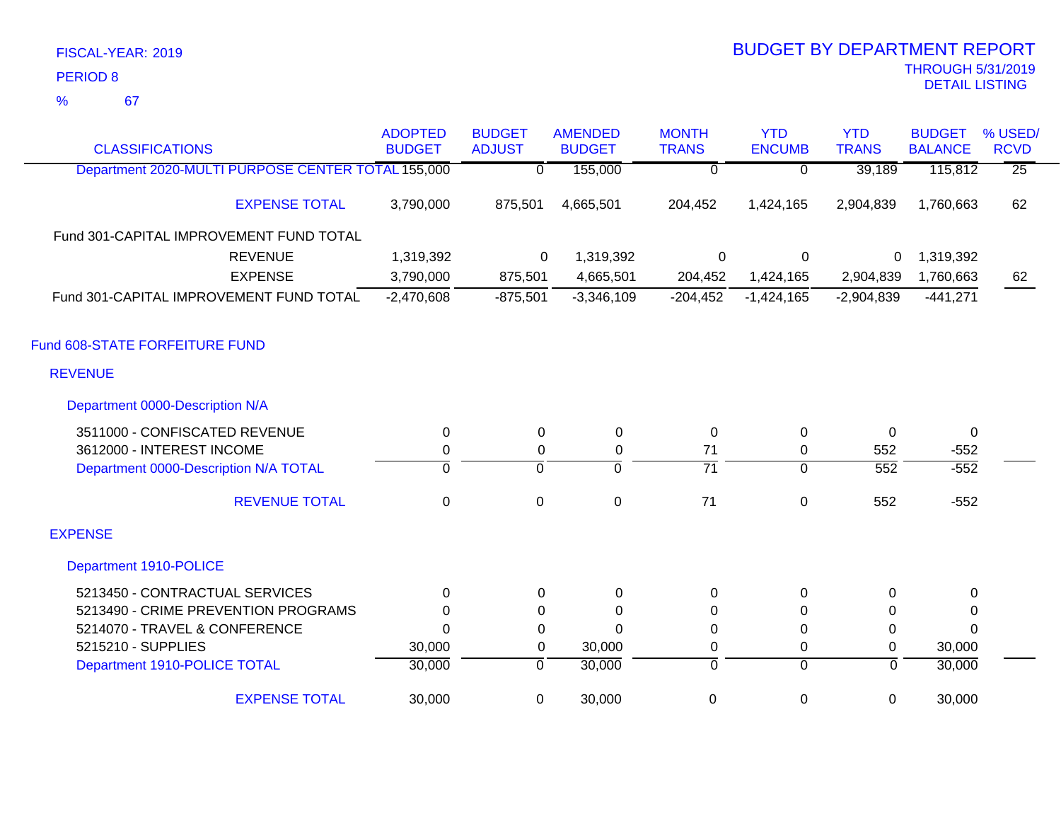FISCAL-YEAR: 2019

PERIOD 8

% 67

# BUDGET BY DEPARTMENT REPORT

THROUGH 5/31/2019

DETAIL LISTING

| CLASSIFICATIONS | ADOPTED BUDGET | BUDGET ADJUST | AMENDED BUDGET | MONTH TRANS | YTD ENCUMB | YTD TRANS | BUDGET BALANCE | % USED/ RCVD |
|---|---|---|---|---|---|---|---|---|
| Department 2020-MULTI PURPOSE CENTER TOTAL | 155,000 | 0 | 155,000 | 0 | 0 | 39,189 | 115,812 | 25 |
| EXPENSE TOTAL | 3,790,000 | 875,501 | 4,665,501 | 204,452 | 1,424,165 | 2,904,839 | 1,760,663 | 62 |
| Fund 301-CAPITAL IMPROVEMENT FUND TOTAL | | | | | | | | |
| REVENUE | 1,319,392 | 0 | 1,319,392 | 0 | 0 | 0 | 1,319,392 | |
| EXPENSE | 3,790,000 | 875,501 | 4,665,501 | 204,452 | 1,424,165 | 2,904,839 | 1,760,663 | 62 |
| Fund 301-CAPITAL IMPROVEMENT FUND TOTAL | -2,470,608 | -875,501 | -3,346,109 | -204,452 | -1,424,165 | -2,904,839 | -441,271 | |
| **Fund 608-STATE FORFEITURE FUND** | | | | | | | | |
| **REVENUE** | | | | | | | | |
| Department 0000-Description N/A | | | | | | | | |
| 3511000 - CONFISCATED REVENUE | 0 | 0 | 0 | 0 | 0 | 0 | 0 | |
| 3612000 - INTEREST INCOME | 0 | 0 | 0 | 71 | 0 | 552 | -552 | |
| Department 0000-Description N/A TOTAL | 0 | 0 | 0 | 71 | 0 | 552 | -552 | |
| REVENUE TOTAL | 0 | 0 | 0 | 71 | 0 | 552 | -552 | |
| **EXPENSE** | | | | | | | | |
| Department 1910-POLICE | | | | | | | | |
| 5213450 - CONTRACTUAL SERVICES | 0 | 0 | 0 | 0 | 0 | 0 | 0 | |
| 5213490 - CRIME PREVENTION PROGRAMS | 0 | 0 | 0 | 0 | 0 | 0 | 0 | |
| 5214070 - TRAVEL & CONFERENCE | 0 | 0 | 0 | 0 | 0 | 0 | 0 | |
| 5215210 - SUPPLIES | 30,000 | 0 | 30,000 | 0 | 0 | 0 | 30,000 | |
| Department 1910-POLICE TOTAL | 30,000 | 0 | 30,000 | 0 | 0 | 0 | 30,000 | |
| EXPENSE TOTAL | 30,000 | 0 | 30,000 | 0 | 0 | 0 | 30,000 | |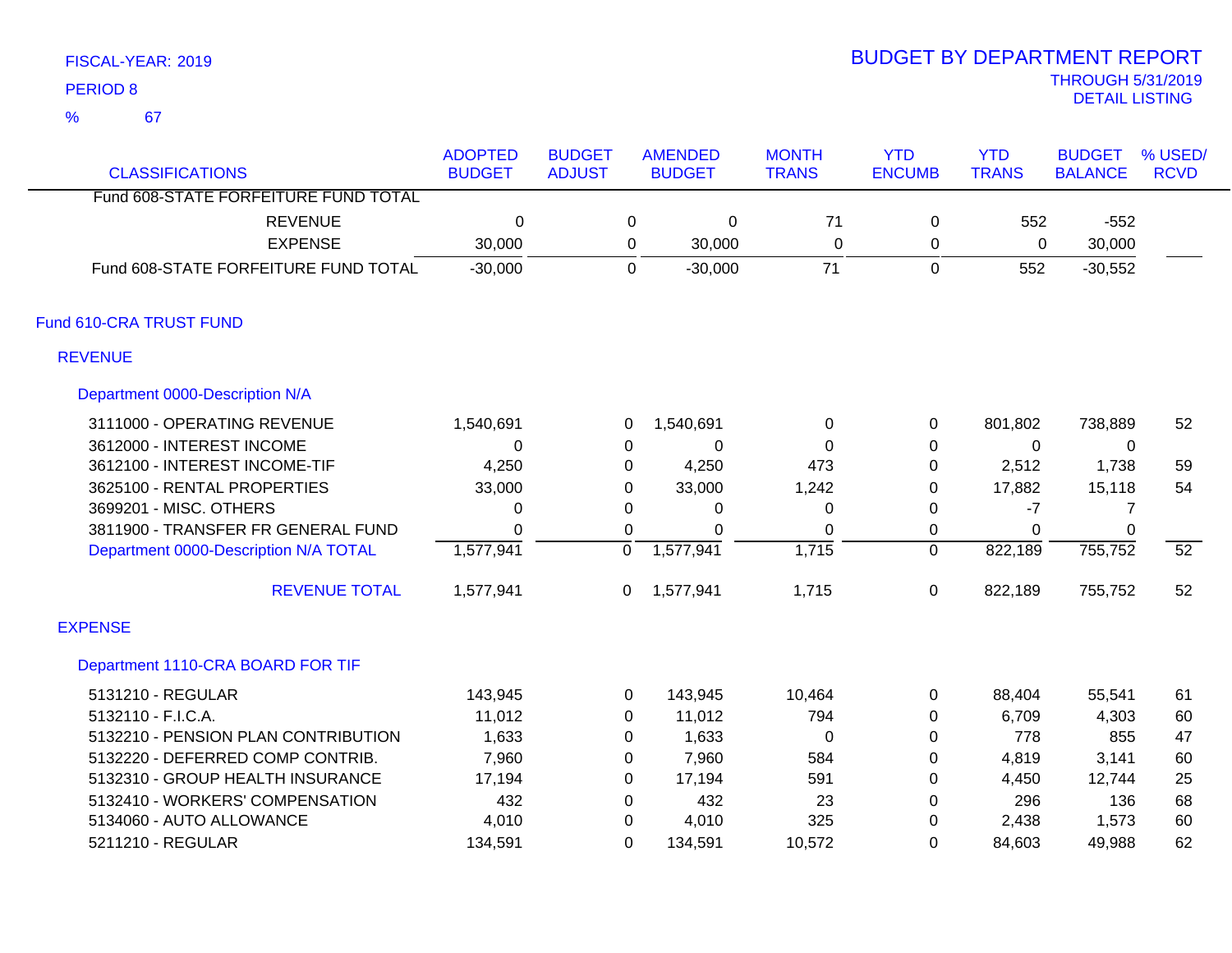FISCAL-YEAR: 2019

PERIOD 8

% 67

# BUDGET BY DEPARTMENT REPORT

THROUGH 5/31/2019

DETAIL LISTING

| CLASSIFICATIONS | ADOPTED BUDGET | BUDGET ADJUST | AMENDED BUDGET | MONTH TRANS | YTD ENCUMB | YTD TRANS | BUDGET BALANCE | % USED/ RCVD |
|---|---|---|---|---|---|---|---|---|
| Fund 608-STATE FORFEITURE FUND TOTAL | | | | | | | | |
| REVENUE | 0 | 0 | 0 | 71 | 0 | 552 | -552 | |
| EXPENSE | 30,000 | 0 | 30,000 | 0 | 0 | 0 | 30,000 | |
| Fund 608-STATE FORFEITURE FUND TOTAL | -30,000 | 0 | -30,000 | 71 | 0 | 552 | -30,552 | |
| **Fund 610-CRA TRUST FUND** | | | | | | | | |
| **REVENUE** | | | | | | | | |
| **Department 0000-Description N/A** | | | | | | | | |
| 3111000 - OPERATING REVENUE | 1,540,691 | 0 | 1,540,691 | 0 | 0 | 801,802 | 738,889 | 52 |
| 3612000 - INTEREST INCOME | 0 | 0 | 0 | 0 | 0 | 0 | 0 | |
| 3612100 - INTEREST INCOME-TIF | 4,250 | 0 | 4,250 | 473 | 0 | 2,512 | 1,738 | 59 |
| 3625100 - RENTAL PROPERTIES | 33,000 | 0 | 33,000 | 1,242 | 0 | 17,882 | 15,118 | 54 |
| 3699201 - MISC. OTHERS | 0 | 0 | 0 | 0 | 0 | -7 | 7 | |
| 3811900 - TRANSFER FR GENERAL FUND | 0 | 0 | 0 | 0 | 0 | 0 | 0 | |
| Department 0000-Description N/A TOTAL | 1,577,941 | 0 | 1,577,941 | 1,715 | 0 | 822,189 | 755,752 | 52 |
| REVENUE TOTAL | 1,577,941 | 0 | 1,577,941 | 1,715 | 0 | 822,189 | 755,752 | 52 |
| **EXPENSE** | | | | | | | | |
| **Department 1110-CRA BOARD FOR TIF** | | | | | | | | |
| 5131210 - REGULAR | 143,945 | 0 | 143,945 | 10,464 | 0 | 88,404 | 55,541 | 61 |
| 5132110 - F.I.C.A. | 11,012 | 0 | 11,012 | 794 | 0 | 6,709 | 4,303 | 60 |
| 5132210 - PENSION PLAN CONTRIBUTION | 1,633 | 0 | 1,633 | 0 | 0 | 778 | 855 | 47 |
| 5132220 - DEFERRED COMP CONTRIB. | 7,960 | 0 | 7,960 | 584 | 0 | 4,819 | 3,141 | 60 |
| 5132310 - GROUP HEALTH INSURANCE | 17,194 | 0 | 17,194 | 591 | 0 | 4,450 | 12,744 | 25 |
| 5132410 - WORKERS' COMPENSATION | 432 | 0 | 432 | 23 | 0 | 296 | 136 | 68 |
| 5134060 - AUTO ALLOWANCE | 4,010 | 0 | 4,010 | 325 | 0 | 2,438 | 1,573 | 60 |
| 5211210 - REGULAR | 134,591 | 0 | 134,591 | 10,572 | 0 | 84,603 | 49,988 | 62 |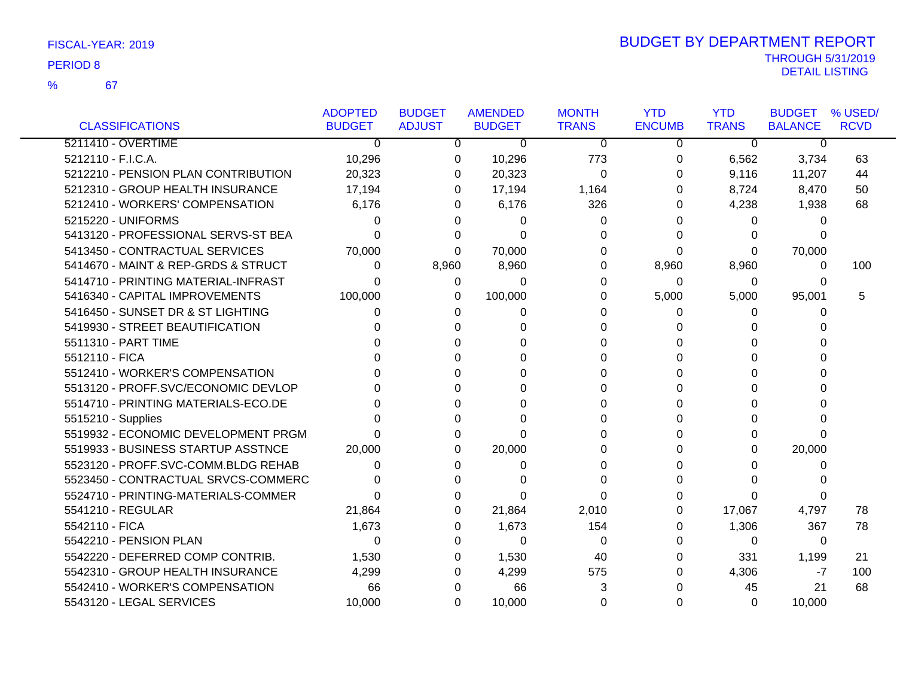FISCAL-YEAR: 2019

PERIOD 8

% 67

# BUDGET BY DEPARTMENT REPORT

THROUGH 5/31/2019
DETAIL LISTING

| CLASSIFICATIONS | ADOPTED BUDGET | BUDGET ADJUST | AMENDED BUDGET | MONTH TRANS | YTD ENCUMB | YTD TRANS | BUDGET BALANCE | % USED/ RCVD |
|---|---|---|---|---|---|---|---|---|
| 5211410 - OVERTIME | 0 | 0 | 0 | 0 | 0 | 0 | 0 | |
| 5212110 - F.I.C.A. | 10,296 | 0 | 10,296 | 773 | 0 | 6,562 | 3,734 | 63 |
| 5212210 - PENSION PLAN CONTRIBUTION | 20,323 | 0 | 20,323 | 0 | 0 | 9,116 | 11,207 | 44 |
| 5212310 - GROUP HEALTH INSURANCE | 17,194 | 0 | 17,194 | 1,164 | 0 | 8,724 | 8,470 | 50 |
| 5212410 - WORKERS' COMPENSATION | 6,176 | 0 | 6,176 | 326 | 0 | 4,238 | 1,938 | 68 |
| 5215220 - UNIFORMS | 0 | 0 | 0 | 0 | 0 | 0 | 0 | |
| 5413120 - PROFESSIONAL SERVS-ST BEA | 0 | 0 | 0 | 0 | 0 | 0 | 0 | |
| 5413450 - CONTRACTUAL SERVICES | 70,000 | 0 | 70,000 | 0 | 0 | 0 | 70,000 | |
| 5414670 - MAINT & REP-GRDS & STRUCT | 0 | 8,960 | 8,960 | 0 | 8,960 | 8,960 | 0 | 100 |
| 5414710 - PRINTING MATERIAL-INFRAST | 0 | 0 | 0 | 0 | 0 | 0 | 0 | |
| 5416340 - CAPITAL IMPROVEMENTS | 100,000 | 0 | 100,000 | 0 | 5,000 | 5,000 | 95,001 | 5 |
| 5416450 - SUNSET DR & ST LIGHTING | 0 | 0 | 0 | 0 | 0 | 0 | 0 | |
| 5419930 - STREET BEAUTIFICATION | 0 | 0 | 0 | 0 | 0 | 0 | 0 | |
| 5511310 - PART TIME | 0 | 0 | 0 | 0 | 0 | 0 | 0 | |
| 5512110 - FICA | 0 | 0 | 0 | 0 | 0 | 0 | 0 | |
| 5512410 - WORKER'S COMPENSATION | 0 | 0 | 0 | 0 | 0 | 0 | 0 | |
| 5513120 - PROFF.SVC/ECONOMIC DEVLOP | 0 | 0 | 0 | 0 | 0 | 0 | 0 | |
| 5514710 - PRINTING MATERIALS-ECO.DE | 0 | 0 | 0 | 0 | 0 | 0 | 0 | |
| 5515210 - Supplies | 0 | 0 | 0 | 0 | 0 | 0 | 0 | |
| 5519932 - ECONOMIC DEVELOPMENT PRGM | 0 | 0 | 0 | 0 | 0 | 0 | 0 | |
| 5519933 - BUSINESS STARTUP ASSTNCE | 20,000 | 0 | 20,000 | 0 | 0 | 0 | 20,000 | |
| 5523120 - PROFF.SVC-COMM.BLDG REHAB | 0 | 0 | 0 | 0 | 0 | 0 | 0 | |
| 5523450 - CONTRACTUAL SRVCS-COMMERC | 0 | 0 | 0 | 0 | 0 | 0 | 0 | |
| 5524710 - PRINTING-MATERIALS-COMMER | 0 | 0 | 0 | 0 | 0 | 0 | 0 | |
| 5541210 - REGULAR | 21,864 | 0 | 21,864 | 2,010 | 0 | 17,067 | 4,797 | 78 |
| 5542110 - FICA | 1,673 | 0 | 1,673 | 154 | 0 | 1,306 | 367 | 78 |
| 5542210 - PENSION PLAN | 0 | 0 | 0 | 0 | 0 | 0 | 0 | |
| 5542220 - DEFERRED COMP CONTRIB. | 1,530 | 0 | 1,530 | 40 | 0 | 331 | 1,199 | 21 |
| 5542310 - GROUP HEALTH INSURANCE | 4,299 | 0 | 4,299 | 575 | 0 | 4,306 | -7 | 100 |
| 5542410 - WORKER'S COMPENSATION | 66 | 0 | 66 | 3 | 0 | 45 | 21 | 68 |
| 5543120 - LEGAL SERVICES | 10,000 | 0 | 10,000 | 0 | 0 | 0 | 10,000 | |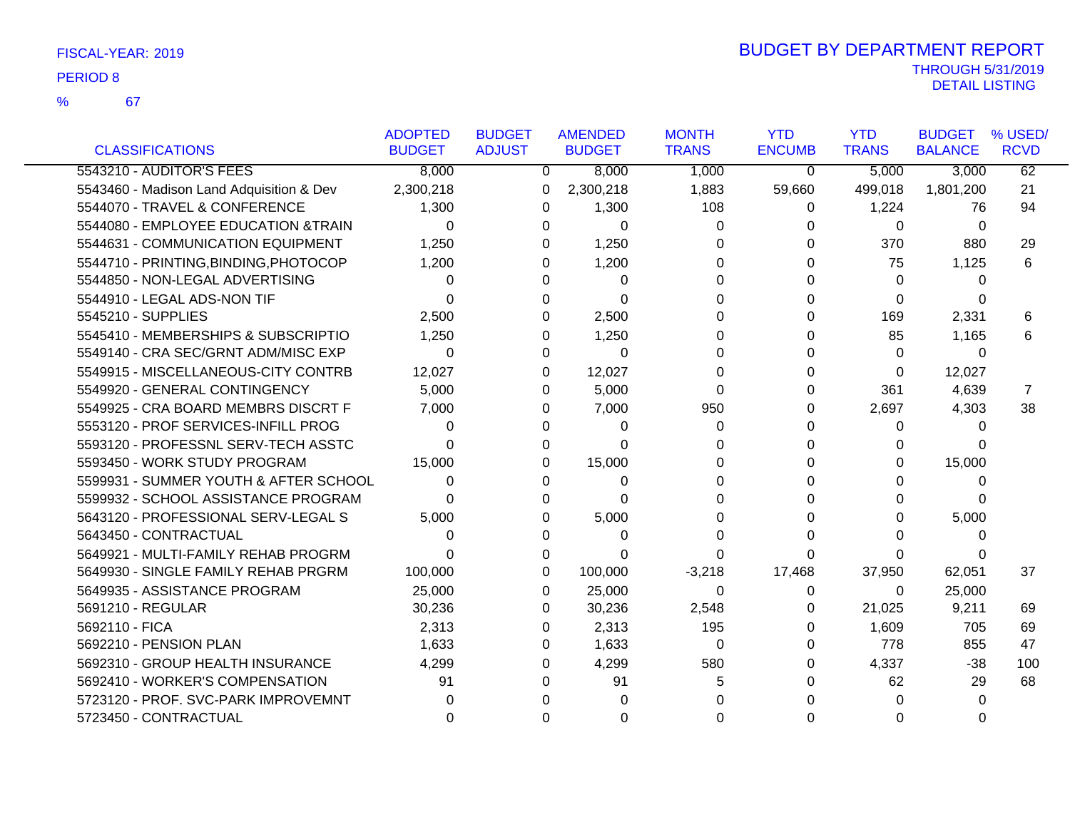FISCAL-YEAR: 2019

PERIOD 8

% 67

# BUDGET BY DEPARTMENT REPORT

THROUGH 5/31/2019
DETAIL LISTING

| CLASSIFICATIONS | ADOPTED BUDGET | BUDGET ADJUST | AMENDED BUDGET | MONTH TRANS | YTD ENCUMB | YTD TRANS | BUDGET BALANCE | % USED/ RCVD |
|---|---|---|---|---|---|---|---|---|
| 5543210 - AUDITOR'S FEES | 8,000 | 0 | 8,000 | 1,000 | 0 | 5,000 | 3,000 | 62 |
| 5543460 - Madison Land Adquisition & Dev | 2,300,218 | 0 | 2,300,218 | 1,883 | 59,660 | 499,018 | 1,801,200 | 21 |
| 5544070 - TRAVEL & CONFERENCE | 1,300 | 0 | 1,300 | 108 | 0 | 1,224 | 76 | 94 |
| 5544080 - EMPLOYEE EDUCATION &TRAIN | 0 | 0 | 0 | 0 | 0 | 0 | 0 | |
| 5544631 - COMMUNICATION EQUIPMENT | 1,250 | 0 | 1,250 | 0 | 0 | 370 | 880 | 29 |
| 5544710 - PRINTING,BINDING,PHOTOCOP | 1,200 | 0 | 1,200 | 0 | 0 | 75 | 1,125 | 6 |
| 5544850 - NON-LEGAL ADVERTISING | 0 | 0 | 0 | 0 | 0 | 0 | 0 | |
| 5544910 - LEGAL ADS-NON TIF | 0 | 0 | 0 | 0 | 0 | 0 | 0 | |
| 5545210 - SUPPLIES | 2,500 | 0 | 2,500 | 0 | 0 | 169 | 2,331 | 6 |
| 5545410 - MEMBERSHIPS & SUBSCRIPTIO | 1,250 | 0 | 1,250 | 0 | 0 | 85 | 1,165 | 6 |
| 5549140 - CRA SEC/GRNT ADM/MISC EXP | 0 | 0 | 0 | 0 | 0 | 0 | 0 | |
| 5549915 - MISCELLANEOUS-CITY CONTRB | 12,027 | 0 | 12,027 | 0 | 0 | 0 | 12,027 | |
| 5549920 - GENERAL CONTINGENCY | 5,000 | 0 | 5,000 | 0 | 0 | 361 | 4,639 | 7 |
| 5549925 - CRA BOARD MEMBRS DISCRT F | 7,000 | 0 | 7,000 | 950 | 0 | 2,697 | 4,303 | 38 |
| 5553120 - PROF SERVICES-INFILL PROG | 0 | 0 | 0 | 0 | 0 | 0 | 0 | |
| 5593120 - PROFESSNL SERV-TECH ASSTC | 0 | 0 | 0 | 0 | 0 | 0 | 0 | |
| 5593450 - WORK STUDY PROGRAM | 15,000 | 0 | 15,000 | 0 | 0 | 0 | 15,000 | |
| 5599931 - SUMMER YOUTH & AFTER SCHOOL | 0 | 0 | 0 | 0 | 0 | 0 | 0 | |
| 5599932 - SCHOOL ASSISTANCE PROGRAM | 0 | 0 | 0 | 0 | 0 | 0 | 0 | |
| 5643120 - PROFESSIONAL SERV-LEGAL S | 5,000 | 0 | 5,000 | 0 | 0 | 0 | 5,000 | |
| 5643450 - CONTRACTUAL | 0 | 0 | 0 | 0 | 0 | 0 | 0 | |
| 5649921 - MULTI-FAMILY REHAB PROGRM | 0 | 0 | 0 | 0 | 0 | 0 | 0 | |
| 5649930 - SINGLE FAMILY REHAB PRGRM | 100,000 | 0 | 100,000 | -3,218 | 17,468 | 37,950 | 62,051 | 37 |
| 5649935 - ASSISTANCE PROGRAM | 25,000 | 0 | 25,000 | 0 | 0 | 0 | 25,000 | |
| 5691210 - REGULAR | 30,236 | 0 | 30,236 | 2,548 | 0 | 21,025 | 9,211 | 69 |
| 5692110 - FICA | 2,313 | 0 | 2,313 | 195 | 0 | 1,609 | 705 | 69 |
| 5692210 - PENSION PLAN | 1,633 | 0 | 1,633 | 0 | 0 | 778 | 855 | 47 |
| 5692310 - GROUP HEALTH INSURANCE | 4,299 | 0 | 4,299 | 580 | 0 | 4,337 | -38 | 100 |
| 5692410 - WORKER'S COMPENSATION | 91 | 0 | 91 | 5 | 0 | 62 | 29 | 68 |
| 5723120 - PROF. SVC-PARK IMPROVEMNT | 0 | 0 | 0 | 0 | 0 | 0 | 0 | |
| 5723450 - CONTRACTUAL | 0 | 0 | 0 | 0 | 0 | 0 | 0 | |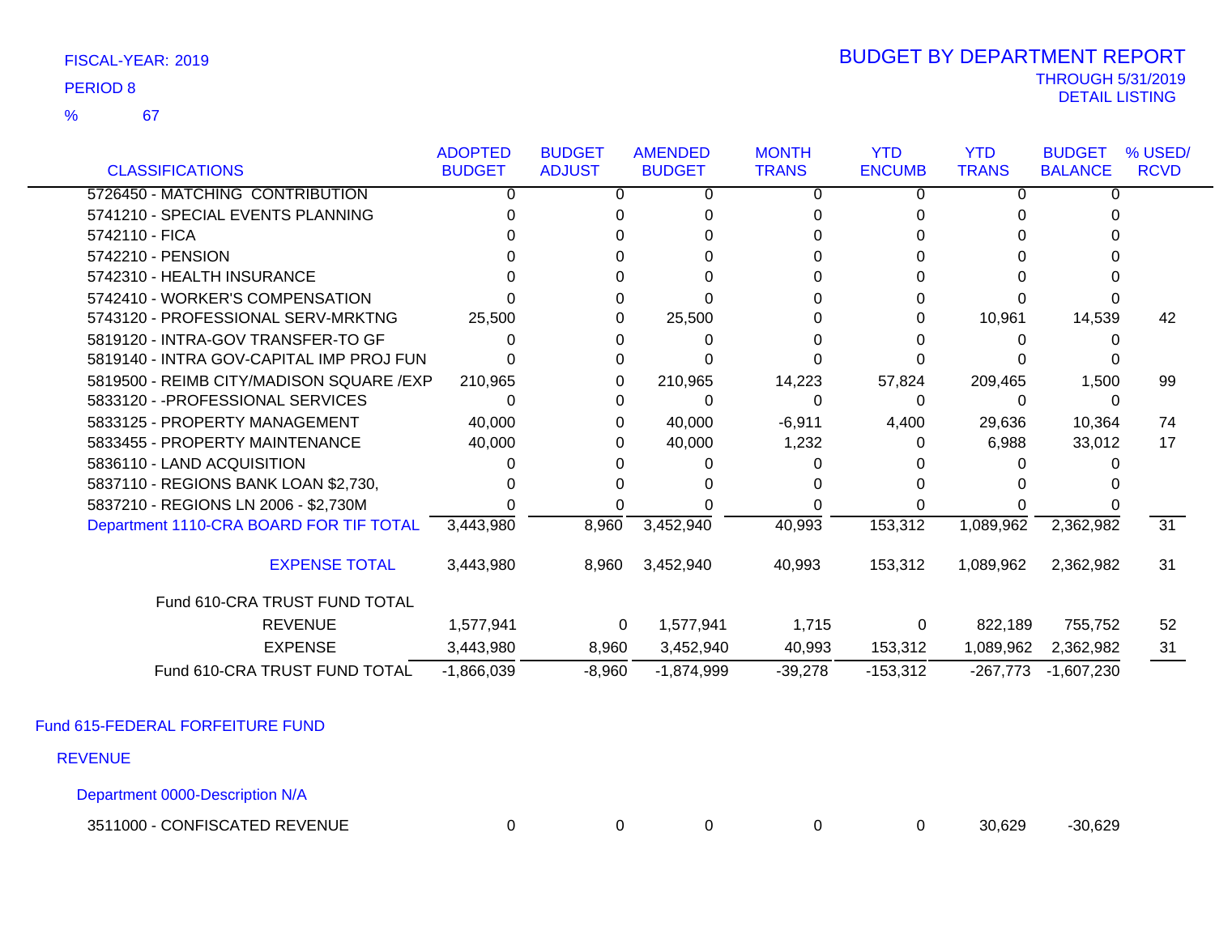FISCAL-YEAR: 2019

PERIOD 8

% 67

# BUDGET BY DEPARTMENT REPORT

THROUGH 5/31/2019

DETAIL LISTING

| CLASSIFICATIONS | ADOPTED BUDGET | BUDGET ADJUST | AMENDED BUDGET | MONTH TRANS | YTD ENCUMB | YTD TRANS | BUDGET BALANCE | % USED/ RCVD |
|---|---|---|---|---|---|---|---|---|
| 5726450 - MATCHING CONTRIBUTION | 0 | 0 | 0 | 0 | 0 | 0 | 0 | |
| 5741210 - SPECIAL EVENTS PLANNING | 0 | 0 | 0 | 0 | 0 | 0 | 0 | |
| 5742110 - FICA | 0 | 0 | 0 | 0 | 0 | 0 | 0 | |
| 5742210 - PENSION | 0 | 0 | 0 | 0 | 0 | 0 | 0 | |
| 5742310 - HEALTH INSURANCE | 0 | 0 | 0 | 0 | 0 | 0 | 0 | |
| 5742410 - WORKER'S COMPENSATION | 0 | 0 | 0 | 0 | 0 | 0 | 0 | |
| 5743120 - PROFESSIONAL SERV-MRKTNG | 25,500 | 0 | 25,500 | 0 | 0 | 10,961 | 14,539 | 42 |
| 5819120 - INTRA-GOV TRANSFER-TO GF | 0 | 0 | 0 | 0 | 0 | 0 | 0 | |
| 5819140 - INTRA GOV-CAPITAL IMP PROJ FUN | 0 | 0 | 0 | 0 | 0 | 0 | 0 | |
| 5819500 - REIMB CITY/MADISON SQUARE /EXP | 210,965 | 0 | 210,965 | 14,223 | 57,824 | 209,465 | 1,500 | 99 |
| 5833120 - -PROFESSIONAL SERVICES | 0 | 0 | 0 | 0 | 0 | 0 | 0 | |
| 5833125 - PROPERTY MANAGEMENT | 40,000 | 0 | 40,000 | -6,911 | 4,400 | 29,636 | 10,364 | 74 |
| 5833455 - PROPERTY MAINTENANCE | 40,000 | 0 | 40,000 | 1,232 | 0 | 6,988 | 33,012 | 17 |
| 5836110 - LAND ACQUISITION | 0 | 0 | 0 | 0 | 0 | 0 | 0 | |
| 5837110 - REGIONS BANK LOAN $2,730, | 0 | 0 | 0 | 0 | 0 | 0 | 0 | |
| 5837210 - REGIONS LN 2006 - $2,730M | 0 | 0 | 0 | 0 | 0 | 0 | 0 | |
| Department 1110-CRA BOARD FOR TIF TOTAL | 3,443,980 | 8,960 | 3,452,940 | 40,993 | 153,312 | 1,089,962 | 2,362,982 | 31 |
| EXPENSE TOTAL | 3,443,980 | 8,960 | 3,452,940 | 40,993 | 153,312 | 1,089,962 | 2,362,982 | 31 |
| Fund 610-CRA TRUST FUND TOTAL | | | | | | | | |
| REVENUE | 1,577,941 | 0 | 1,577,941 | 1,715 | 0 | 822,189 | 755,752 | 52 |
| EXPENSE | 3,443,980 | 8,960 | 3,452,940 | 40,993 | 153,312 | 1,089,962 | 2,362,982 | 31 |
| Fund 610-CRA TRUST FUND TOTAL | -1,866,039 | -8,960 | -1,874,999 | -39,278 | -153,312 | -267,773 | -1,607,230 | |

## Fund 615-FEDERAL FORFEITURE FUND

### REVENUE

#### Department 0000-Description N/A

| CLASSIFICATIONS | ADOPTED BUDGET | BUDGET ADJUST | AMENDED BUDGET | MONTH TRANS | YTD ENCUMB | YTD TRANS | BUDGET BALANCE | % USED/ RCVD |
|---|---|---|---|---|---|---|---|---|
| 3511000 - CONFISCATED REVENUE | 0 | 0 | 0 | 0 | 0 | 30,629 | -30,629 | |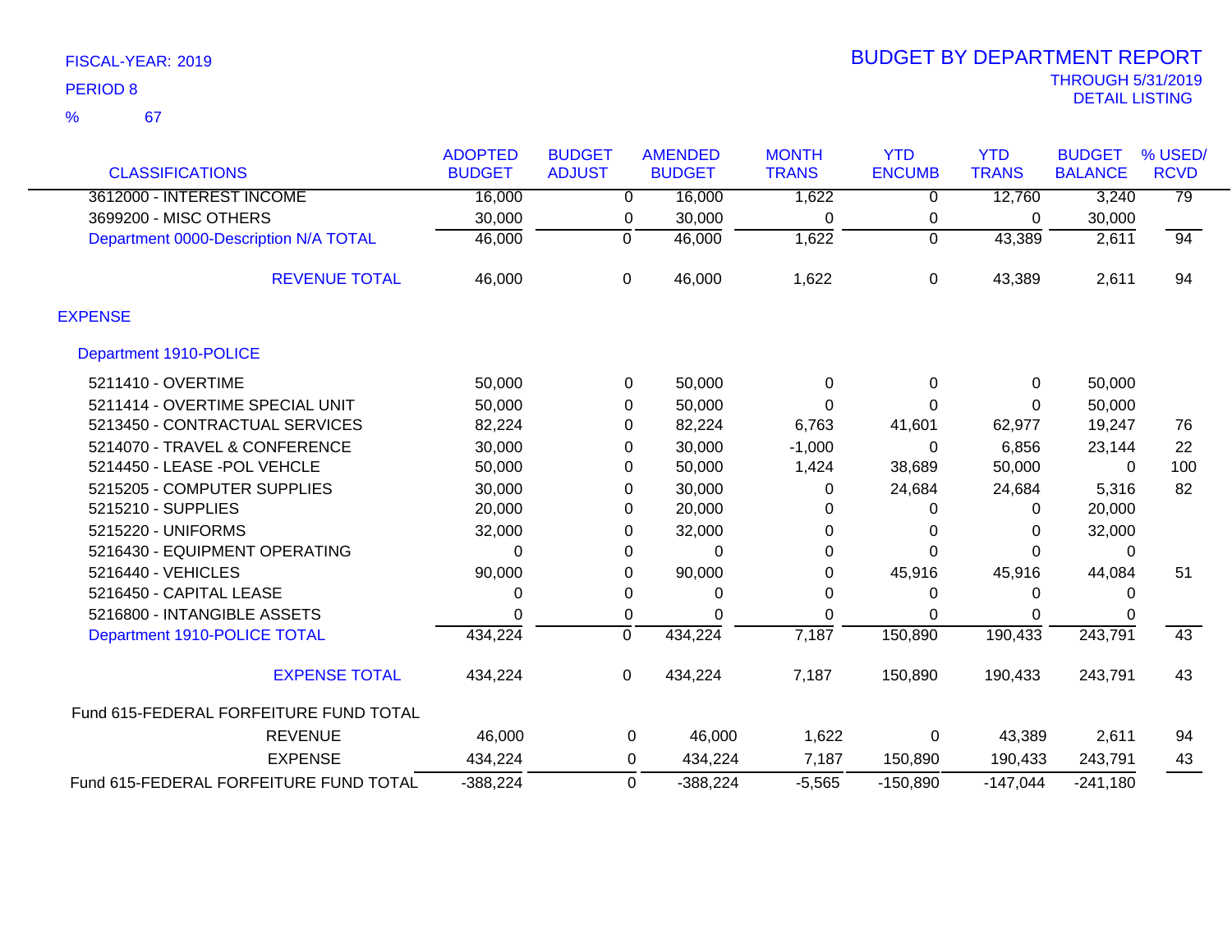FISCAL-YEAR: 2019

PERIOD 8

% 67

# BUDGET BY DEPARTMENT REPORT

THROUGH 5/31/2019

DETAIL LISTING

| CLASSIFICATIONS | ADOPTED BUDGET | BUDGET ADJUST | AMENDED BUDGET | MONTH TRANS | YTD ENCUMB | YTD TRANS | BUDGET BALANCE | % USED/ RCVD |
|---|---|---|---|---|---|---|---|---|
| 3612000 - INTEREST INCOME | 16,000 | 0 | 16,000 | 1,622 | 0 | 12,760 | 3,240 | 79 |
| 3699200 - MISC OTHERS | 30,000 | 0 | 30,000 | 0 | 0 | 0 | 30,000 | |
| Department 0000-Description N/A TOTAL | 46,000 | 0 | 46,000 | 1,622 | 0 | 43,389 | 2,611 | 94 |
| REVENUE TOTAL | 46,000 | 0 | 46,000 | 1,622 | 0 | 43,389 | 2,611 | 94 |
| EXPENSE | | | | | | | | |
| Department 1910-POLICE | | | | | | | | |
| 5211410 - OVERTIME | 50,000 | 0 | 50,000 | 0 | 0 | 0 | 50,000 | |
| 5211414 - OVERTIME SPECIAL UNIT | 50,000 | 0 | 50,000 | 0 | 0 | 0 | 50,000 | |
| 5213450 - CONTRACTUAL SERVICES | 82,224 | 0 | 82,224 | 6,763 | 41,601 | 62,977 | 19,247 | 76 |
| 5214070 - TRAVEL & CONFERENCE | 30,000 | 0 | 30,000 | -1,000 | 0 | 6,856 | 23,144 | 22 |
| 5214450 - LEASE -POL VEHCLE | 50,000 | 0 | 50,000 | 1,424 | 38,689 | 50,000 | 0 | 100 |
| 5215205 - COMPUTER SUPPLIES | 30,000 | 0 | 30,000 | 0 | 24,684 | 24,684 | 5,316 | 82 |
| 5215210 - SUPPLIES | 20,000 | 0 | 20,000 | 0 | 0 | 0 | 20,000 | |
| 5215220 - UNIFORMS | 32,000 | 0 | 32,000 | 0 | 0 | 0 | 32,000 | |
| 5216430 - EQUIPMENT OPERATING | 0 | 0 | 0 | 0 | 0 | 0 | 0 | |
| 5216440 - VEHICLES | 90,000 | 0 | 90,000 | 0 | 45,916 | 45,916 | 44,084 | 51 |
| 5216450 - CAPITAL LEASE | 0 | 0 | 0 | 0 | 0 | 0 | 0 | |
| 5216800 - INTANGIBLE ASSETS | 0 | 0 | 0 | 0 | 0 | 0 | 0 | |
| Department 1910-POLICE TOTAL | 434,224 | 0 | 434,224 | 7,187 | 150,890 | 190,433 | 243,791 | 43 |
| EXPENSE TOTAL | 434,224 | 0 | 434,224 | 7,187 | 150,890 | 190,433 | 243,791 | 43 |
| Fund 615-FEDERAL FORFEITURE FUND TOTAL | | | | | | | | |
| REVENUE | 46,000 | 0 | 46,000 | 1,622 | 0 | 43,389 | 2,611 | 94 |
| EXPENSE | 434,224 | 0 | 434,224 | 7,187 | 150,890 | 190,433 | 243,791 | 43 |
| Fund 615-FEDERAL FORFEITURE FUND TOTAL | -388,224 | 0 | -388,224 | -5,565 | -150,890 | -147,044 | -241,180 | |